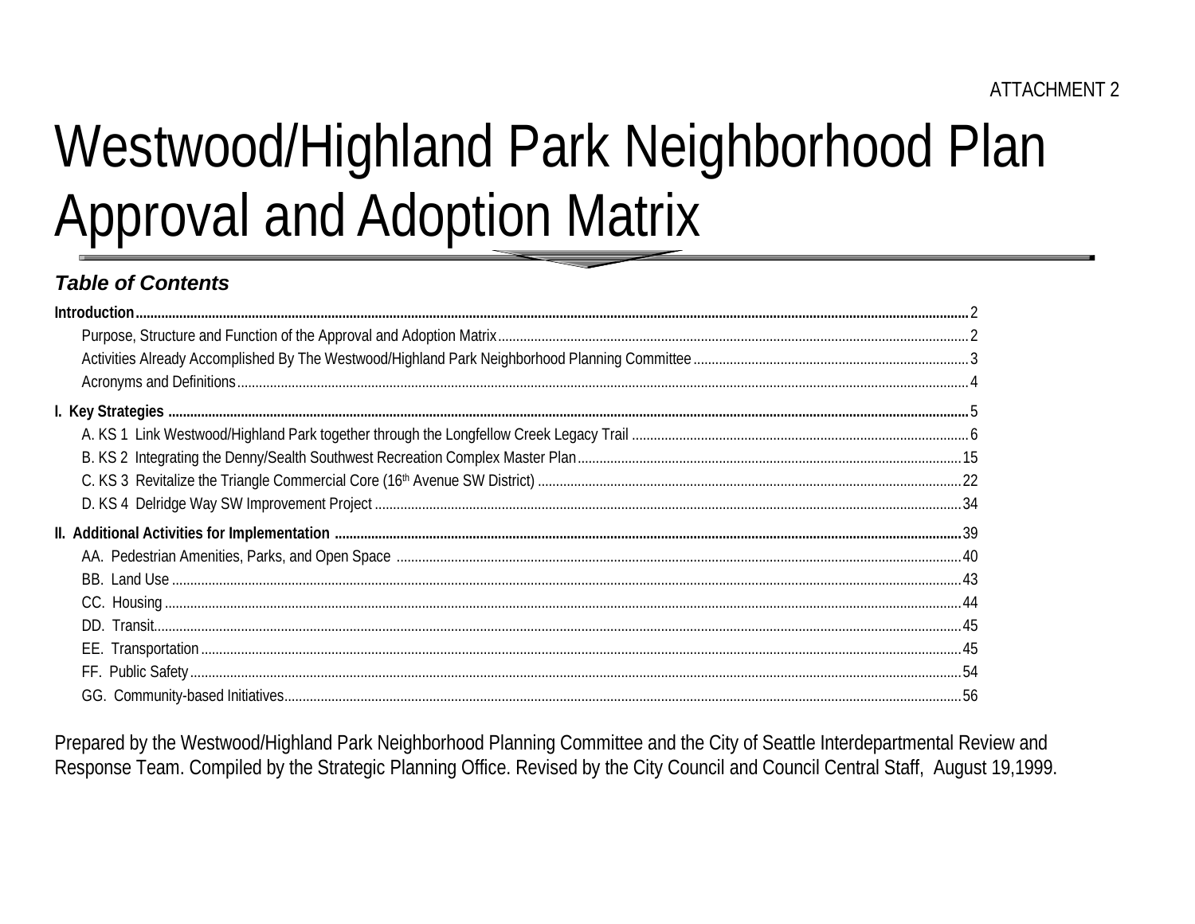ATTACHMENT 2

# Westwood/Highland Park Neighborhood Plan Approval and Adoption Matrix

### *Table of Contents*

**Introduction**......2
- Purpose, Structure and Function of the Approval and Adoption Matrix......2
- Activities Already Accomplished By The Westwood/Highland Park Neighborhood Planning Committee......3
- Acronyms and Definitions......4

**I. Key Strategies**......5
- A. KS 1 Link Westwood/Highland Park together through the Longfellow Creek Legacy Trail......6
- B. KS 2 Integrating the Denny/Sealth Southwest Recreation Complex Master Plan......15
- C. KS 3 Revitalize the Triangle Commercial Core (16th Avenue SW District)......22
- D. KS 4 Delridge Way SW Improvement Project......34

**II. Additional Activities for Implementation**......39
- AA. Pedestrian Amenities, Parks, and Open Space......40
- BB. Land Use......43
- CC. Housing......44
- DD. Transit......45
- EE. Transportation......45
- FF. Public Safety......54
- GG. Community-based Initiatives......56

Prepared by the Westwood/Highland Park Neighborhood Planning Committee and the City of Seattle Interdepartmental Review and Response Team. Compiled by the Strategic Planning Office. Revised by the City Council and Council Central Staff, August 19,1999.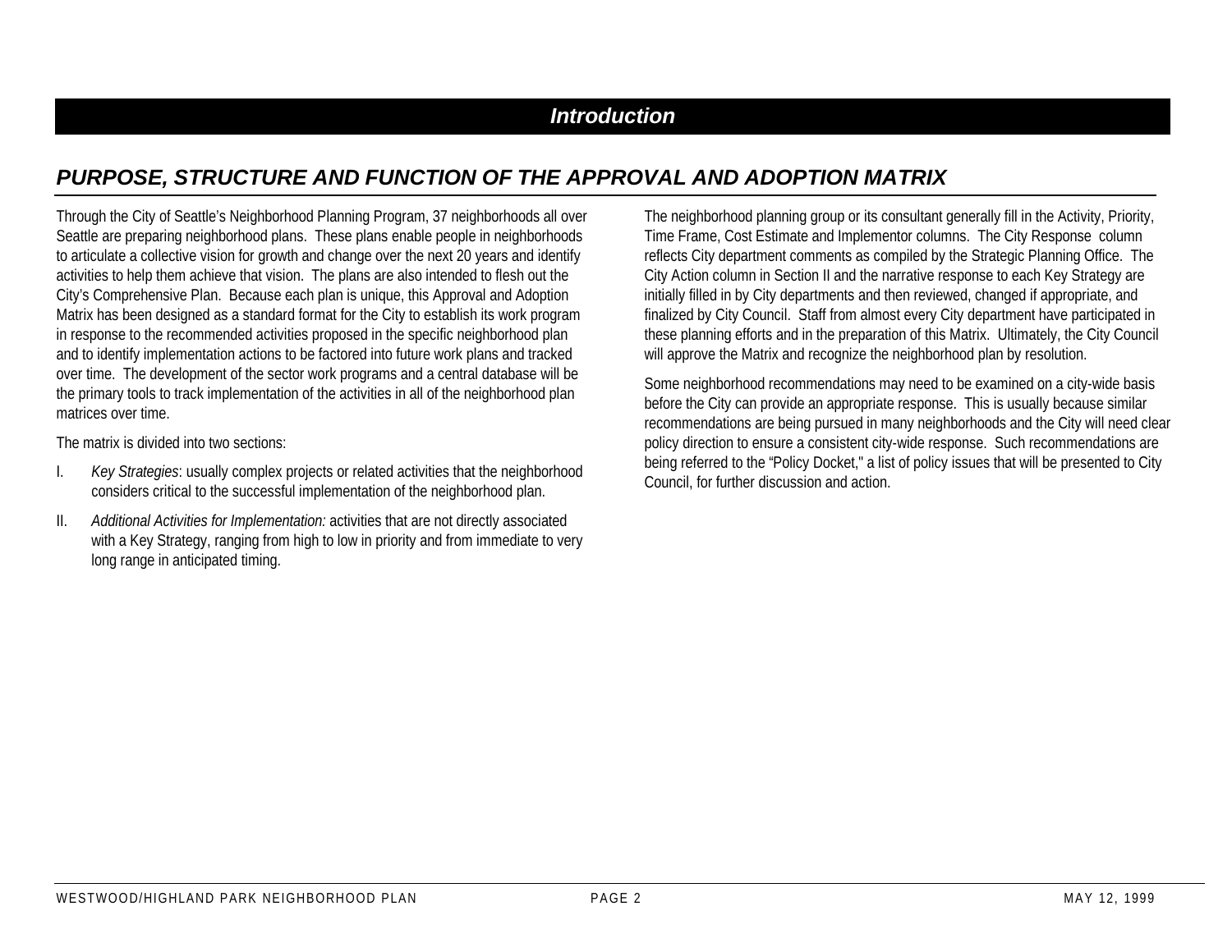# Introduction

## PURPOSE, STRUCTURE AND FUNCTION OF THE APPROVAL AND ADOPTION MATRIX

Through the City of Seattle's Neighborhood Planning Program, 37 neighborhoods all over Seattle are preparing neighborhood plans. These plans enable people in neighborhoods to articulate a collective vision for growth and change over the next 20 years and identify activities to help them achieve that vision. The plans are also intended to flesh out the City's Comprehensive Plan. Because each plan is unique, this Approval and Adoption Matrix has been designed as a standard format for the City to establish its work program in response to the recommended activities proposed in the specific neighborhood plan and to identify implementation actions to be factored into future work plans and tracked over time. The development of the sector work programs and a central database will be the primary tools to track implementation of the activities in all of the neighborhood plan matrices over time.

The matrix is divided into two sections:

I. *Key Strategies*: usually complex projects or related activities that the neighborhood considers critical to the successful implementation of the neighborhood plan.

II. *Additional Activities for Implementation:* activities that are not directly associated with a Key Strategy, ranging from high to low in priority and from immediate to very long range in anticipated timing.

The neighborhood planning group or its consultant generally fill in the Activity, Priority, Time Frame, Cost Estimate and Implementor columns. The City Response column reflects City department comments as compiled by the Strategic Planning Office. The City Action column in Section II and the narrative response to each Key Strategy are initially filled in by City departments and then reviewed, changed if appropriate, and finalized by City Council. Staff from almost every City department have participated in these planning efforts and in the preparation of this Matrix. Ultimately, the City Council will approve the Matrix and recognize the neighborhood plan by resolution.

Some neighborhood recommendations may need to be examined on a city-wide basis before the City can provide an appropriate response. This is usually because similar recommendations are being pursued in many neighborhoods and the City will need clear policy direction to ensure a consistent city-wide response. Such recommendations are being referred to the "Policy Docket," a list of policy issues that will be presented to City Council, for further discussion and action.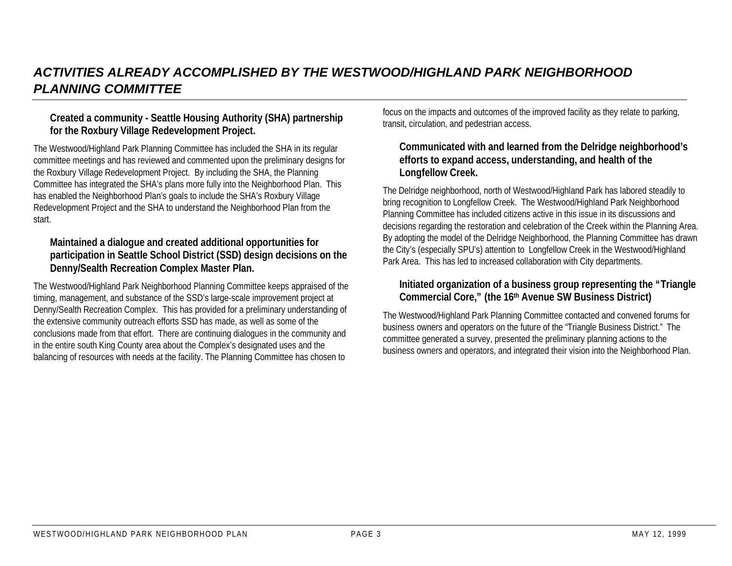# *ACTIVITIES ALREADY ACCOMPLISHED BY THE WESTWOOD/HIGHLAND PARK NEIGHBORHOOD PLANNING COMMITTEE*

**Created a community - Seattle Housing Authority (SHA) partnership for the Roxbury Village Redevelopment Project.**

The Westwood/Highland Park Planning Committee has included the SHA in its regular committee meetings and has reviewed and commented upon the preliminary designs for the Roxbury Village Redevelopment Project. By including the SHA, the Planning Committee has integrated the SHA's plans more fully into the Neighborhood Plan. This has enabled the Neighborhood Plan's goals to include the SHA's Roxbury Village Redevelopment Project and the SHA to understand the Neighborhood Plan from the start.

**Maintained a dialogue and created additional opportunities for participation in Seattle School District (SSD) design decisions on the Denny/Sealth Recreation Complex Master Plan.**

The Westwood/Highland Park Neighborhood Planning Committee keeps appraised of the timing, management, and substance of the SSD's large-scale improvement project at Denny/Sealth Recreation Complex. This has provided for a preliminary understanding of the extensive community outreach efforts SSD has made, as well as some of the conclusions made from that effort. There are continuing dialogues in the community and in the entire south King County area about the Complex's designated uses and the balancing of resources with needs at the facility. The Planning Committee has chosen to focus on the impacts and outcomes of the improved facility as they relate to parking, transit, circulation, and pedestrian access.

**Communicated with and learned from the Delridge neighborhood's efforts to expand access, understanding, and health of the Longfellow Creek.**

The Delridge neighborhood, north of Westwood/Highland Park has labored steadily to bring recognition to Longfellow Creek. The Westwood/Highland Park Neighborhood Planning Committee has included citizens active in this issue in its discussions and decisions regarding the restoration and celebration of the Creek within the Planning Area. By adopting the model of the Delridge Neighborhood, the Planning Committee has drawn the City's (especially SPU's) attention to Longfellow Creek in the Westwood/Highland Park Area. This has led to increased collaboration with City departments.

**Initiated organization of a business group representing the "Triangle Commercial Core," (the 16th Avenue SW Business District)**

The Westwood/Highland Park Planning Committee contacted and convened forums for business owners and operators on the future of the "Triangle Business District." The committee generated a survey, presented the preliminary planning actions to the business owners and operators, and integrated their vision into the Neighborhood Plan.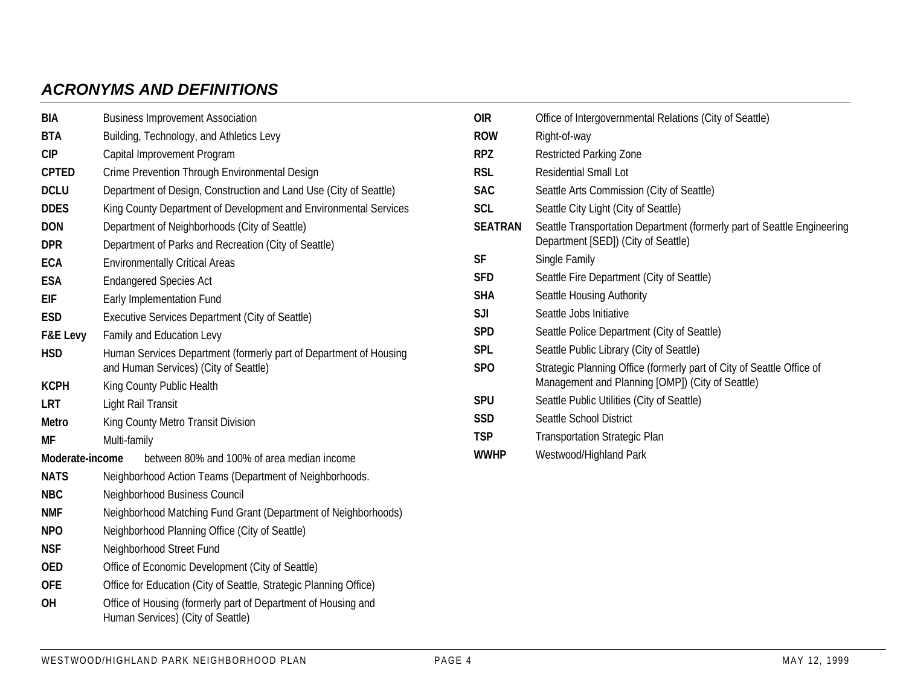## *ACRONYMS AND DEFINITIONS*

**BIA** Business Improvement Association

**BTA** Building, Technology, and Athletics Levy

**CIP** Capital Improvement Program

**CPTED** Crime Prevention Through Environmental Design

**DCLU** Department of Design, Construction and Land Use (City of Seattle)

**DDES** King County Department of Development and Environmental Services

**DON** Department of Neighborhoods (City of Seattle)

**DPR** Department of Parks and Recreation (City of Seattle)

**ECA** Environmentally Critical Areas

**ESA** Endangered Species Act

**EIF** Early Implementation Fund

**ESD** Executive Services Department (City of Seattle)

**F&E Levy** Family and Education Levy

**HSD** Human Services Department (formerly part of Department of Housing and Human Services) (City of Seattle)

**KCPH** King County Public Health

**LRT** Light Rail Transit

**Metro** King County Metro Transit Division

**MF** Multi-family

**Moderate-income** between 80% and 100% of area median income

**NATS** Neighborhood Action Teams (Department of Neighborhoods.

**NBC** Neighborhood Business Council

**NMF** Neighborhood Matching Fund Grant (Department of Neighborhoods)

**NPO** Neighborhood Planning Office (City of Seattle)

**NSF** Neighborhood Street Fund

**OED** Office of Economic Development (City of Seattle)

**OFE** Office for Education (City of Seattle, Strategic Planning Office)

**OH** Office of Housing (formerly part of Department of Housing and Human Services) (City of Seattle)

**OIR** Office of Intergovernmental Relations (City of Seattle)

**ROW** Right-of-way

**RPZ** Restricted Parking Zone

**RSL** Residential Small Lot

**SAC** Seattle Arts Commission (City of Seattle)

**SCL** Seattle City Light (City of Seattle)

**SEATRAN** Seattle Transportation Department (formerly part of Seattle Engineering Department [SED]) (City of Seattle)

**SF** Single Family

**SFD** Seattle Fire Department (City of Seattle)

**SHA** Seattle Housing Authority

**SJI** Seattle Jobs Initiative

**SPD** Seattle Police Department (City of Seattle)

**SPL** Seattle Public Library (City of Seattle)

**SPO** Strategic Planning Office (formerly part of City of Seattle Office of Management and Planning [OMP]) (City of Seattle)

**SPU** Seattle Public Utilities (City of Seattle)

**SSD** Seattle School District

**TSP** Transportation Strategic Plan

**WWHP** Westwood/Highland Park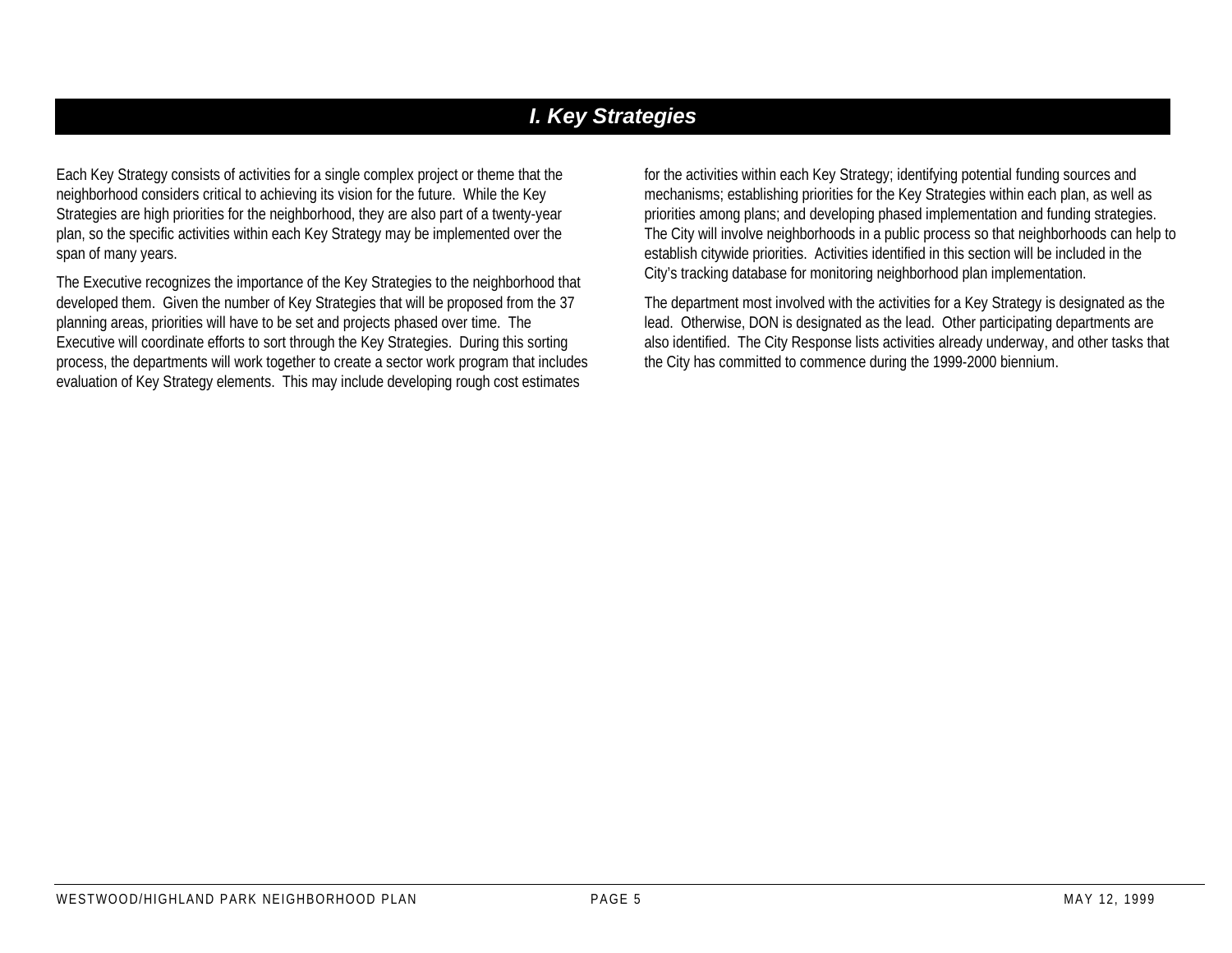# *I. Key Strategies*

Each Key Strategy consists of activities for a single complex project or theme that the neighborhood considers critical to achieving its vision for the future. While the Key Strategies are high priorities for the neighborhood, they are also part of a twenty-year plan, so the specific activities within each Key Strategy may be implemented over the span of many years.

The Executive recognizes the importance of the Key Strategies to the neighborhood that developed them. Given the number of Key Strategies that will be proposed from the 37 planning areas, priorities will have to be set and projects phased over time. The Executive will coordinate efforts to sort through the Key Strategies. During this sorting process, the departments will work together to create a sector work program that includes evaluation of Key Strategy elements. This may include developing rough cost estimates for the activities within each Key Strategy; identifying potential funding sources and mechanisms; establishing priorities for the Key Strategies within each plan, as well as priorities among plans; and developing phased implementation and funding strategies. The City will involve neighborhoods in a public process so that neighborhoods can help to establish citywide priorities. Activities identified in this section will be included in the City's tracking database for monitoring neighborhood plan implementation.

The department most involved with the activities for a Key Strategy is designated as the lead. Otherwise, DON is designated as the lead. Other participating departments are also identified. The City Response lists activities already underway, and other tasks that the City has committed to commence during the 1999-2000 biennium.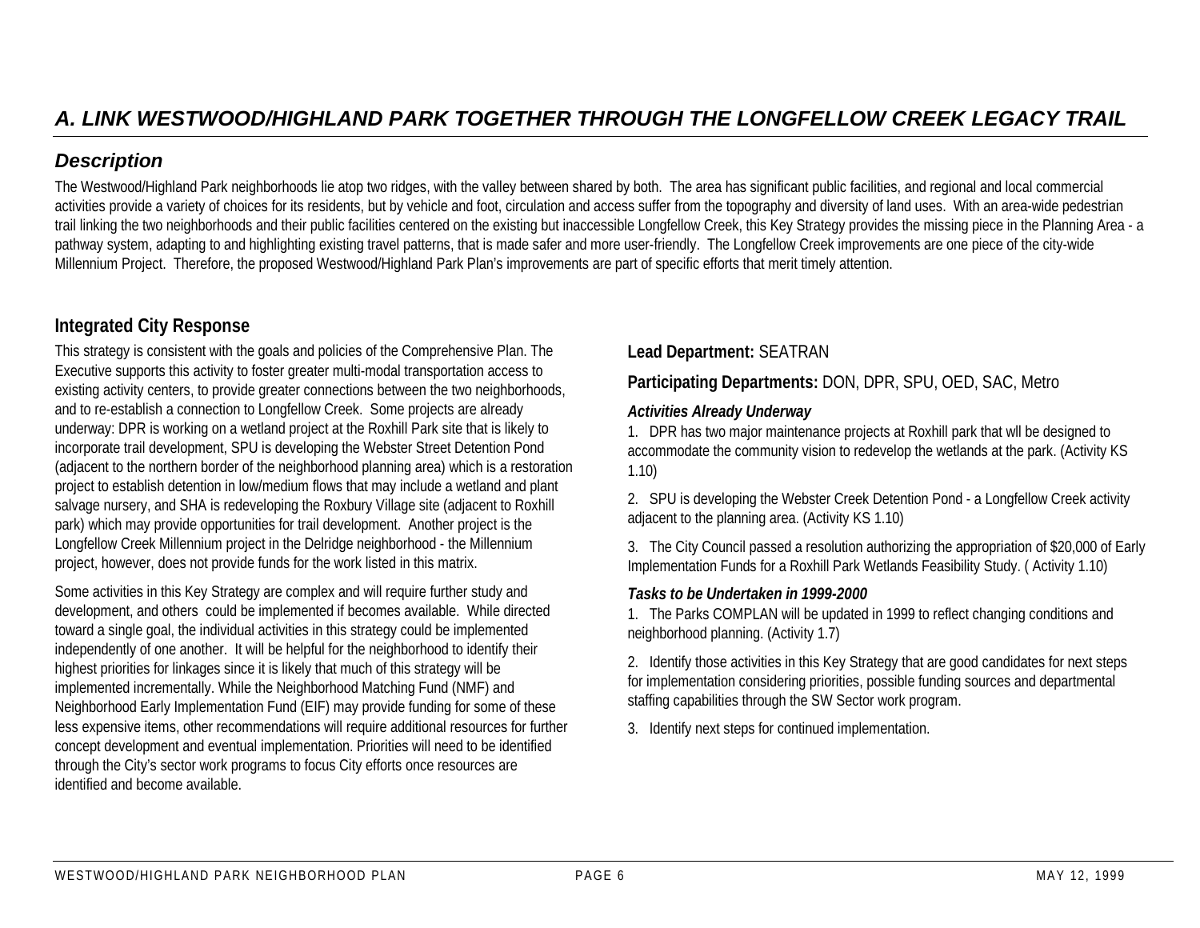## *A. LINK WESTWOOD/HIGHLAND PARK TOGETHER THROUGH THE LONGFELLOW CREEK LEGACY TRAIL*

### *Description*

The Westwood/Highland Park neighborhoods lie atop two ridges, with the valley between shared by both. The area has significant public facilities, and regional and local commercial activities provide a variety of choices for its residents, but by vehicle and foot, circulation and access suffer from the topography and diversity of land uses. With an area-wide pedestrian trail linking the two neighborhoods and their public facilities centered on the existing but inaccessible Longfellow Creek, this Key Strategy provides the missing piece in the Planning Area - a pathway system, adapting to and highlighting existing travel patterns, that is made safer and more user-friendly. The Longfellow Creek improvements are one piece of the city-wide Millennium Project. Therefore, the proposed Westwood/Highland Park Plan's improvements are part of specific efforts that merit timely attention.

### Integrated City Response

This strategy is consistent with the goals and policies of the Comprehensive Plan. The Executive supports this activity to foster greater multi-modal transportation access to existing activity centers, to provide greater connections between the two neighborhoods, and to re-establish a connection to Longfellow Creek. Some projects are already underway: DPR is working on a wetland project at the Roxhill Park site that is likely to incorporate trail development, SPU is developing the Webster Street Detention Pond (adjacent to the northern border of the neighborhood planning area) which is a restoration project to establish detention in low/medium flows that may include a wetland and plant salvage nursery, and SHA is redeveloping the Roxbury Village site (adjacent to Roxhill park) which may provide opportunities for trail development. Another project is the Longfellow Creek Millennium project in the Delridge neighborhood - the Millennium project, however, does not provide funds for the work listed in this matrix.

Some activities in this Key Strategy are complex and will require further study and development, and others could be implemented if becomes available. While directed toward a single goal, the individual activities in this strategy could be implemented independently of one another. It will be helpful for the neighborhood to identify their highest priorities for linkages since it is likely that much of this strategy will be implemented incrementally. While the Neighborhood Matching Fund (NMF) and Neighborhood Early Implementation Fund (EIF) may provide funding for some of these less expensive items, other recommendations will require additional resources for further concept development and eventual implementation. Priorities will need to be identified through the City's sector work programs to focus City efforts once resources are identified and become available.

**Lead Department:** SEATRAN

**Participating Departments:** DON, DPR, SPU, OED, SAC, Metro

***Activities Already Underway***

1. DPR has two major maintenance projects at Roxhill park that wll be designed to accommodate the community vision to redevelop the wetlands at the park. (Activity KS 1.10)

2. SPU is developing the Webster Creek Detention Pond - a Longfellow Creek activity adjacent to the planning area. (Activity KS 1.10)

3. The City Council passed a resolution authorizing the appropriation of $20,000 of Early Implementation Funds for a Roxhill Park Wetlands Feasibility Study. ( Activity 1.10)

***Tasks to be Undertaken in 1999-2000***

1. The Parks COMPLAN will be updated in 1999 to reflect changing conditions and neighborhood planning. (Activity 1.7)

2. Identify those activities in this Key Strategy that are good candidates for next steps for implementation considering priorities, possible funding sources and departmental staffing capabilities through the SW Sector work program.

3. Identify next steps for continued implementation.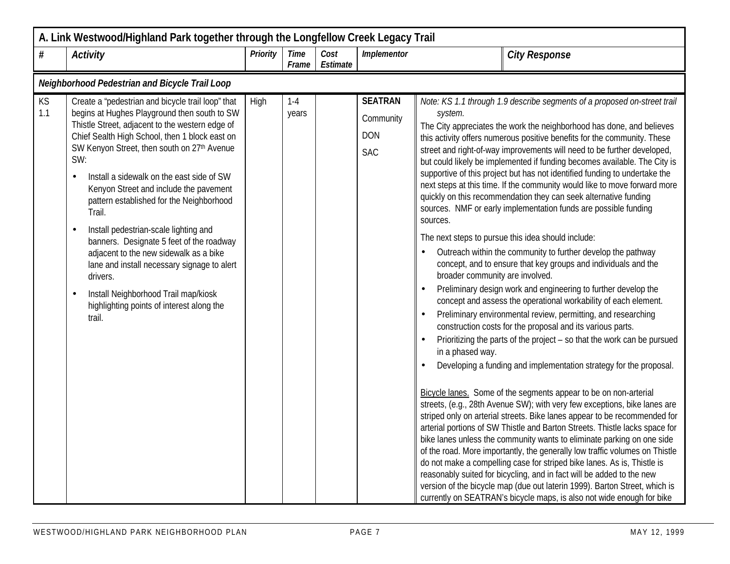| A. Link Westwood/Highland Park together through the Longfellow Creek Legacy Trail | | | | | | |
|---|---|---|---|---|---|---|
| **#** | ***Activity*** | ***Priority*** | ***Time Frame*** | ***Cost Estimate*** | ***Implementor*** | ***City Response*** |
| ***Neighborhood Pedestrian and Bicycle Trail Loop*** | | | | | | |
| KS 1.1 | Create a "pedestrian and bicycle trail loop" that begins at Hughes Playground then south to SW Thistle Street, adjacent to the western edge of Chief Sealth High School, then 1 block east on SW Kenyon Street, then south on 27th Avenue SW:<br>• Install a sidewalk on the east side of SW Kenyon Street and include the pavement pattern established for the Neighborhood Trail.<br>• Install pedestrian-scale lighting and banners. Designate 5 feet of the roadway adjacent to the new sidewalk as a bike lane and install necessary signage to alert drivers.<br>• Install Neighborhood Trail map/kiosk highlighting points of interest along the trail. | High | 1-4 years | | **SEATRAN**<br>Community<br>DON<br>SAC | *Note: KS 1.1 through 1.9 describe segments of a proposed on-street trail system.*<br>The City appreciates the work the neighborhood has done, and believes this activity offers numerous positive benefits for the community. These street and right-of-way improvements will need to be further developed, but could likely be implemented if funding becomes available. The City is supportive of this project but has not identified funding to undertake the next steps at this time. If the community would like to move forward more quickly on this recommendation they can seek alternative funding sources. NMF or early implementation funds are possible funding sources.<br>The next steps to pursue this idea should include:<br>• Outreach within the community to further develop the pathway concept, and to ensure that key groups and individuals and the broader community are involved.<br>• Preliminary design work and engineering to further develop the concept and assess the operational workability of each element.<br>• Preliminary environmental review, permitting, and researching construction costs for the proposal and its various parts.<br>• Prioritizing the parts of the project – so that the work can be pursued in a phased way.<br>• Developing a funding and implementation strategy for the proposal.<br><br>Bicycle lanes. Some of the segments appear to be on non-arterial streets, (e.g., 28th Avenue SW); with very few exceptions, bike lanes are striped only on arterial streets. Bike lanes appear to be recommended for arterial portions of SW Thistle and Barton Streets. Thistle lacks space for bike lanes unless the community wants to eliminate parking on one side of the road. More importantly, the generally low traffic volumes on Thistle do not make a compelling case for striped bike lanes. As is, Thistle is reasonably suited for bicycling, and in fact will be added to the new version of the bicycle map (due out laterin 1999). Barton Street, which is currently on SEATRAN's bicycle maps, is also not wide enough for bike |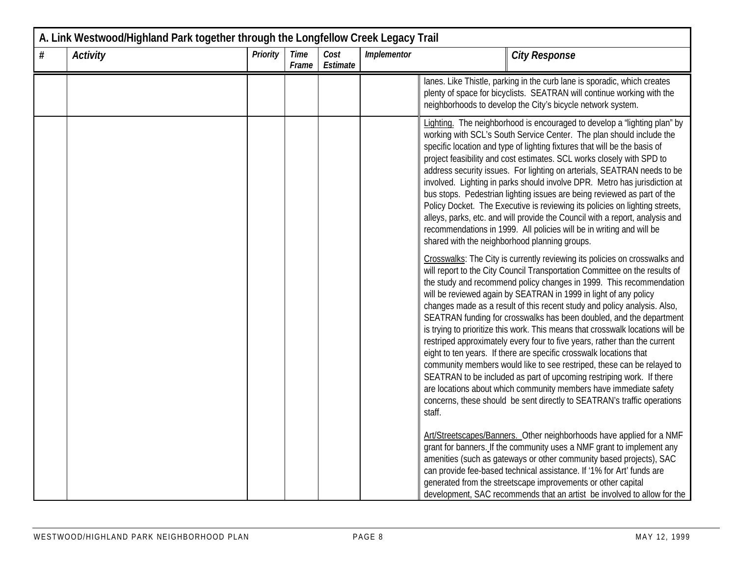| A. Link Westwood/Highland Park together through the Longfellow Creek Legacy Trail | | | | | | |
|---|---|---|---|---|---|---|
| # | *Activity* | *Priority* | *Time Frame* | *Cost Estimate* | *Implementor* | *City Response* |
| | | | | | | lanes. Like Thistle, parking in the curb lane is sporadic, which creates plenty of space for bicyclists. SEATRAN will continue working with the neighborhoods to develop the City's bicycle network system. |
| | | | | | | Lighting. The neighborhood is encouraged to develop a "lighting plan" by working with SCL's South Service Center. The plan should include the specific location and type of lighting fixtures that will be the basis of project feasibility and cost estimates. SCL works closely with SPD to address security issues. For lighting on arterials, SEATRAN needs to be involved. Lighting in parks should involve DPR. Metro has jurisdiction at bus stops. Pedestrian lighting issues are being reviewed as part of the Policy Docket. The Executive is reviewing its policies on lighting streets, alleys, parks, etc. and will provide the Council with a report, analysis and recommendations in 1999. All policies will be in writing and will be shared with the neighborhood planning groups.<br><br>Crosswalks: The City is currently reviewing its policies on crosswalks and will report to the City Council Transportation Committee on the results of the study and recommend policy changes in 1999. This recommendation will be reviewed again by SEATRAN in 1999 in light of any policy changes made as a result of this recent study and policy analysis. Also, SEATRAN funding for crosswalks has been doubled, and the department is trying to prioritize this work. This means that crosswalk locations will be restriped approximately every four to five years, rather than the current eight to ten years. If there are specific crosswalk locations that community members would like to see restriped, these can be relayed to SEATRAN to be included as part of upcoming restriping work. If there are locations about which community members have immediate safety concerns, these should be sent directly to SEATRAN's traffic operations staff.<br><br>Art/Streetscapes/Banners. Other neighborhoods have applied for a NMF grant for banners. If the community uses a NMF grant to implement any amenities (such as gateways or other community based projects), SAC can provide fee-based technical assistance. If '1% for Art' funds are generated from the streetscape improvements or other capital development, SAC recommends that an artist be involved to allow for the |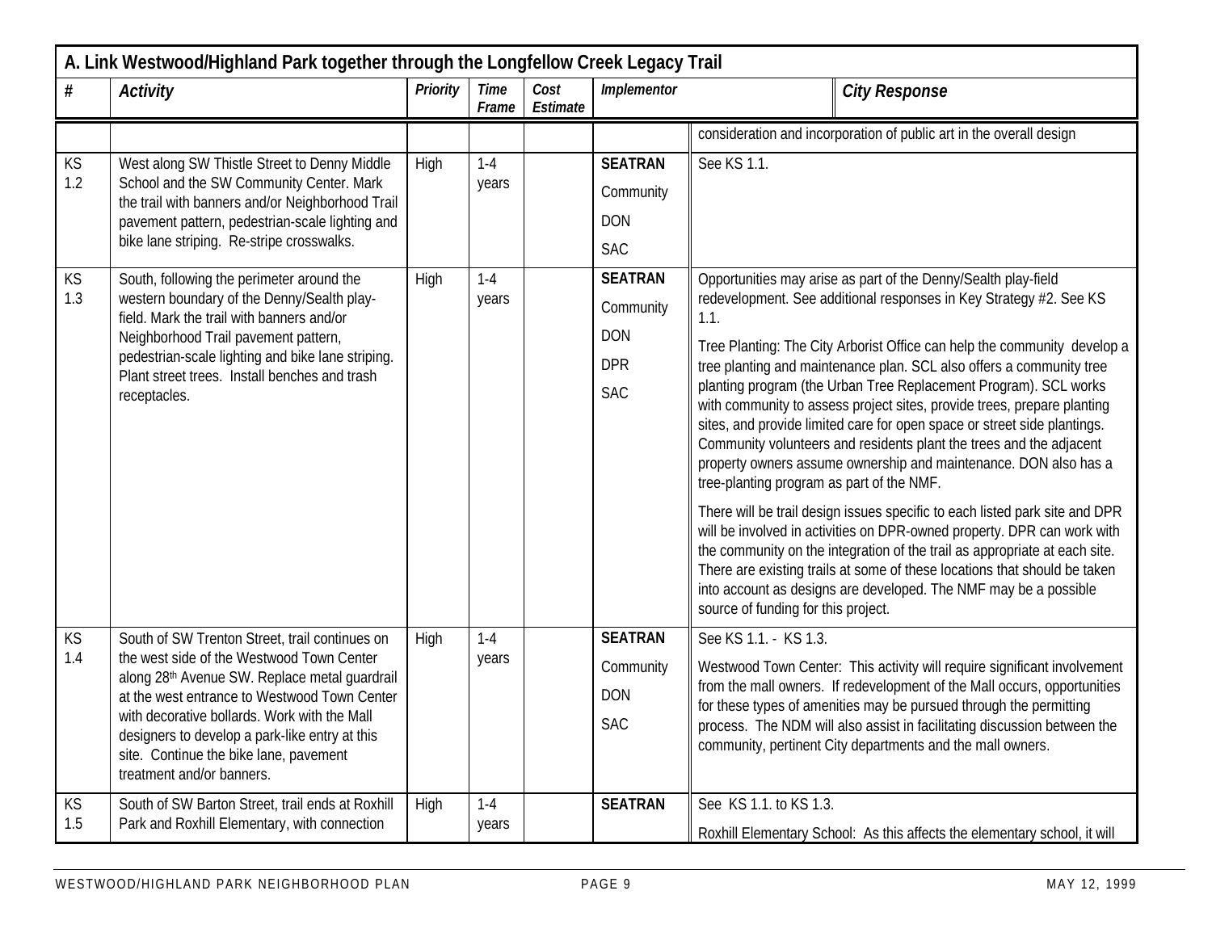| A. Link Westwood/Highland Park together through the Longfellow Creek Legacy Trail | | | | | | |
|---|---|---|---|---|---|---|
| **#** | ***Activity*** | ***Priority*** | ***Time Frame*** | ***Cost Estimate*** | ***Implementor*** | ***City Response*** |
| | | | | | | consideration and incorporation of public art in the overall design |
| KS 1.2 | West along SW Thistle Street to Denny Middle School and the SW Community Center. Mark the trail with banners and/or Neighborhood Trail pavement pattern, pedestrian-scale lighting and bike lane striping. Re-stripe crosswalks. | High | 1-4 years | | **SEATRAN**<br>Community<br>DON<br>SAC | See KS 1.1. |
| KS 1.3 | South, following the perimeter around the western boundary of the Denny/Sealth play-field. Mark the trail with banners and/or Neighborhood Trail pavement pattern, pedestrian-scale lighting and bike lane striping. Plant street trees. Install benches and trash receptacles. | High | 1-4 years | | **SEATRAN**<br>Community<br>DON<br>DPR<br>SAC | Opportunities may arise as part of the Denny/Sealth play-field redevelopment. See additional responses in Key Strategy #2. See KS 1.1.<br><br>Tree Planting: The City Arborist Office can help the community develop a tree planting and maintenance plan. SCL also offers a community tree planting program (the Urban Tree Replacement Program). SCL works with community to assess project sites, provide trees, prepare planting sites, and provide limited care for open space or street side plantings. Community volunteers and residents plant the trees and the adjacent property owners assume ownership and maintenance. DON also has a tree-planting program as part of the NMF.<br><br>There will be trail design issues specific to each listed park site and DPR will be involved in activities on DPR-owned property. DPR can work with the community on the integration of the trail as appropriate at each site. There are existing trails at some of these locations that should be taken into account as designs are developed. The NMF may be a possible source of funding for this project. |
| KS 1.4 | South of SW Trenton Street, trail continues on the west side of the Westwood Town Center along 28th Avenue SW. Replace metal guardrail at the west entrance to Westwood Town Center with decorative bollards. Work with the Mall designers to develop a park-like entry at this site. Continue the bike lane, pavement treatment and/or banners. | High | 1-4 years | | **SEATRAN**<br>Community<br>DON<br>SAC | See KS 1.1. - KS 1.3.<br><br>Westwood Town Center: This activity will require significant involvement from the mall owners. If redevelopment of the Mall occurs, opportunities for these types of amenities may be pursued through the permitting process. The NDM will also assist in facilitating discussion between the community, pertinent City departments and the mall owners. |
| KS 1.5 | South of SW Barton Street, trail ends at Roxhill Park and Roxhill Elementary, with connection | High | 1-4 years | | **SEATRAN** | See KS 1.1. to KS 1.3.<br><br>Roxhill Elementary School: As this affects the elementary school, it will |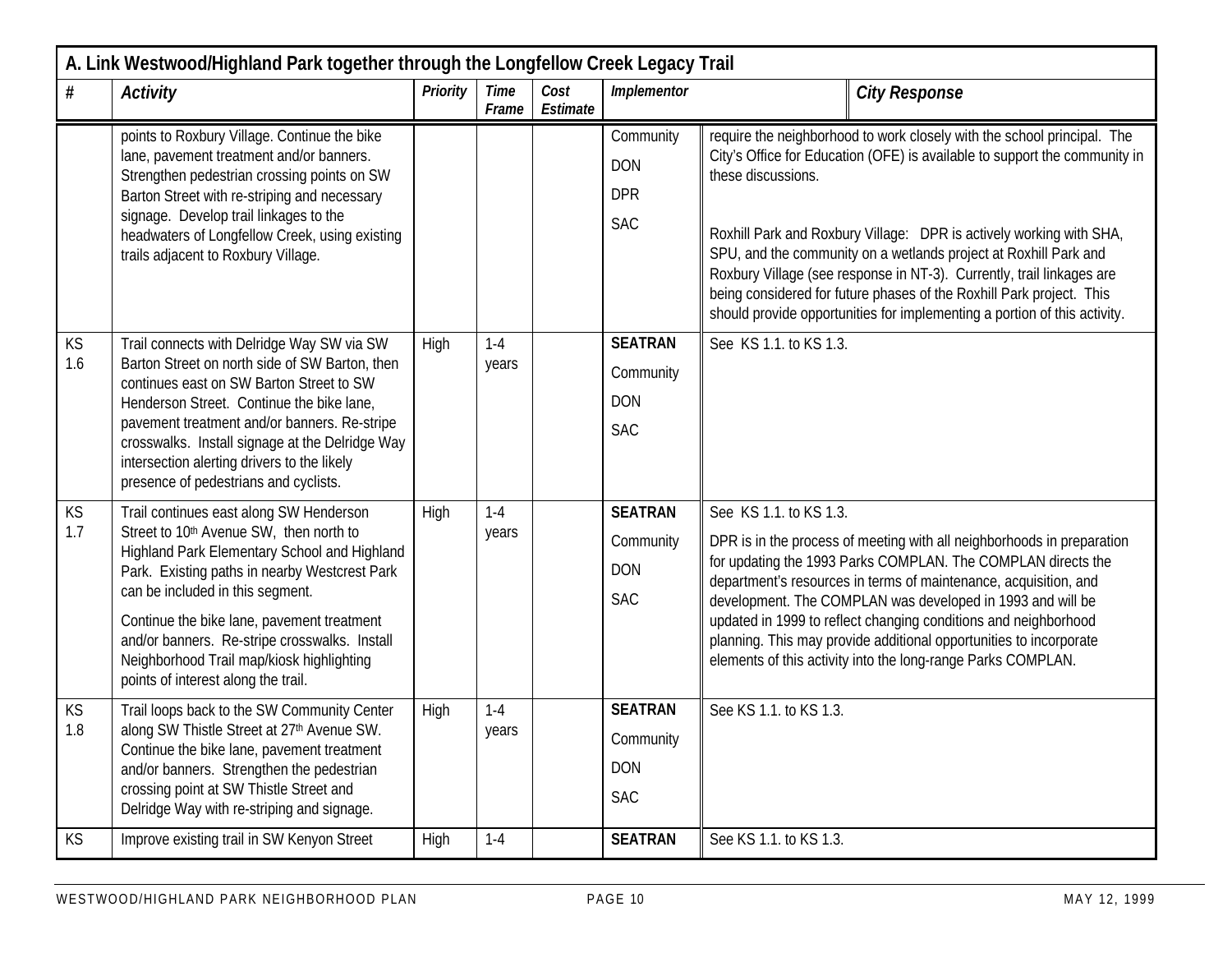| A. Link Westwood/Highland Park together through the Longfellow Creek Legacy Trail | | | | | | |
|---|---|---|---|---|---|---|
| **#** | ***Activity*** | ***Priority*** | ***Time Frame*** | ***Cost Estimate*** | ***Implementor*** | ***City Response*** |
| | points to Roxbury Village. Continue the bike lane, pavement treatment and/or banners. Strengthen pedestrian crossing points on SW Barton Street with re-striping and necessary signage. Develop trail linkages to the headwaters of Longfellow Creek, using existing trails adjacent to Roxbury Village. | | | | Community<br>DON<br>DPR<br>SAC | require the neighborhood to work closely with the school principal. The City's Office for Education (OFE) is available to support the community in these discussions.<br><br>Roxhill Park and Roxbury Village: DPR is actively working with SHA, SPU, and the community on a wetlands project at Roxhill Park and Roxbury Village (see response in NT-3). Currently, trail linkages are being considered for future phases of the Roxhill Park project. This should provide opportunities for implementing a portion of this activity. |
| KS 1.6 | Trail connects with Delridge Way SW via SW Barton Street on north side of SW Barton, then continues east on SW Barton Street to SW Henderson Street. Continue the bike lane, pavement treatment and/or banners. Re-stripe crosswalks. Install signage at the Delridge Way intersection alerting drivers to the likely presence of pedestrians and cyclists. | High | 1-4 years | | **SEATRAN**<br>Community<br>DON<br>SAC | See KS 1.1. to KS 1.3. |
| KS 1.7 | Trail continues east along SW Henderson Street to 10th Avenue SW, then north to Highland Park Elementary School and Highland Park. Existing paths in nearby Westcrest Park can be included in this segment.<br><br>Continue the bike lane, pavement treatment and/or banners. Re-stripe crosswalks. Install Neighborhood Trail map/kiosk highlighting points of interest along the trail. | High | 1-4 years | | **SEATRAN**<br>Community<br>DON<br>SAC | See KS 1.1. to KS 1.3.<br><br>DPR is in the process of meeting with all neighborhoods in preparation for updating the 1993 Parks COMPLAN. The COMPLAN directs the department's resources in terms of maintenance, acquisition, and development. The COMPLAN was developed in 1993 and will be updated in 1999 to reflect changing conditions and neighborhood planning. This may provide additional opportunities to incorporate elements of this activity into the long-range Parks COMPLAN. |
| KS 1.8 | Trail loops back to the SW Community Center along SW Thistle Street at 27th Avenue SW. Continue the bike lane, pavement treatment and/or banners. Strengthen the pedestrian crossing point at SW Thistle Street and Delridge Way with re-striping and signage. | High | 1-4 years | | **SEATRAN**<br>Community<br>DON<br>SAC | See KS 1.1. to KS 1.3. |
| KS | Improve existing trail in SW Kenyon Street | High | 1-4 | | **SEATRAN** | See KS 1.1. to KS 1.3. |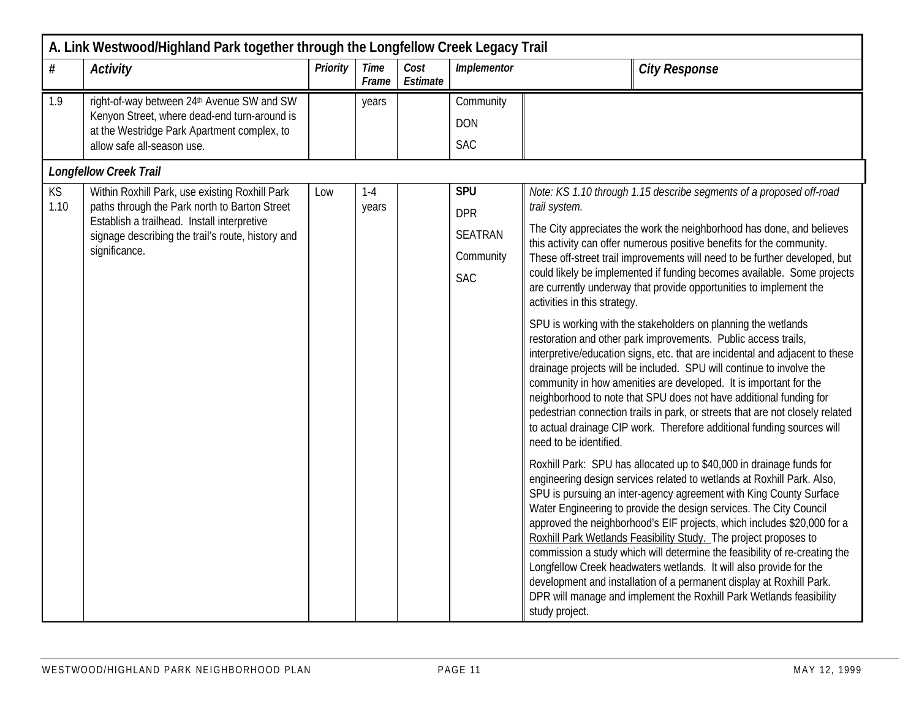| A. Link Westwood/Highland Park together through the Longfellow Creek Legacy Trail | | | | | | |
|---|---|---|---|---|---|---|
| **#** | ***Activity*** | ***Priority*** | ***Time Frame*** | ***Cost Estimate*** | ***Implementor*** | ***City Response*** |
| 1.9 | right-of-way between 24th Avenue SW and SW Kenyon Street, where dead-end turn-around is at the Westridge Park Apartment complex, to allow safe all-season use. | | years | | Community<br>DON<br>SAC | |
| ***Longfellow Creek Trail*** | | | | | | |
| KS 1.10 | Within Roxhill Park, use existing Roxhill Park paths through the Park north to Barton Street Establish a trailhead. Install interpretive signage describing the trail's route, history and significance. | Low | 1-4 years | | **SPU**<br>DPR<br>SEATRAN<br>Community<br>SAC | *Note: KS 1.10 through 1.15 describe segments of a proposed off-road trail system.*<br><br>The City appreciates the work the neighborhood has done, and believes this activity can offer numerous positive benefits for the community. These off-street trail improvements will need to be further developed, but could likely be implemented if funding becomes available. Some projects are currently underway that provide opportunities to implement the activities in this strategy.<br><br>SPU is working with the stakeholders on planning the wetlands restoration and other park improvements. Public access trails, interpretive/education signs, etc. that are incidental and adjacent to these drainage projects will be included. SPU will continue to involve the community in how amenities are developed. It is important for the neighborhood to note that SPU does not have additional funding for pedestrian connection trails in park, or streets that are not closely related to actual drainage CIP work. Therefore additional funding sources will need to be identified.<br><br>Roxhill Park: SPU has allocated up to $40,000 in drainage funds for engineering design services related to wetlands at Roxhill Park. Also, SPU is pursuing an inter-agency agreement with King County Surface Water Engineering to provide the design services. The City Council approved the neighborhood's EIF projects, which includes $20,000 for a Roxhill Park Wetlands Feasibility Study. The project proposes to commission a study which will determine the feasibility of re-creating the Longfellow Creek headwaters wetlands. It will also provide for the development and installation of a permanent display at Roxhill Park. DPR will manage and implement the Roxhill Park Wetlands feasibility study project. |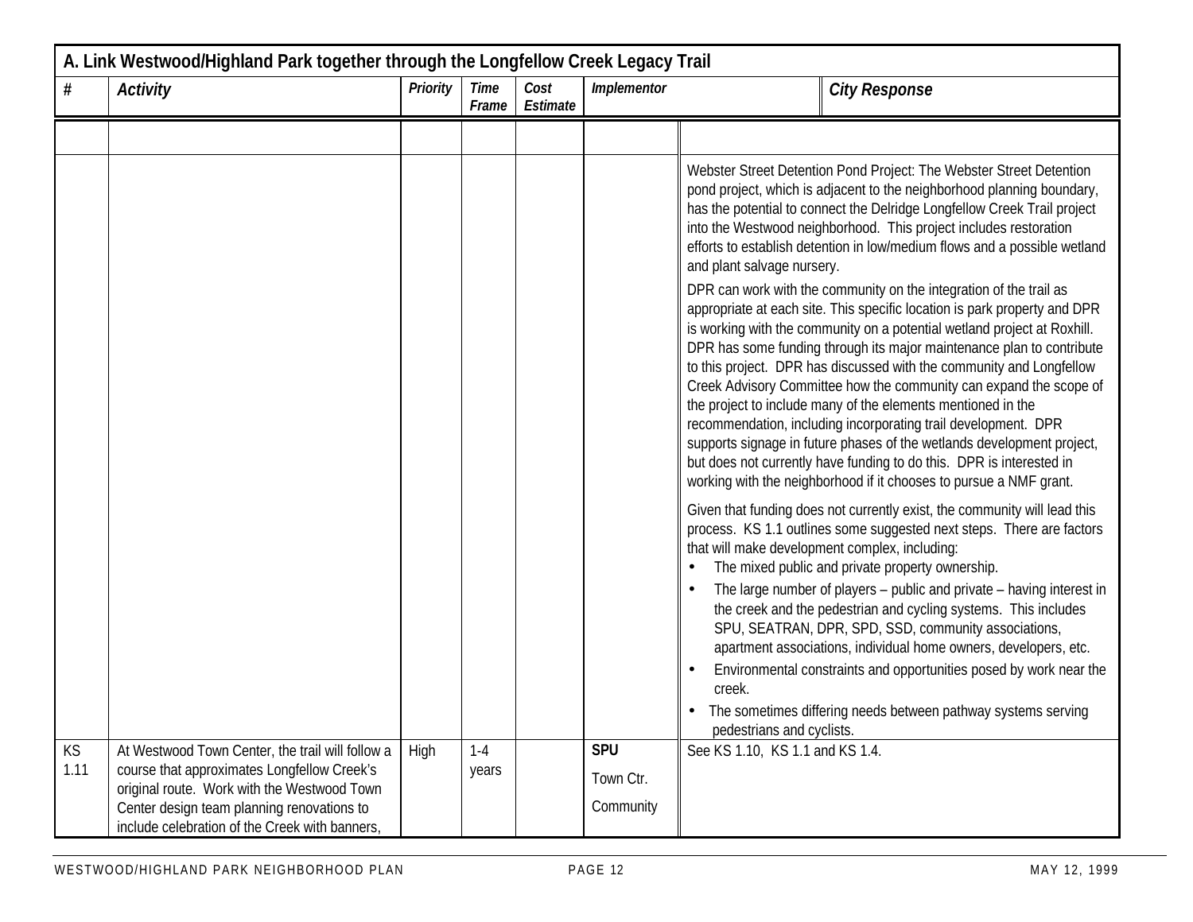| A. Link Westwood/Highland Park together through the Longfellow Creek Legacy Trail | | | | | | |
|---|---|---|---|---|---|---|
| **#** | **Activity** | **Priority** | **Time Frame** | **Cost Estimate** | **Implementor** | **City Response** |
| | | | | | | |
| | | | | | | Webster Street Detention Pond Project: The Webster Street Detention pond project, which is adjacent to the neighborhood planning boundary, has the potential to connect the Delridge Longfellow Creek Trail project into the Westwood neighborhood. This project includes restoration efforts to establish detention in low/medium flows and a possible wetland and plant salvage nursery.<br><br>DPR can work with the community on the integration of the trail as appropriate at each site. This specific location is park property and DPR is working with the community on a potential wetland project at Roxhill. DPR has some funding through its major maintenance plan to contribute to this project. DPR has discussed with the community and Longfellow Creek Advisory Committee how the community can expand the scope of the project to include many of the elements mentioned in the recommendation, including incorporating trail development. DPR supports signage in future phases of the wetlands development project, but does not currently have funding to do this. DPR is interested in working with the neighborhood if it chooses to pursue a NMF grant.<br><br>Given that funding does not currently exist, the community will lead this process. KS 1.1 outlines some suggested next steps. There are factors that will make development complex, including:<br>• The mixed public and private property ownership.<br>• The large number of players – public and private – having interest in the creek and the pedestrian and cycling systems. This includes SPU, SEATRAN, DPR, SPD, SSD, community associations, apartment associations, individual home owners, developers, etc.<br>• Environmental constraints and opportunities posed by work near the creek.<br>• The sometimes differing needs between pathway systems serving pedestrians and cyclists. |
| KS 1.11 | At Westwood Town Center, the trail will follow a course that approximates Longfellow Creek's original route. Work with the Westwood Town Center design team planning renovations to include celebration of the Creek with banners, | High | 1-4 years | | **SPU**<br>Town Ctr.<br>Community | See KS 1.10, KS 1.1 and KS 1.4. |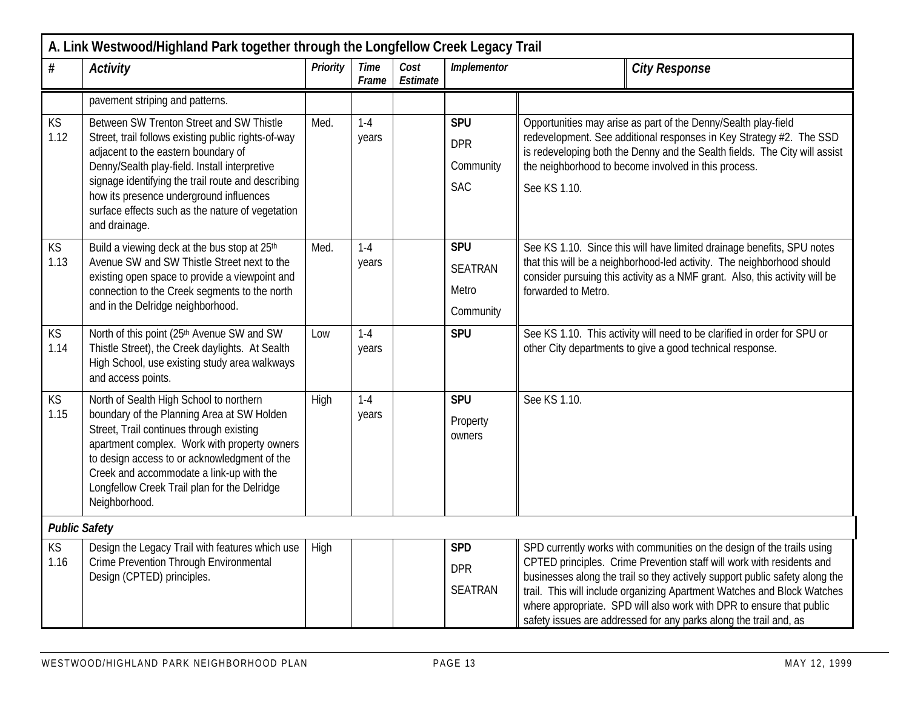| A. Link Westwood/Highland Park together through the Longfellow Creek Legacy Trail | | | | | | |
|---|---|---|---|---|---|---|
| **#** | ***Activity*** | ***Priority*** | ***Time Frame*** | ***Cost Estimate*** | ***Implementor*** | ***City Response*** |
| | pavement striping and patterns. | | | | | |
| KS 1.12 | Between SW Trenton Street and SW Thistle Street, trail follows existing public rights-of-way adjacent to the eastern boundary of Denny/Sealth play-field. Install interpretive signage identifying the trail route and describing how its presence underground influences surface effects such as the nature of vegetation and drainage. | Med. | 1-4 years | | **SPU**<br>DPR<br>Community<br>SAC | Opportunities may arise as part of the Denny/Sealth play-field redevelopment. See additional responses in Key Strategy #2. The SSD is redeveloping both the Denny and the Sealth fields. The City will assist the neighborhood to become involved in this process.<br>See KS 1.10. |
| KS 1.13 | Build a viewing deck at the bus stop at 25th Avenue SW and SW Thistle Street next to the existing open space to provide a viewpoint and connection to the Creek segments to the north and in the Delridge neighborhood. | Med. | 1-4 years | | **SPU**<br>SEATRAN<br>Metro<br>Community | See KS 1.10. Since this will have limited drainage benefits, SPU notes that this will be a neighborhood-led activity. The neighborhood should consider pursuing this activity as a NMF grant. Also, this activity will be forwarded to Metro. |
| KS 1.14 | North of this point (25th Avenue SW and SW Thistle Street), the Creek daylights. At Sealth High School, use existing study area walkways and access points. | Low | 1-4 years | | **SPU** | See KS 1.10. This activity will need to be clarified in order for SPU or other City departments to give a good technical response. |
| KS 1.15 | North of Sealth High School to northern boundary of the Planning Area at SW Holden Street, Trail continues through existing apartment complex. Work with property owners to design access to or acknowledgment of the Creek and accommodate a link-up with the Longfellow Creek Trail plan for the Delridge Neighborhood. | High | 1-4 years | | **SPU**<br>Property owners | See KS 1.10. |
| ***Public Safety*** | | | | | | |
| KS 1.16 | Design the Legacy Trail with features which use Crime Prevention Through Environmental Design (CPTED) principles. | High | | | **SPD**<br>DPR<br>SEATRAN | SPD currently works with communities on the design of the trails using CPTED principles. Crime Prevention staff will work with residents and businesses along the trail so they actively support public safety along the trail. This will include organizing Apartment Watches and Block Watches where appropriate. SPD will also work with DPR to ensure that public safety issues are addressed for any parks along the trail and, as |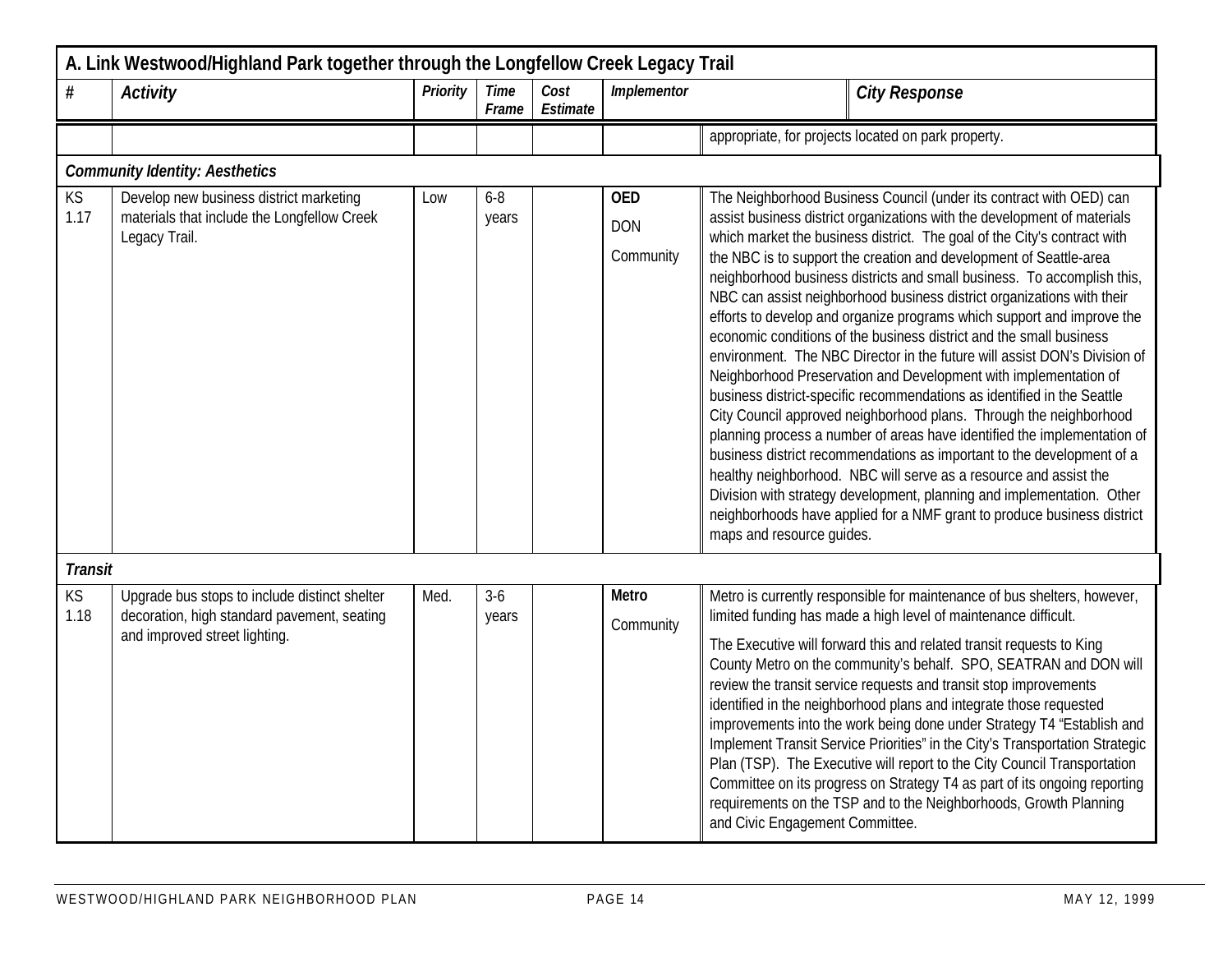| A. Link Westwood/Highland Park together through the Longfellow Creek Legacy Trail | | | | | | |
|---|---|---|---|---|---|---|
| **#** | ***Activity*** | ***Priority*** | ***Time Frame*** | ***Cost Estimate*** | ***Implementor*** | ***City Response*** |
| | | | | | | appropriate, for projects located on park property. |
| ***Community Identity: Aesthetics*** | | | | | | |
| KS 1.17 | Develop new business district marketing materials that include the Longfellow Creek Legacy Trail. | Low | 6-8 years | | **OED** DON Community | The Neighborhood Business Council (under its contract with OED) can assist business district organizations with the development of materials which market the business district. The goal of the City's contract with the NBC is to support the creation and development of Seattle-area neighborhood business districts and small business. To accomplish this, NBC can assist neighborhood business district organizations with their efforts to develop and organize programs which support and improve the economic conditions of the business district and the small business environment. The NBC Director in the future will assist DON's Division of Neighborhood Preservation and Development with implementation of business district-specific recommendations as identified in the Seattle City Council approved neighborhood plans. Through the neighborhood planning process a number of areas have identified the implementation of business district recommendations as important to the development of a healthy neighborhood. NBC will serve as a resource and assist the Division with strategy development, planning and implementation. Other neighborhoods have applied for a NMF grant to produce business district maps and resource guides. |
| ***Transit*** | | | | | | |
| KS 1.18 | Upgrade bus stops to include distinct shelter decoration, high standard pavement, seating and improved street lighting. | Med. | 3-6 years | | **Metro** Community | Metro is currently responsible for maintenance of bus shelters, however, limited funding has made a high level of maintenance difficult.<br><br>The Executive will forward this and related transit requests to King County Metro on the community's behalf. SPO, SEATRAN and DON will review the transit service requests and transit stop improvements identified in the neighborhood plans and integrate those requested improvements into the work being done under Strategy T4 "Establish and Implement Transit Service Priorities" in the City's Transportation Strategic Plan (TSP). The Executive will report to the City Council Transportation Committee on its progress on Strategy T4 as part of its ongoing reporting requirements on the TSP and to the Neighborhoods, Growth Planning and Civic Engagement Committee. |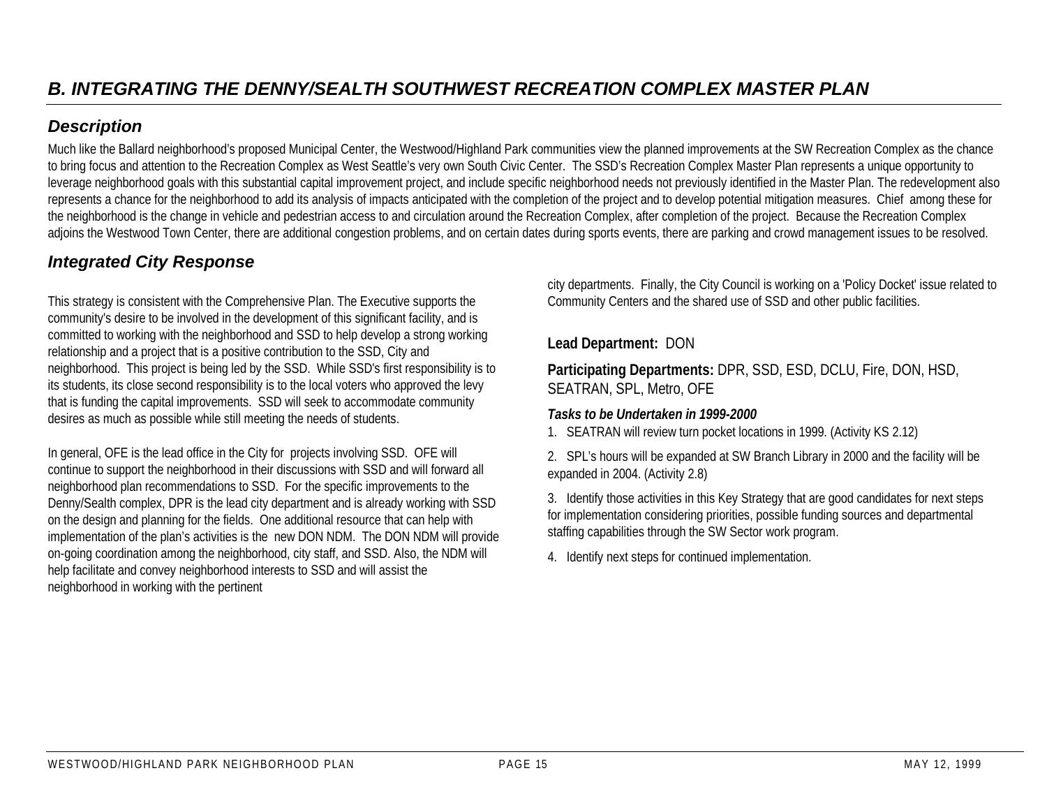## B. INTEGRATING THE DENNY/SEALTH SOUTHWEST RECREATION COMPLEX MASTER PLAN

### Description

Much like the Ballard neighborhood's proposed Municipal Center, the Westwood/Highland Park communities view the planned improvements at the SW Recreation Complex as the chance to bring focus and attention to the Recreation Complex as West Seattle's very own South Civic Center. The SSD's Recreation Complex Master Plan represents a unique opportunity to leverage neighborhood goals with this substantial capital improvement project, and include specific neighborhood needs not previously identified in the Master Plan. The redevelopment also represents a chance for the neighborhood to add its analysis of impacts anticipated with the completion of the project and to develop potential mitigation measures. Chief among these for the neighborhood is the change in vehicle and pedestrian access to and circulation around the Recreation Complex, after completion of the project. Because the Recreation Complex adjoins the Westwood Town Center, there are additional congestion problems, and on certain dates during sports events, there are parking and crowd management issues to be resolved.

### Integrated City Response

This strategy is consistent with the Comprehensive Plan. The Executive supports the community's desire to be involved in the development of this significant facility, and is committed to working with the neighborhood and SSD to help develop a strong working relationship and a project that is a positive contribution to the SSD, City and neighborhood. This project is being led by the SSD. While SSD's first responsibility is to its students, its close second responsibility is to the local voters who approved the levy that is funding the capital improvements. SSD will seek to accommodate community desires as much as possible while still meeting the needs of students.

In general, OFE is the lead office in the City for projects involving SSD. OFE will continue to support the neighborhood in their discussions with SSD and will forward all neighborhood plan recommendations to SSD. For the specific improvements to the Denny/Sealth complex, DPR is the lead city department and is already working with SSD on the design and planning for the fields. One additional resource that can help with implementation of the plan's activities is the new DON NDM. The DON NDM will provide on-going coordination among the neighborhood, city staff, and SSD. Also, the NDM will help facilitate and convey neighborhood interests to SSD and will assist the neighborhood in working with the pertinent city departments. Finally, the City Council is working on a 'Policy Docket' issue related to Community Centers and the shared use of SSD and other public facilities.

**Lead Department:** DON

**Participating Departments:** DPR, SSD, ESD, DCLU, Fire, DON, HSD, SEATRAN, SPL, Metro, OFE

***Tasks to be Undertaken in 1999-2000***

1. SEATRAN will review turn pocket locations in 1999. (Activity KS 2.12)
2. SPL's hours will be expanded at SW Branch Library in 2000 and the facility will be expanded in 2004. (Activity 2.8)
3. Identify those activities in this Key Strategy that are good candidates for next steps for implementation considering priorities, possible funding sources and departmental staffing capabilities through the SW Sector work program.
4. Identify next steps for continued implementation.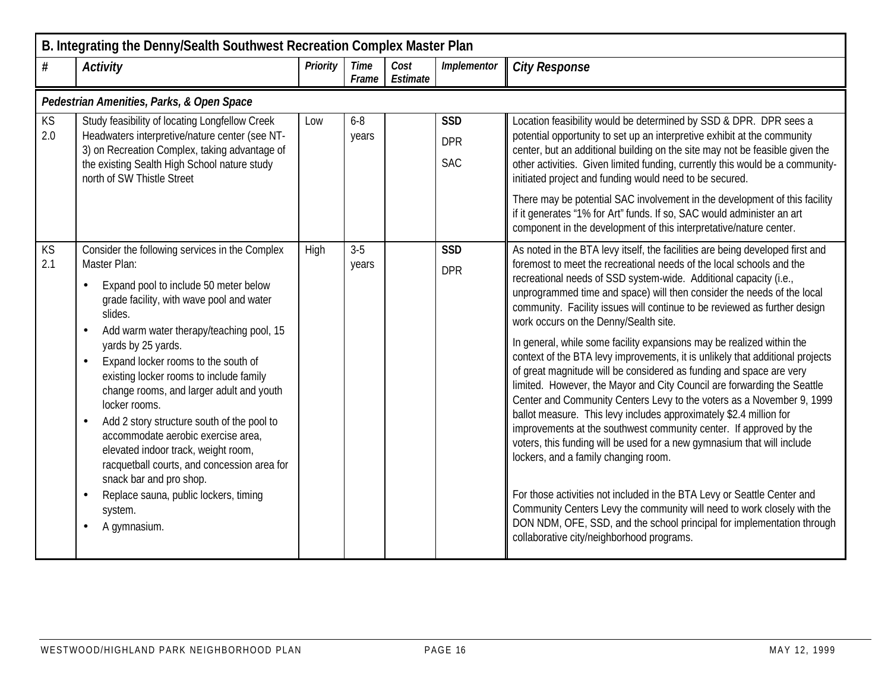| B. Integrating the Denny/Sealth Southwest Recreation Complex Master Plan | | | | | | |
|---|---|---|---|---|---|---|
| **#** | ***Activity*** | ***Priority*** | ***Time Frame*** | ***Cost Estimate*** | ***Implementor*** | ***City Response*** |
| ***Pedestrian Amenities, Parks, & Open Space*** | | | | | | |
| KS 2.0 | Study feasibility of locating Longfellow Creek Headwaters interpretive/nature center (see NT-3) on Recreation Complex, taking advantage of the existing Sealth High School nature study north of SW Thistle Street | Low | 6-8 years | | **SSD**<br>DPR<br>SAC | Location feasibility would be determined by SSD & DPR. DPR sees a potential opportunity to set up an interpretive exhibit at the community center, but an additional building on the site may not be feasible given the other activities. Given limited funding, currently this would be a community-initiated project and funding would need to be secured.<br><br>There may be potential SAC involvement in the development of this facility if it generates "1% for Art" funds. If so, SAC would administer an art component in the development of this interpretative/nature center. |
| KS 2.1 | Consider the following services in the Complex Master Plan:<br>• Expand pool to include 50 meter below grade facility, with wave pool and water slides.<br>• Add warm water therapy/teaching pool, 15 yards by 25 yards.<br>• Expand locker rooms to the south of existing locker rooms to include family change rooms, and larger adult and youth locker rooms.<br>• Add 2 story structure south of the pool to accommodate aerobic exercise area, elevated indoor track, weight room, racquetball courts, and concession area for snack bar and pro shop.<br>• Replace sauna, public lockers, timing system.<br>• A gymnasium. | High | 3-5 years | | **SSD**<br>DPR | As noted in the BTA levy itself, the facilities are being developed first and foremost to meet the recreational needs of the local schools and the recreational needs of SSD system-wide. Additional capacity (i.e., unprogrammed time and space) will then consider the needs of the local community. Facility issues will continue to be reviewed as further design work occurs on the Denny/Sealth site.<br><br>In general, while some facility expansions may be realized within the context of the BTA levy improvements, it is unlikely that additional projects of great magnitude will be considered as funding and space are very limited. However, the Mayor and City Council are forwarding the Seattle Center and Community Centers Levy to the voters as a November 9, 1999 ballot measure. This levy includes approximately $2.4 million for improvements at the southwest community center. If approved by the voters, this funding will be used for a new gymnasium that will include lockers, and a family changing room.<br><br>For those activities not included in the BTA Levy or Seattle Center and Community Centers Levy the community will need to work closely with the DON NDM, OFE, SSD, and the school principal for implementation through collaborative city/neighborhood programs. |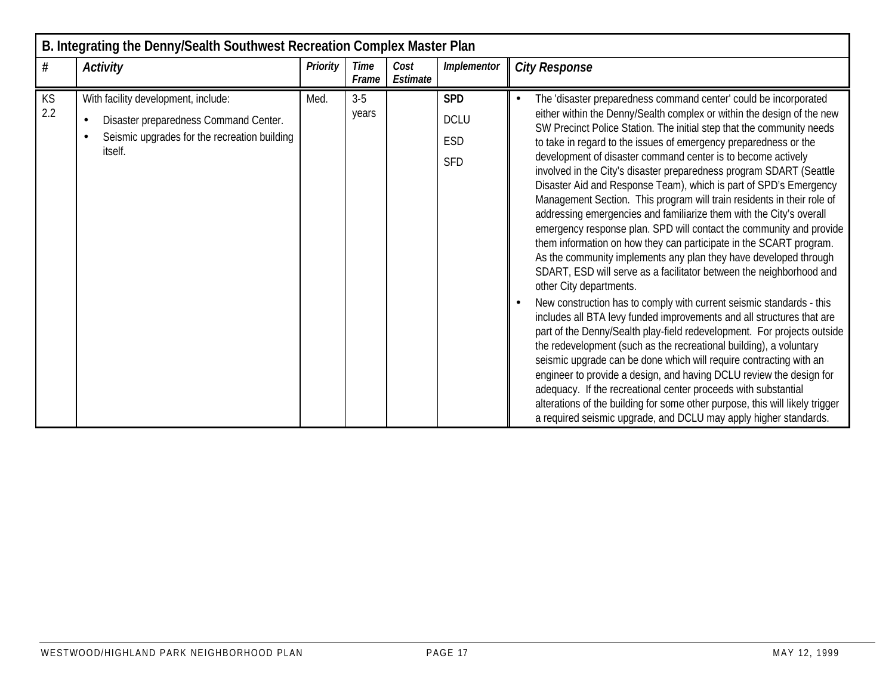## B. Integrating the Denny/Sealth Southwest Recreation Complex Master Plan

| # | Activity | Priority | Time Frame | Cost Estimate | Implementor | City Response |
|---|---|---|---|---|---|---|
| KS 2.2 | With facility development, include: <br>• Disaster preparedness Command Center.<br>• Seismic upgrades for the recreation building itself. | Med. | 3-5 years | | **SPD**<br>DCLU<br>ESD<br>SFD | • The 'disaster preparedness command center' could be incorporated either within the Denny/Sealth complex or within the design of the new SW Precinct Police Station. The initial step that the community needs to take in regard to the issues of emergency preparedness or the development of disaster command center is to become actively involved in the City's disaster preparedness program SDART (Seattle Disaster Aid and Response Team), which is part of SPD's Emergency Management Section. This program will train residents in their role of addressing emergencies and familiarize them with the City's overall emergency response plan. SPD will contact the community and provide them information on how they can participate in the SCART program. As the community implements any plan they have developed through SDART, ESD will serve as a facilitator between the neighborhood and other City departments.<br>• New construction has to comply with current seismic standards - this includes all BTA levy funded improvements and all structures that are part of the Denny/Sealth play-field redevelopment. For projects outside the redevelopment (such as the recreational building), a voluntary seismic upgrade can be done which will require contracting with an engineer to provide a design, and having DCLU review the design for adequacy. If the recreational center proceeds with substantial alterations of the building for some other purpose, this will likely trigger a required seismic upgrade, and DCLU may apply higher standards. |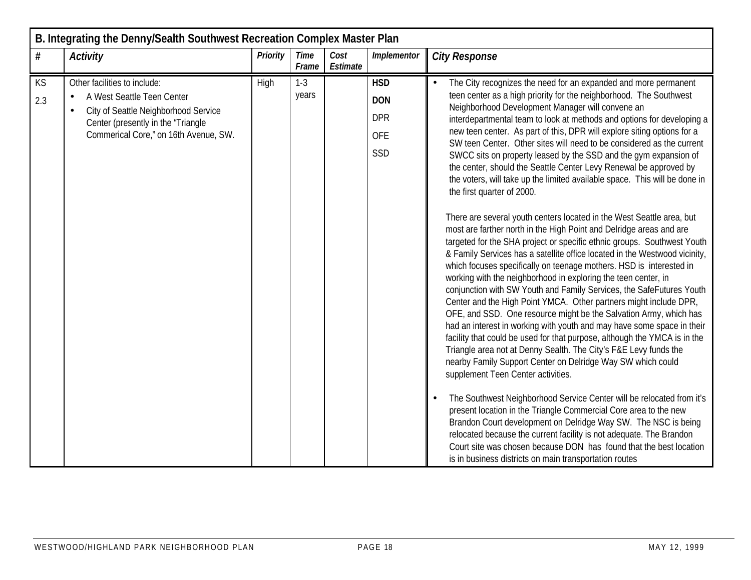| B. Integrating the Denny/Sealth Southwest Recreation Complex Master Plan | | | | | | |
|---|---|---|---|---|---|---|
| **#** | ***Activity*** | ***Priority*** | ***Time Frame*** | ***Cost Estimate*** | ***Implementor*** | ***City Response*** |
| KS 2.3 | Other facilities to include:<br>• A West Seattle Teen Center<br>• City of Seattle Neighborhood Service Center (presently in the "Triangle Commerical Core," on 16th Avenue, SW. | High | 1-3 years | | **HSD**<br>**DON**<br>DPR<br>OFE<br>SSD | • The City recognizes the need for an expanded and more permanent teen center as a high priority for the neighborhood. The Southwest Neighborhood Development Manager will convene an interdepartmental team to look at methods and options for developing a new teen center. As part of this, DPR will explore siting options for a SW teen Center. Other sites will need to be considered as the current SWCC sits on property leased by the SSD and the gym expansion of the center, should the Seattle Center Levy Renewal be approved by the voters, will take up the limited available space. This will be done in the first quarter of 2000.<br><br>There are several youth centers located in the West Seattle area, but most are farther north in the High Point and Delridge areas and are targeted for the SHA project or specific ethnic groups. Southwest Youth & Family Services has a satellite office located in the Westwood vicinity, which focuses specifically on teenage mothers. HSD is interested in working with the neighborhood in exploring the teen center, in conjunction with SW Youth and Family Services, the SafeFutures Youth Center and the High Point YMCA. Other partners might include DPR, OFE, and SSD. One resource might be the Salvation Army, which has had an interest in working with youth and may have some space in their facility that could be used for that purpose, although the YMCA is in the Triangle area not at Denny Sealth. The City's F&E Levy funds the nearby Family Support Center on Delridge Way SW which could supplement Teen Center activities.<br><br>• The Southwest Neighborhood Service Center will be relocated from it's present location in the Triangle Commercial Core area to the new Brandon Court development on Delridge Way SW. The NSC is being relocated because the current facility is not adequate. The Brandon Court site was chosen because DON has found that the best location is in business districts on main transportation routes |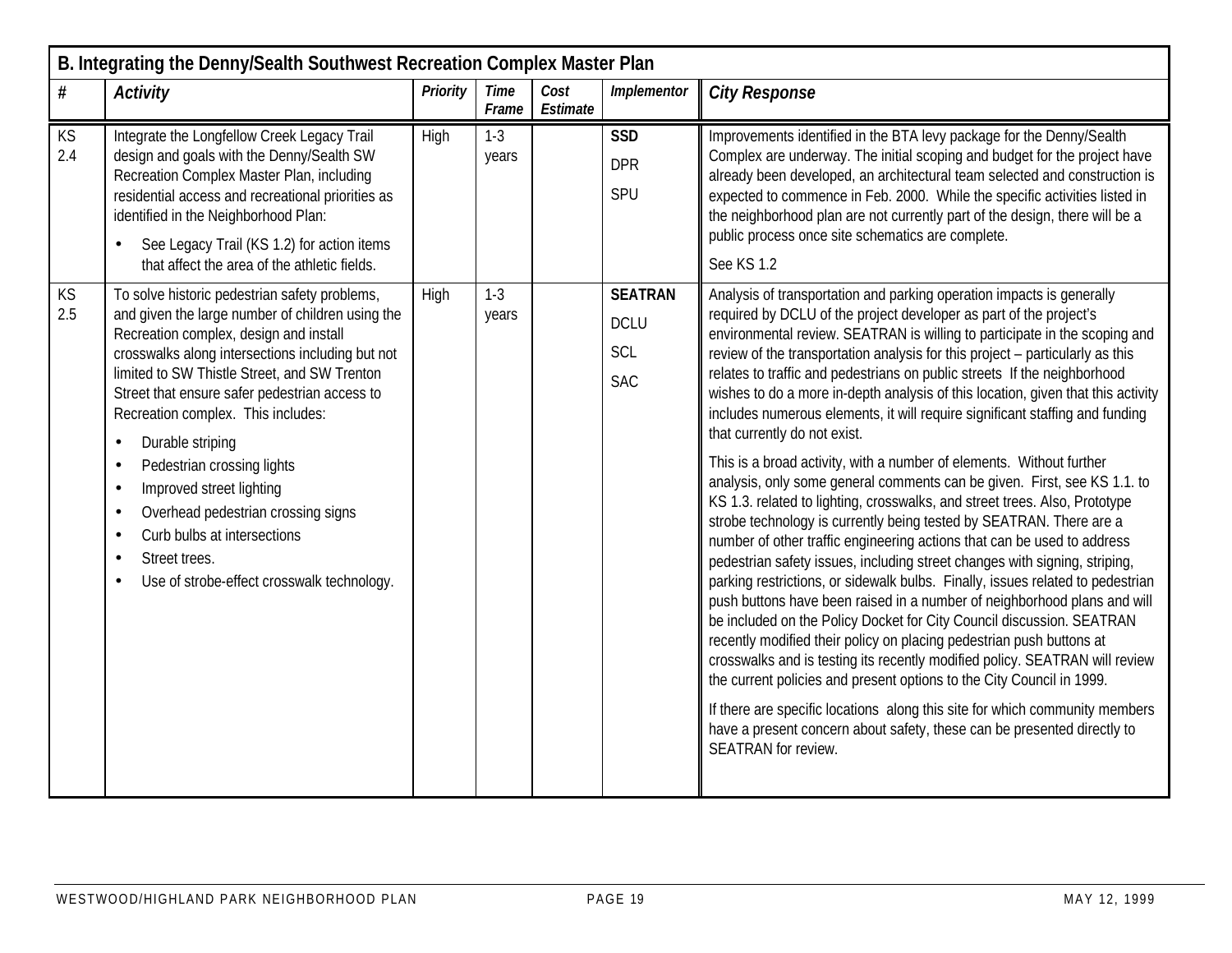## B. Integrating the Denny/Sealth Southwest Recreation Complex Master Plan

| # | Activity | Priority | Time Frame | Cost Estimate | Implementor | City Response |
|---|---|---|---|---|---|---|
| KS 2.4 | Integrate the Longfellow Creek Legacy Trail design and goals with the Denny/Sealth SW Recreation Complex Master Plan, including residential access and recreational priorities as identified in the Neighborhood Plan:<br>• See Legacy Trail (KS 1.2) for action items that affect the area of the athletic fields. | High | 1-3 years | | **SSD**<br>DPR<br>SPU | Improvements identified in the BTA levy package for the Denny/Sealth Complex are underway. The initial scoping and budget for the project have already been developed, an architectural team selected and construction is expected to commence in Feb. 2000. While the specific activities listed in the neighborhood plan are not currently part of the design, there will be a public process once site schematics are complete.<br>See KS 1.2 |
| KS 2.5 | To solve historic pedestrian safety problems, and given the large number of children using the Recreation complex, design and install crosswalks along intersections including but not limited to SW Thistle Street, and SW Trenton Street that ensure safer pedestrian access to Recreation complex. This includes:<br>• Durable striping<br>• Pedestrian crossing lights<br>• Improved street lighting<br>• Overhead pedestrian crossing signs<br>• Curb bulbs at intersections<br>• Street trees.<br>• Use of strobe-effect crosswalk technology. | High | 1-3 years | | **SEATRAN**<br>DCLU<br>SCL<br>SAC | Analysis of transportation and parking operation impacts is generally required by DCLU of the project developer as part of the project's environmental review. SEATRAN is willing to participate in the scoping and review of the transportation analysis for this project – particularly as this relates to traffic and pedestrians on public streets If the neighborhood wishes to do a more in-depth analysis of this location, given that this activity includes numerous elements, it will require significant staffing and funding that currently do not exist.<br>This is a broad activity, with a number of elements. Without further analysis, only some general comments can be given. First, see KS 1.1. to KS 1.3. related to lighting, crosswalks, and street trees. Also, Prototype strobe technology is currently being tested by SEATRAN. There are a number of other traffic engineering actions that can be used to address pedestrian safety issues, including street changes with signing, striping, parking restrictions, or sidewalk bulbs. Finally, issues related to pedestrian push buttons have been raised in a number of neighborhood plans and will be included on the Policy Docket for City Council discussion. SEATRAN recently modified their policy on placing pedestrian push buttons at crosswalks and is testing its recently modified policy. SEATRAN will review the current policies and present options to the City Council in 1999.<br>If there are specific locations along this site for which community members have a present concern about safety, these can be presented directly to SEATRAN for review. |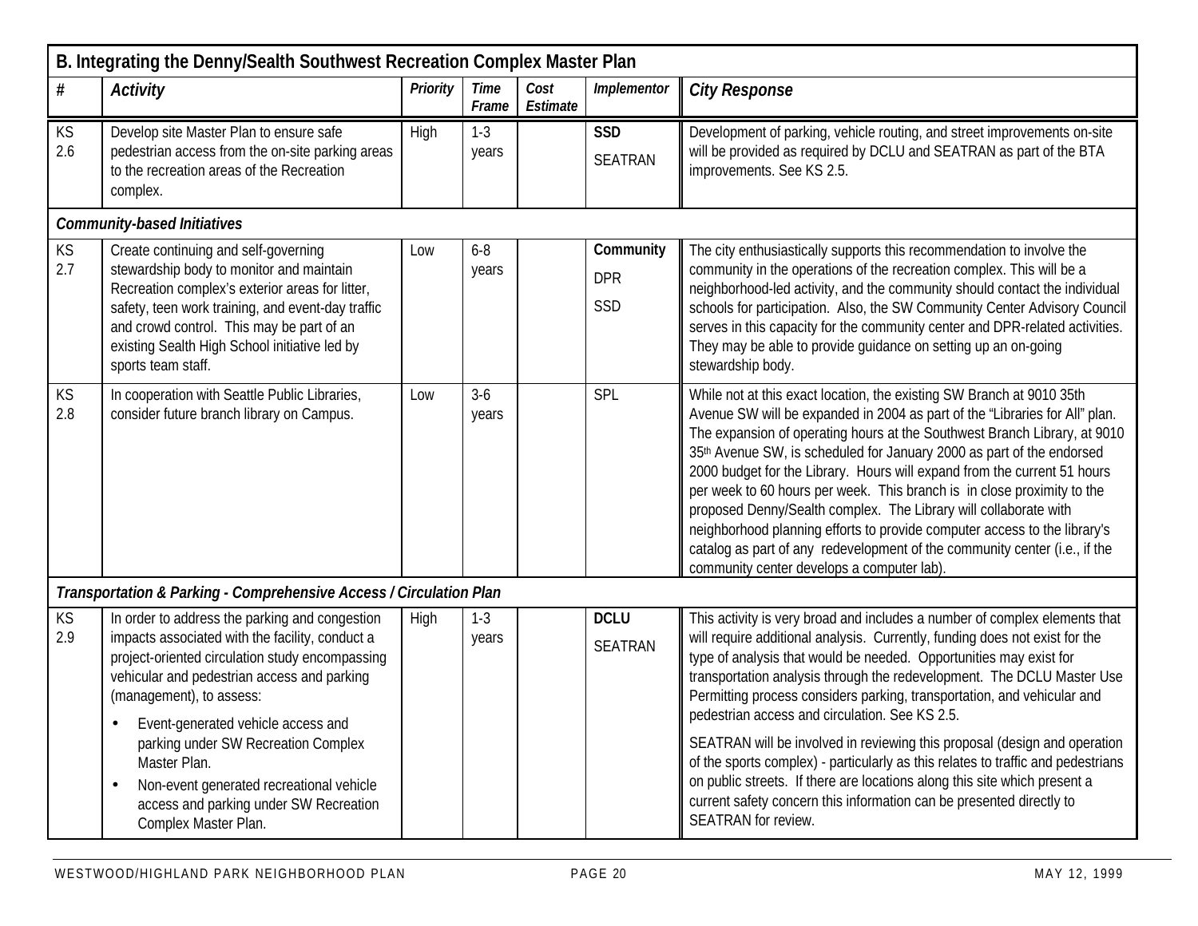| B. Integrating the Denny/Sealth Southwest Recreation Complex Master Plan | | | | | | |
|---|---|---|---|---|---|---|
| **#** | ***Activity*** | ***Priority*** | ***Time Frame*** | ***Cost Estimate*** | ***Implementor*** | ***City Response*** |
| KS 2.6 | Develop site Master Plan to ensure safe pedestrian access from the on-site parking areas to the recreation areas of the Recreation complex. | High | 1-3 years | | **SSD** SEATRAN | Development of parking, vehicle routing, and street improvements on-site will be provided as required by DCLU and SEATRAN as part of the BTA improvements. See KS 2.5. |
| ***Community-based Initiatives*** | | | | | | |
| KS 2.7 | Create continuing and self-governing stewardship body to monitor and maintain Recreation complex's exterior areas for litter, safety, teen work training, and event-day traffic and crowd control. This may be part of an existing Sealth High School initiative led by sports team staff. | Low | 6-8 years | | **Community** DPR SSD | The city enthusiastically supports this recommendation to involve the community in the operations of the recreation complex. This will be a neighborhood-led activity, and the community should contact the individual schools for participation. Also, the SW Community Center Advisory Council serves in this capacity for the community center and DPR-related activities. They may be able to provide guidance on setting up an on-going stewardship body. |
| KS 2.8 | In cooperation with Seattle Public Libraries, consider future branch library on Campus. | Low | 3-6 years | | SPL | While not at this exact location, the existing SW Branch at 9010 35th Avenue SW will be expanded in 2004 as part of the "Libraries for All" plan. The expansion of operating hours at the Southwest Branch Library, at 9010 35th Avenue SW, is scheduled for January 2000 as part of the endorsed 2000 budget for the Library. Hours will expand from the current 51 hours per week to 60 hours per week. This branch is in close proximity to the proposed Denny/Sealth complex. The Library will collaborate with neighborhood planning efforts to provide computer access to the library's catalog as part of any redevelopment of the community center (i.e., if the community center develops a computer lab). |
| ***Transportation & Parking - Comprehensive Access / Circulation Plan*** | | | | | | |
| KS 2.9 | In order to address the parking and congestion impacts associated with the facility, conduct a project-oriented circulation study encompassing vehicular and pedestrian access and parking (management), to assess:<br>• Event-generated vehicle access and parking under SW Recreation Complex Master Plan.<br>• Non-event generated recreational vehicle access and parking under SW Recreation Complex Master Plan. | High | 1-3 years | | **DCLU** SEATRAN | This activity is very broad and includes a number of complex elements that will require additional analysis. Currently, funding does not exist for the type of analysis that would be needed. Opportunities may exist for transportation analysis through the redevelopment. The DCLU Master Use Permitting process considers parking, transportation, and vehicular and pedestrian access and circulation. See KS 2.5.<br><br>SEATRAN will be involved in reviewing this proposal (design and operation of the sports complex) - particularly as this relates to traffic and pedestrians on public streets. If there are locations along this site which present a current safety concern this information can be presented directly to SEATRAN for review. |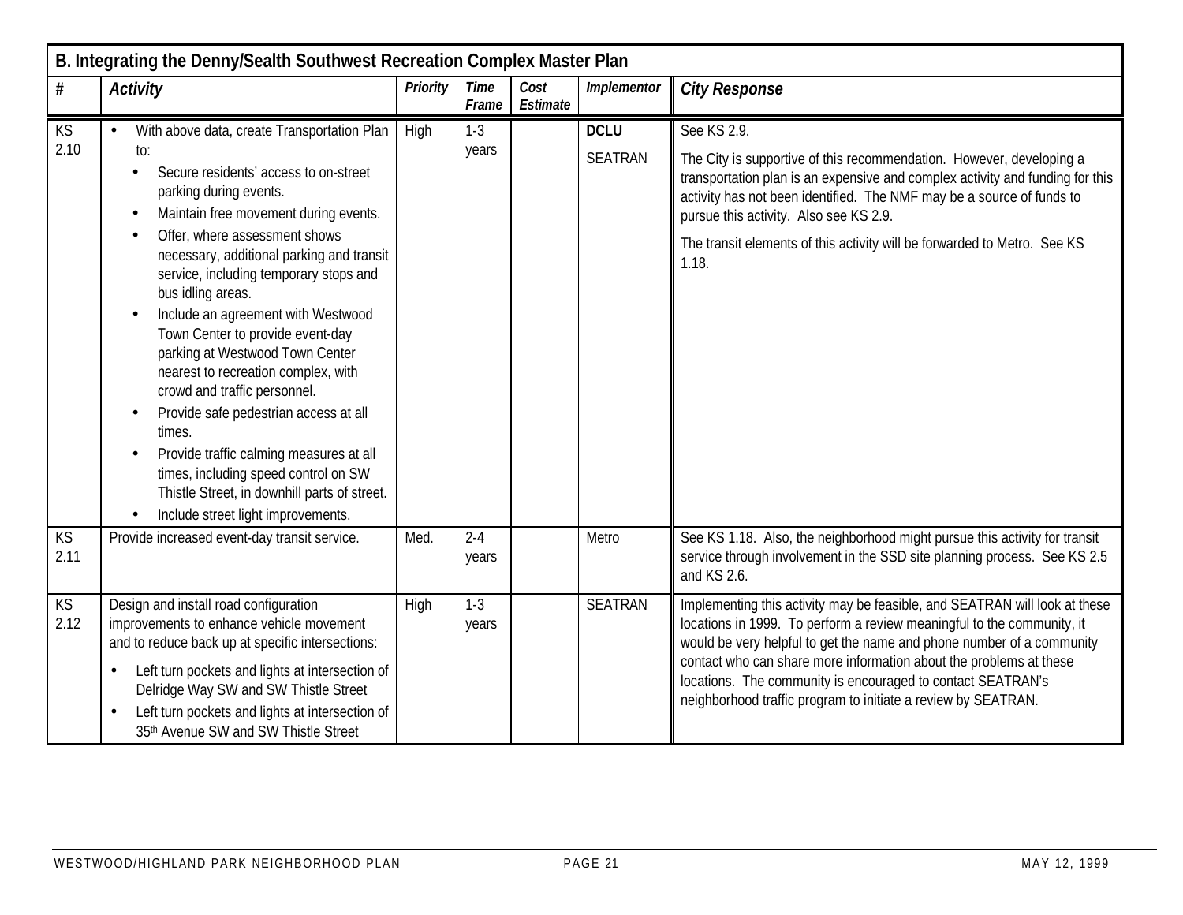| B. Integrating the Denny/Sealth Southwest Recreation Complex Master Plan | | | | | | |
|---|---|---|---|---|---|---|
| **#** | ***Activity*** | ***Priority*** | ***Time Frame*** | ***Cost Estimate*** | ***Implementor*** | ***City Response*** |
| KS 2.10 | • With above data, create Transportation Plan to:<br>• Secure residents' access to on-street parking during events.<br>• Maintain free movement during events.<br>• Offer, where assessment shows necessary, additional parking and transit service, including temporary stops and bus idling areas.<br>• Include an agreement with Westwood Town Center to provide event-day parking at Westwood Town Center nearest to recreation complex, with crowd and traffic personnel.<br>• Provide safe pedestrian access at all times.<br>• Provide traffic calming measures at all times, including speed control on SW Thistle Street, in downhill parts of street.<br>• Include street light improvements. | High | 1-3 years | | **DCLU**<br>SEATRAN | See KS 2.9.<br>The City is supportive of this recommendation. However, developing a transportation plan is an expensive and complex activity and funding for this activity has not been identified. The NMF may be a source of funds to pursue this activity. Also see KS 2.9.<br>The transit elements of this activity will be forwarded to Metro. See KS 1.18. |
| KS 2.11 | Provide increased event-day transit service. | Med. | 2-4 years | | Metro | See KS 1.18. Also, the neighborhood might pursue this activity for transit service through involvement in the SSD site planning process. See KS 2.5 and KS 2.6. |
| KS 2.12 | Design and install road configuration improvements to enhance vehicle movement and to reduce back up at specific intersections:<br>• Left turn pockets and lights at intersection of Delridge Way SW and SW Thistle Street<br>• Left turn pockets and lights at intersection of 35th Avenue SW and SW Thistle Street | High | 1-3 years | | SEATRAN | Implementing this activity may be feasible, and SEATRAN will look at these locations in 1999. To perform a review meaningful to the community, it would be very helpful to get the name and phone number of a community contact who can share more information about the problems at these locations. The community is encouraged to contact SEATRAN's neighborhood traffic program to initiate a review by SEATRAN. |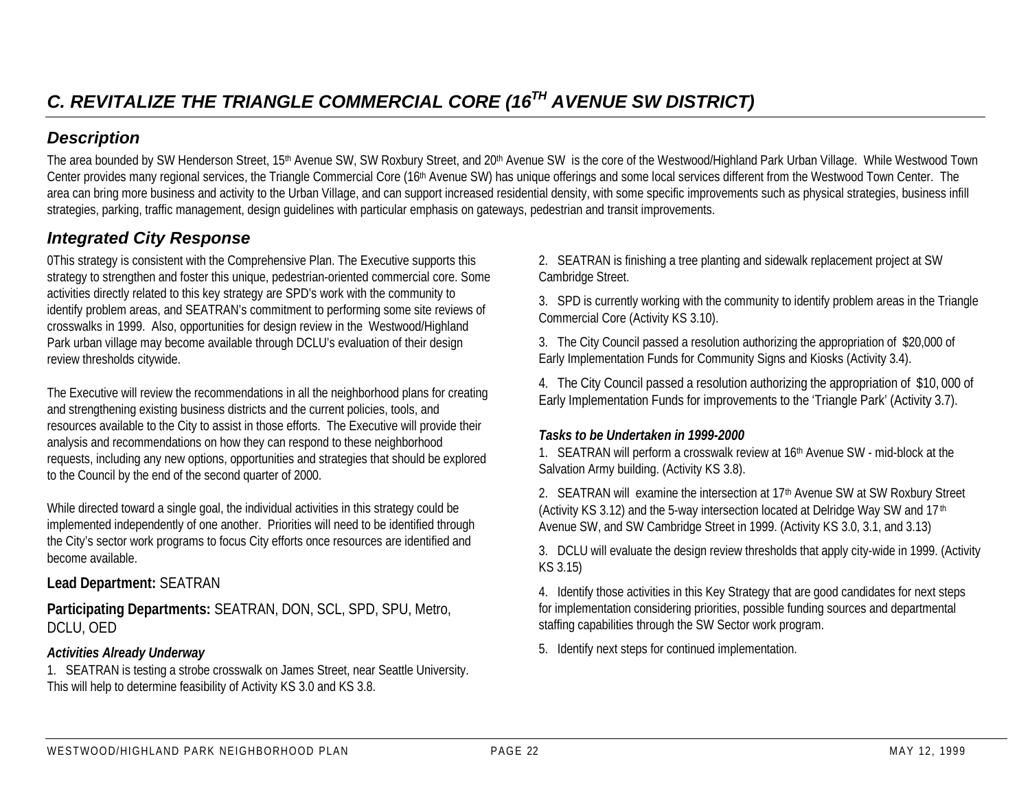# C. REVITALIZE THE TRIANGLE COMMERCIAL CORE (16TH AVENUE SW DISTRICT)

## Description

The area bounded by SW Henderson Street, 15th Avenue SW, SW Roxbury Street, and 20th Avenue SW is the core of the Westwood/Highland Park Urban Village. While Westwood Town Center provides many regional services, the Triangle Commercial Core (16th Avenue SW) has unique offerings and some local services different from the Westwood Town Center. The area can bring more business and activity to the Urban Village, and can support increased residential density, with some specific improvements such as physical strategies, business infill strategies, parking, traffic management, design guidelines with particular emphasis on gateways, pedestrian and transit improvements.

## Integrated City Response

0This strategy is consistent with the Comprehensive Plan. The Executive supports this strategy to strengthen and foster this unique, pedestrian-oriented commercial core. Some activities directly related to this key strategy are SPD's work with the community to identify problem areas, and SEATRAN's commitment to performing some site reviews of crosswalks in 1999. Also, opportunities for design review in the Westwood/Highland Park urban village may become available through DCLU's evaluation of their design review thresholds citywide.

The Executive will review the recommendations in all the neighborhood plans for creating and strengthening existing business districts and the current policies, tools, and resources available to the City to assist in those efforts. The Executive will provide their analysis and recommendations on how they can respond to these neighborhood requests, including any new options, opportunities and strategies that should be explored to the Council by the end of the second quarter of 2000.

While directed toward a single goal, the individual activities in this strategy could be implemented independently of one another. Priorities will need to be identified through the City's sector work programs to focus City efforts once resources are identified and become available.

**Lead Department:** SEATRAN

**Participating Departments:** SEATRAN, DON, SCL, SPD, SPU, Metro, DCLU, OED

### *Activities Already Underway*

1. SEATRAN is testing a strobe crosswalk on James Street, near Seattle University. This will help to determine feasibility of Activity KS 3.0 and KS 3.8.

2. SEATRAN is finishing a tree planting and sidewalk replacement project at SW Cambridge Street.

3. SPD is currently working with the community to identify problem areas in the Triangle Commercial Core (Activity KS 3.10).

3. The City Council passed a resolution authorizing the appropriation of $20,000 of Early Implementation Funds for Community Signs and Kiosks (Activity 3.4).

4. The City Council passed a resolution authorizing the appropriation of $10, 000 of Early Implementation Funds for improvements to the 'Triangle Park' (Activity 3.7).

### *Tasks to be Undertaken in 1999-2000*

1. SEATRAN will perform a crosswalk review at 16th Avenue SW - mid-block at the Salvation Army building. (Activity KS 3.8).

2. SEATRAN will examine the intersection at 17th Avenue SW at SW Roxbury Street (Activity KS 3.12) and the 5-way intersection located at Delridge Way SW and 17th Avenue SW, and SW Cambridge Street in 1999. (Activity KS 3.0, 3.1, and 3.13)

3. DCLU will evaluate the design review thresholds that apply city-wide in 1999. (Activity KS 3.15)

4. Identify those activities in this Key Strategy that are good candidates for next steps for implementation considering priorities, possible funding sources and departmental staffing capabilities through the SW Sector work program.

5. Identify next steps for continued implementation.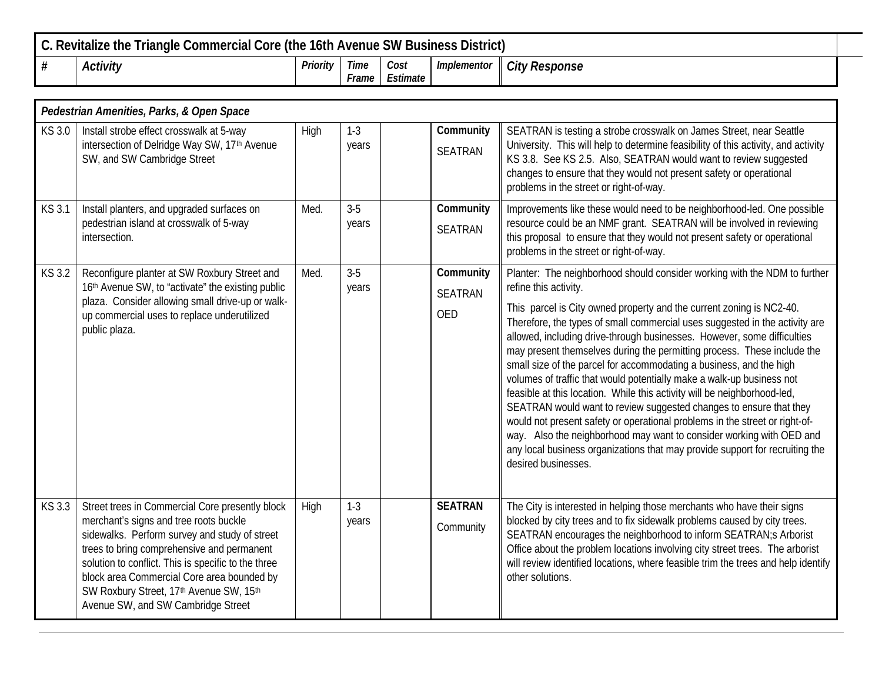## C. Revitalize the Triangle Commercial Core (the 16th Avenue SW Business District)

| # | *Activity* | *Priority* | *Time Frame* | *Cost Estimate* | *Implementor* | *City Response* |
|---|---|---|---|---|---|---|
| ***Pedestrian Amenities, Parks, & Open Space*** | | | | | | |
| KS 3.0 | Install strobe effect crosswalk at 5-way intersection of Delridge Way SW, 17th Avenue SW, and SW Cambridge Street | High | 1-3 years | | **Community** SEATRAN | SEATRAN is testing a strobe crosswalk on James Street, near Seattle University. This will help to determine feasibility of this activity, and activity KS 3.8. See KS 2.5. Also, SEATRAN would want to review suggested changes to ensure that they would not present safety or operational problems in the street or right-of-way. |
| KS 3.1 | Install planters, and upgraded surfaces on pedestrian island at crosswalk of 5-way intersection. | Med. | 3-5 years | | **Community** SEATRAN | Improvements like these would need to be neighborhood-led. One possible resource could be an NMF grant. SEATRAN will be involved in reviewing this proposal to ensure that they would not present safety or operational problems in the street or right-of-way. |
| KS 3.2 | Reconfigure planter at SW Roxbury Street and 16th Avenue SW, to "activate" the existing public plaza. Consider allowing small drive-up or walk-up commercial uses to replace underutilized public plaza. | Med. | 3-5 years | | **Community** SEATRAN OED | Planter: The neighborhood should consider working with the NDM to further refine this activity. This parcel is City owned property and the current zoning is NC2-40. Therefore, the types of small commercial uses suggested in the activity are allowed, including drive-through businesses. However, some difficulties may present themselves during the permitting process. These include the small size of the parcel for accommodating a business, and the high volumes of traffic that would potentially make a walk-up business not feasible at this location. While this activity will be neighborhood-led, SEATRAN would want to review suggested changes to ensure that they would not present safety or operational problems in the street or right-of-way. Also the neighborhood may want to consider working with OED and any local business organizations that may provide support for recruiting the desired businesses. |
| KS 3.3 | Street trees in Commercial Core presently block merchant's signs and tree roots buckle sidewalks. Perform survey and study of street trees to bring comprehensive and permanent solution to conflict. This is specific to the three block area Commercial Core area bounded by SW Roxbury Street, 17th Avenue SW, 15th Avenue SW, and SW Cambridge Street | High | 1-3 years | | **SEATRAN** Community | The City is interested in helping those merchants who have their signs blocked by city trees and to fix sidewalk problems caused by city trees. SEATRAN encourages the neighborhood to inform SEATRAN;s Arborist Office about the problem locations involving city street trees. The arborist will review identified locations, where feasible trim the trees and help identify other solutions. |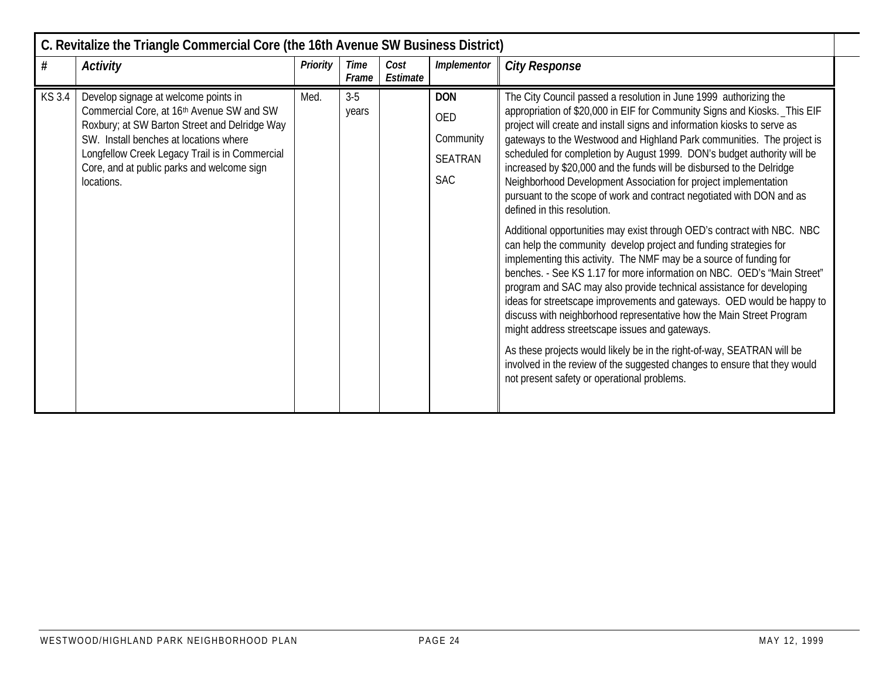| C. Revitalize the Triangle Commercial Core (the 16th Avenue SW Business District) | | | | | | |
|---|---|---|---|---|---|---|
| **#** | ***Activity*** | ***Priority*** | ***Time Frame*** | ***Cost Estimate*** | ***Implementor*** | ***City Response*** |
| KS 3.4 | Develop signage at welcome points in Commercial Core, at 16th Avenue SW and SW Roxbury; at SW Barton Street and Delridge Way SW. Install benches at locations where Longfellow Creek Legacy Trail is in Commercial Core, and at public parks and welcome sign locations. | Med. | 3-5 years | | **DON**<br>OED<br>Community<br>SEATRAN<br>SAC | The City Council passed a resolution in June 1999 authorizing the appropriation of $20,000 in EIF for Community Signs and Kiosks. _This EIF project will create and install signs and information kiosks to serve as gateways to the Westwood and Highland Park communities. The project is scheduled for completion by August 1999. DON's budget authority will be increased by $20,000 and the funds will be disbursed to the Delridge Neighborhood Development Association for project implementation pursuant to the scope of work and contract negotiated with DON and as defined in this resolution.<br><br>Additional opportunities may exist through OED's contract with NBC. NBC can help the community develop project and funding strategies for implementing this activity. The NMF may be a source of funding for benches. - See KS 1.17 for more information on NBC. OED's "Main Street" program and SAC may also provide technical assistance for developing ideas for streetscape improvements and gateways. OED would be happy to discuss with neighborhood representative how the Main Street Program might address streetscape issues and gateways.<br><br>As these projects would likely be in the right-of-way, SEATRAN will be involved in the review of the suggested changes to ensure that they would not present safety or operational problems. |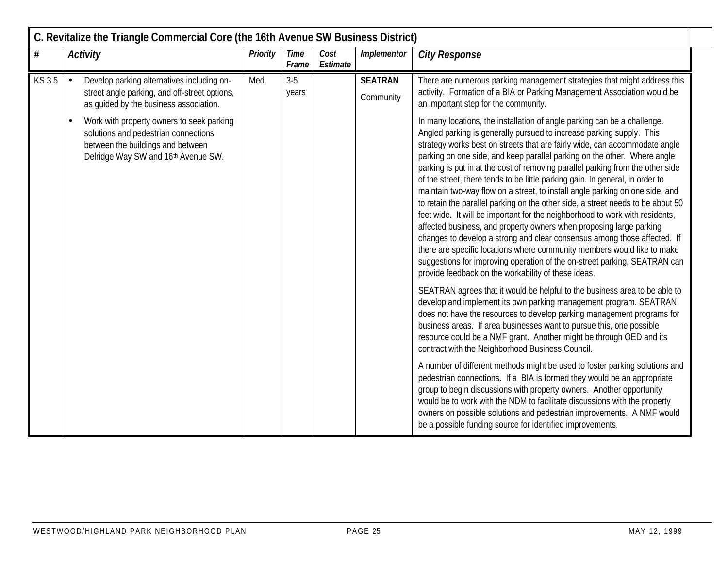## C. Revitalize the Triangle Commercial Core (the 16th Avenue SW Business District)

| # | Activity | Priority | Time Frame | Cost Estimate | Implementor | City Response |
|---|---|---|---|---|---|---|
| KS 3.5 | • Develop parking alternatives including on-street angle parking, and off-street options, as guided by the business association.<br><br>• Work with property owners to seek parking solutions and pedestrian connections between the buildings and between Delridge Way SW and 16th Avenue SW. | Med. | 3-5 years | | **SEATRAN**<br><br>Community | There are numerous parking management strategies that might address this activity. Formation of a BIA or Parking Management Association would be an important step for the community.<br><br>In many locations, the installation of angle parking can be a challenge. Angled parking is generally pursued to increase parking supply. This strategy works best on streets that are fairly wide, can accommodate angle parking on one side, and keep parallel parking on the other. Where angle parking is put in at the cost of removing parallel parking from the other side of the street, there tends to be little parking gain. In general, in order to maintain two-way flow on a street, to install angle parking on one side, and to retain the parallel parking on the other side, a street needs to be about 50 feet wide. It will be important for the neighborhood to work with residents, affected business, and property owners when proposing large parking changes to develop a strong and clear consensus among those affected. If there are specific locations where community members would like to make suggestions for improving operation of the on-street parking, SEATRAN can provide feedback on the workability of these ideas.<br><br>SEATRAN agrees that it would be helpful to the business area to be able to develop and implement its own parking management program. SEATRAN does not have the resources to develop parking management programs for business areas. If area businesses want to pursue this, one possible resource could be a NMF grant. Another might be through OED and its contract with the Neighborhood Business Council.<br><br>A number of different methods might be used to foster parking solutions and pedestrian connections. If a BIA is formed they would be an appropriate group to begin discussions with property owners. Another opportunity would be to work with the NDM to facilitate discussions with the property owners on possible solutions and pedestrian improvements. A NMF would be a possible funding source for identified improvements. |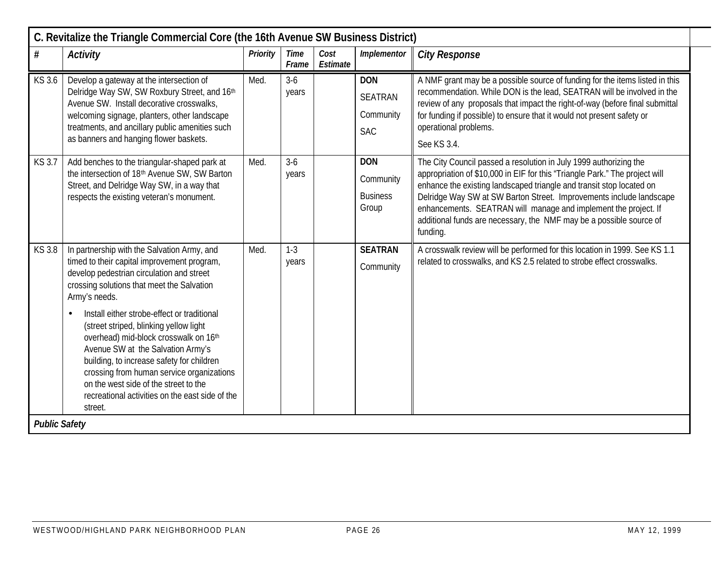| C. Revitalize the Triangle Commercial Core (the 16th Avenue SW Business District) | | | | | | |
|---|---|---|---|---|---|---|
| **#** | **Activity** | **Priority** | **Time Frame** | **Cost Estimate** | **Implementor** | **City Response** |
| KS 3.6 | Develop a gateway at the intersection of Delridge Way SW, SW Roxbury Street, and 16th Avenue SW. Install decorative crosswalks, welcoming signage, planters, other landscape treatments, and ancillary public amenities such as banners and hanging flower baskets. | Med. | 3-6 years | | **DON**<br>SEATRAN<br>Community<br>SAC | A NMF grant may be a possible source of funding for the items listed in this recommendation. While DON is the lead, SEATRAN will be involved in the review of any proposals that impact the right-of-way (before final submittal for funding if possible) to ensure that it would not present safety or operational problems.<br>See KS 3.4. |
| KS 3.7 | Add benches to the triangular-shaped park at the intersection of 18th Avenue SW, SW Barton Street, and Delridge Way SW, in a way that respects the existing veteran's monument. | Med. | 3-6 years | | **DON**<br>Community<br>Business Group | The City Council passed a resolution in July 1999 authorizing the appropriation of $10,000 in EIF for this "Triangle Park." The project will enhance the existing landscaped triangle and transit stop located on Delridge Way SW at SW Barton Street. Improvements include landscape enhancements. SEATRAN will manage and implement the project. If additional funds are necessary, the NMF may be a possible source of funding. |
| KS 3.8 | In partnership with the Salvation Army, and timed to their capital improvement program, develop pedestrian circulation and street crossing solutions that meet the Salvation Army's needs.<br>• Install either strobe-effect or traditional (street striped, blinking yellow light overhead) mid-block crosswalk on 16th Avenue SW at the Salvation Army's building, to increase safety for children crossing from human service organizations on the west side of the street to the recreational activities on the east side of the street. | Med. | 1-3 years | | **SEATRAN**<br>Community | A crosswalk review will be performed for this location in 1999. See KS 1.1 related to crosswalks, and KS 2.5 related to strobe effect crosswalks. |
| ***Public Safety*** | | | | | | |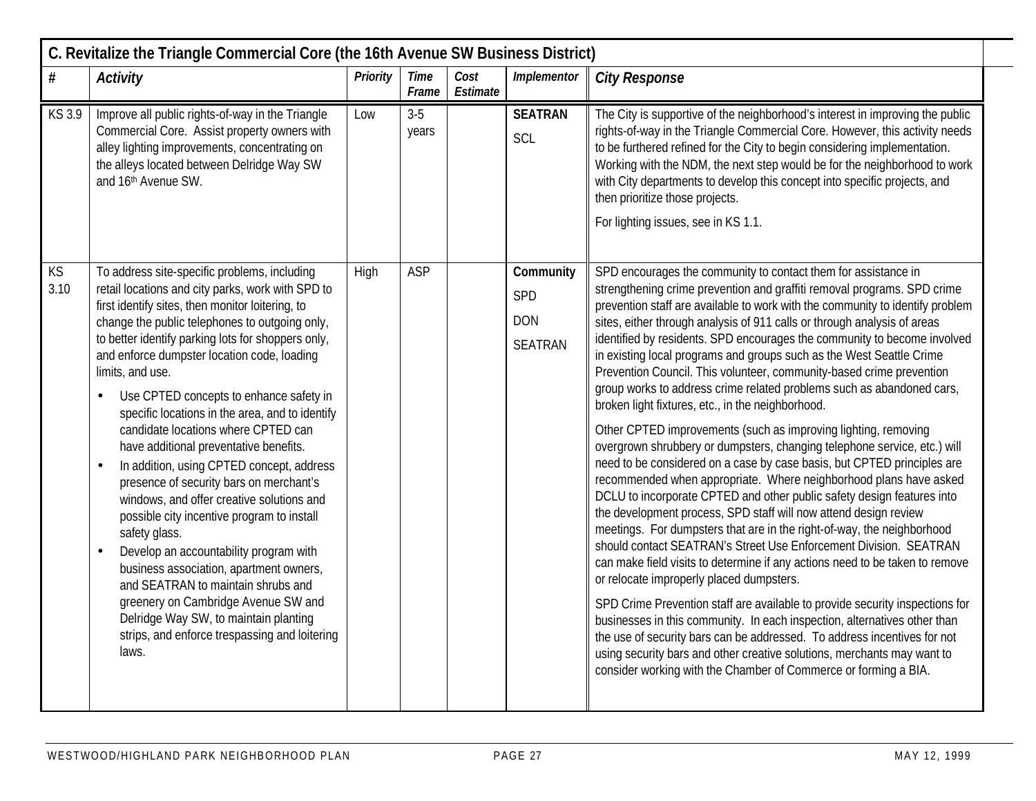| C. Revitalize the Triangle Commercial Core (the 16th Avenue SW Business District) | | | | | | |
|---|---|---|---|---|---|---|
| **#** | ***Activity*** | ***Priority*** | ***Time Frame*** | ***Cost Estimate*** | ***Implementor*** | ***City Response*** |
| KS 3.9 | Improve all public rights-of-way in the Triangle Commercial Core. Assist property owners with alley lighting improvements, concentrating on the alleys located between Delridge Way SW and 16th Avenue SW. | Low | 3-5 years | | **SEATRAN**<br>SCL | The City is supportive of the neighborhood's interest in improving the public rights-of-way in the Triangle Commercial Core. However, this activity needs to be furthered refined for the City to begin considering implementation. Working with the NDM, the next step would be for the neighborhood to work with City departments to develop this concept into specific projects, and then prioritize those projects.<br><br>For lighting issues, see in KS 1.1. |
| KS 3.10 | To address site-specific problems, including retail locations and city parks, work with SPD to first identify sites, then monitor loitering, to change the public telephones to outgoing only, to better identify parking lots for shoppers only, and enforce dumpster location code, loading limits, and use.<br><br>• Use CPTED concepts to enhance safety in specific locations in the area, and to identify candidate locations where CPTED can have additional preventative benefits.<br>• In addition, using CPTED concept, address presence of security bars on merchant's windows, and offer creative solutions and possible city incentive program to install safety glass.<br>• Develop an accountability program with business association, apartment owners, and SEATRAN to maintain shrubs and greenery on Cambridge Avenue SW and Delridge Way SW, to maintain planting strips, and enforce trespassing and loitering laws. | High | ASP | | **Community**<br>SPD<br>DON<br>SEATRAN | SPD encourages the community to contact them for assistance in strengthening crime prevention and graffiti removal programs. SPD crime prevention staff are available to work with the community to identify problem sites, either through analysis of 911 calls or through analysis of areas identified by residents. SPD encourages the community to become involved in existing local programs and groups such as the West Seattle Crime Prevention Council. This volunteer, community-based crime prevention group works to address crime related problems such as abandoned cars, broken light fixtures, etc., in the neighborhood.<br><br>Other CPTED improvements (such as improving lighting, removing overgrown shrubbery or dumpsters, changing telephone service, etc.) will need to be considered on a case by case basis, but CPTED principles are recommended when appropriate. Where neighborhood plans have asked DCLU to incorporate CPTED and other public safety design features into the development process, SPD staff will now attend design review meetings. For dumpsters that are in the right-of-way, the neighborhood should contact SEATRAN's Street Use Enforcement Division. SEATRAN can make field visits to determine if any actions need to be taken to remove or relocate improperly placed dumpsters.<br><br>SPD Crime Prevention staff are available to provide security inspections for businesses in this community. In each inspection, alternatives other than the use of security bars can be addressed. To address incentives for not using security bars and other creative solutions, merchants may want to consider working with the Chamber of Commerce or forming a BIA. |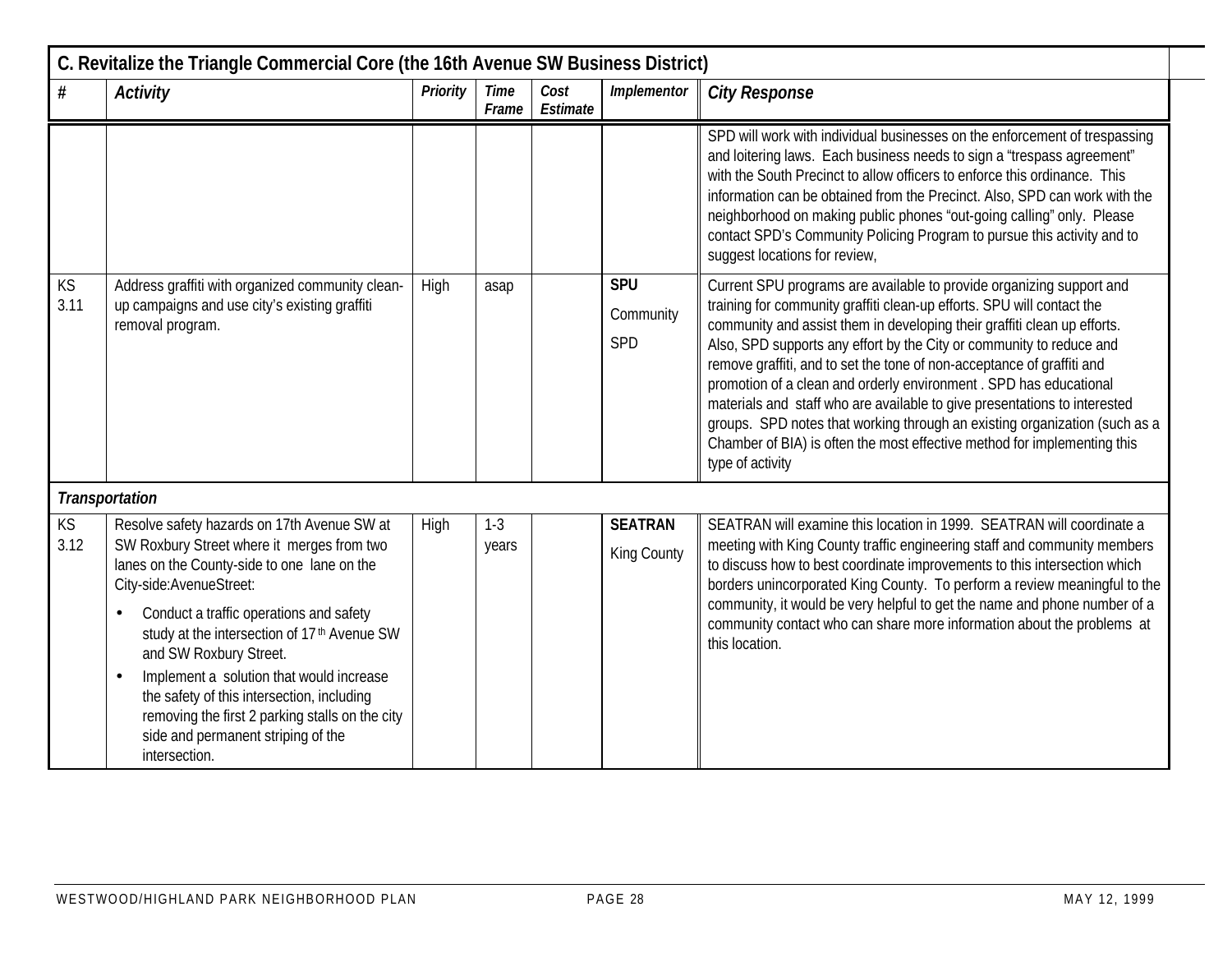| C. Revitalize the Triangle Commercial Core (the 16th Avenue SW Business District) | | | | | | |
|---|---|---|---|---|---|---|
| **#** | ***Activity*** | ***Priority*** | ***Time Frame*** | ***Cost Estimate*** | ***Implementor*** | ***City Response*** |
| | | | | | | SPD will work with individual businesses on the enforcement of trespassing and loitering laws. Each business needs to sign a "trespass agreement" with the South Precinct to allow officers to enforce this ordinance. This information can be obtained from the Precinct. Also, SPD can work with the neighborhood on making public phones "out-going calling" only. Please contact SPD's Community Policing Program to pursue this activity and to suggest locations for review, |
| KS 3.11 | Address graffiti with organized community clean-up campaigns and use city's existing graffiti removal program. | High | asap | | **SPU**<br>Community<br>SPD | Current SPU programs are available to provide organizing support and training for community graffiti clean-up efforts. SPU will contact the community and assist them in developing their graffiti clean up efforts. Also, SPD supports any effort by the City or community to reduce and remove graffiti, and to set the tone of non-acceptance of graffiti and promotion of a clean and orderly environment . SPD has educational materials and staff who are available to give presentations to interested groups. SPD notes that working through an existing organization (such as a Chamber of BIA) is often the most effective method for implementing this type of activity |
| ***Transportation*** | | | | | | |
| KS 3.12 | Resolve safety hazards on 17th Avenue SW at SW Roxbury Street where it merges from two lanes on the County-side to one lane on the City-side:AvenueStreet:<br>• Conduct a traffic operations and safety study at the intersection of 17th Avenue SW and SW Roxbury Street.<br>• Implement a solution that would increase the safety of this intersection, including removing the first 2 parking stalls on the city side and permanent striping of the intersection. | High | 1-3 years | | **SEATRAN**<br>King County | SEATRAN will examine this location in 1999. SEATRAN will coordinate a meeting with King County traffic engineering staff and community members to discuss how to best coordinate improvements to this intersection which borders unincorporated King County. To perform a review meaningful to the community, it would be very helpful to get the name and phone number of a community contact who can share more information about the problems at this location. |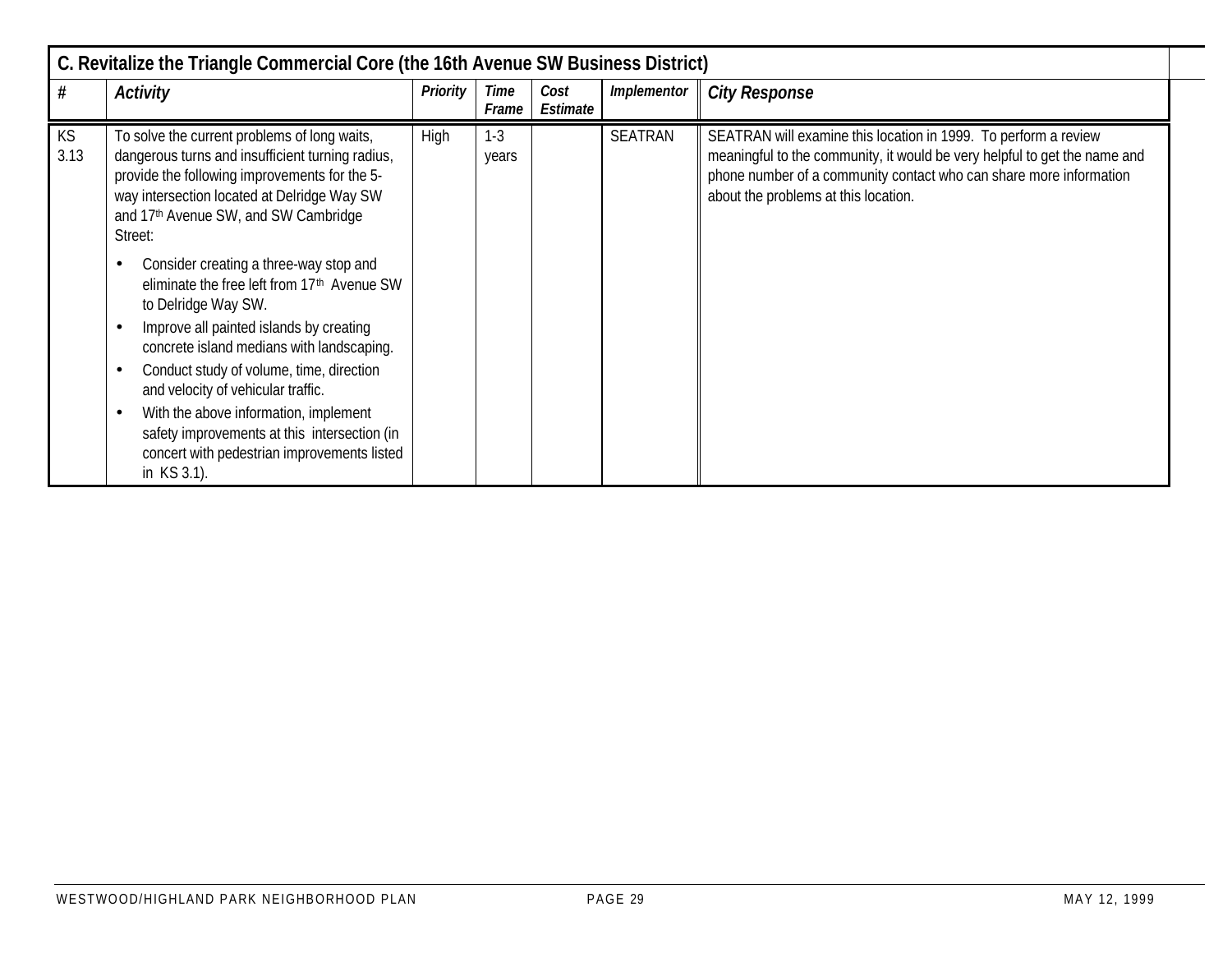| C. Revitalize the Triangle Commercial Core (the 16th Avenue SW Business District) | | | | | | |
|---|---|---|---|---|---|---|
| **#** | ***Activity*** | ***Priority*** | ***Time Frame*** | ***Cost Estimate*** | ***Implementor*** | ***City Response*** |
| KS 3.13 | To solve the current problems of long waits, dangerous turns and insufficient turning radius, provide the following improvements for the 5-way intersection located at Delridge Way SW and 17th Avenue SW, and SW Cambridge Street:<br>• Consider creating a three-way stop and eliminate the free left from 17th Avenue SW to Delridge Way SW.<br>• Improve all painted islands by creating concrete island medians with landscaping.<br>• Conduct study of volume, time, direction and velocity of vehicular traffic.<br>• With the above information, implement safety improvements at this intersection (in concert with pedestrian improvements listed in KS 3.1). | High | 1-3 years | | SEATRAN | SEATRAN will examine this location in 1999. To perform a review meaningful to the community, it would be very helpful to get the name and phone number of a community contact who can share more information about the problems at this location. |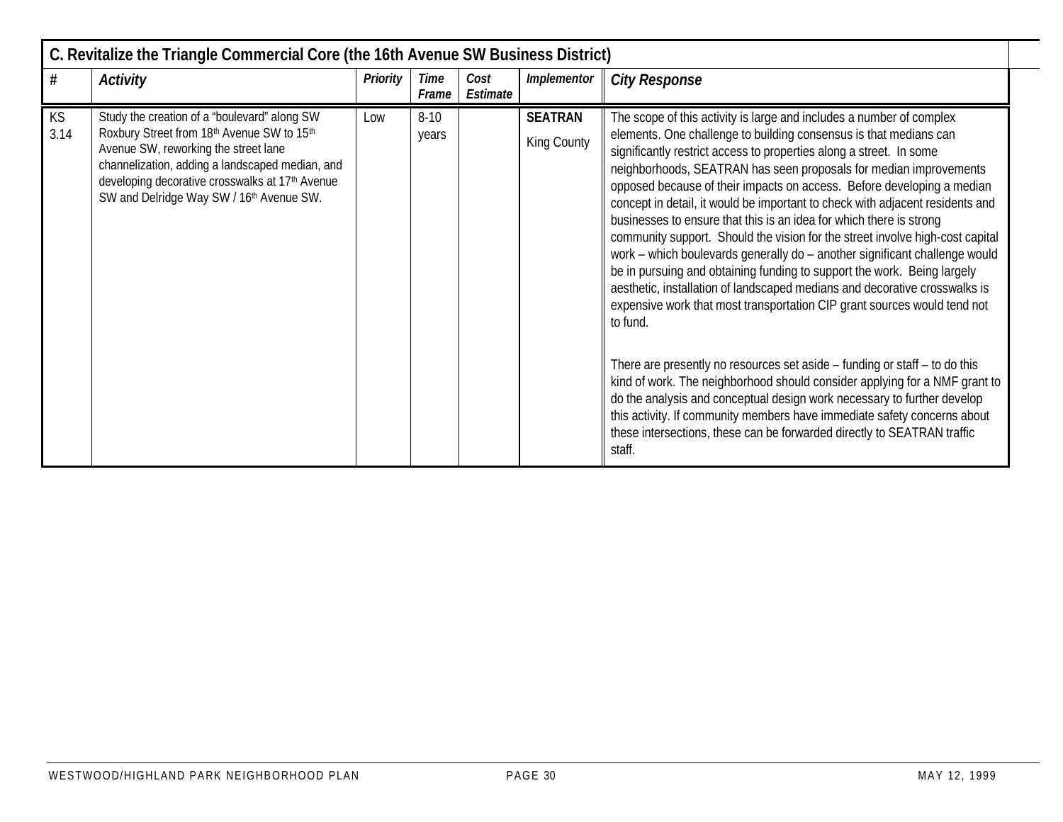## C. Revitalize the Triangle Commercial Core (the 16th Avenue SW Business District)

| # | Activity | Priority | Time Frame | Cost Estimate | Implementor | City Response |
|---|---|---|---|---|---|---|
| KS 3.14 | Study the creation of a "boulevard" along SW Roxbury Street from 18th Avenue SW to 15th Avenue SW, reworking the street lane channelization, adding a landscaped median, and developing decorative crosswalks at 17th Avenue SW and Delridge Way SW / 16th Avenue SW. | Low | 8-10 years | | **SEATRAN** King County | The scope of this activity is large and includes a number of complex elements. One challenge to building consensus is that medians can significantly restrict access to properties along a street. In some neighborhoods, SEATRAN has seen proposals for median improvements opposed because of their impacts on access. Before developing a median concept in detail, it would be important to check with adjacent residents and businesses to ensure that this is an idea for which there is strong community support. Should the vision for the street involve high-cost capital work – which boulevards generally do – another significant challenge would be in pursuing and obtaining funding to support the work. Being largely aesthetic, installation of landscaped medians and decorative crosswalks is expensive work that most transportation CIP grant sources would tend not to fund.<br><br>There are presently no resources set aside – funding or staff – to do this kind of work. The neighborhood should consider applying for a NMF grant to do the analysis and conceptual design work necessary to further develop this activity. If community members have immediate safety concerns about these intersections, these can be forwarded directly to SEATRAN traffic staff. |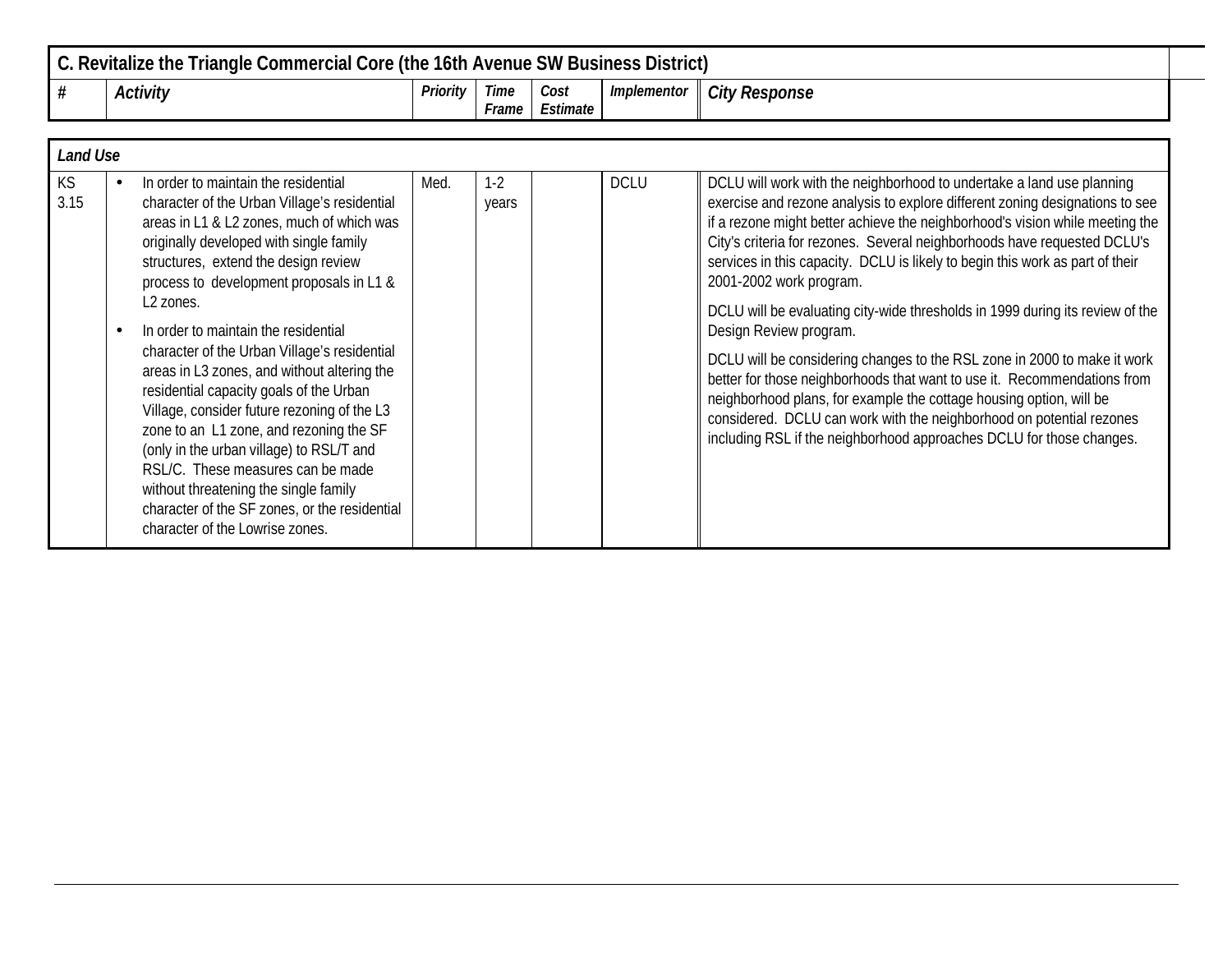## C. Revitalize the Triangle Commercial Core (the 16th Avenue SW Business District)

| # | Activity | Priority | Time Frame | Cost Estimate | Implementor | City Response |
|---|---|---|---|---|---|---|
| ***Land Use*** | | | | | | |
| KS 3.15 | • In order to maintain the residential character of the Urban Village's residential areas in L1 & L2 zones, much of which was originally developed with single family structures, extend the design review process to development proposals in L1 & L2 zones.<br>• In order to maintain the residential character of the Urban Village's residential areas in L3 zones, and without altering the residential capacity goals of the Urban Village, consider future rezoning of the L3 zone to an L1 zone, and rezoning the SF (only in the urban village) to RSL/T and RSL/C. These measures can be made without threatening the single family character of the SF zones, or the residential character of the Lowrise zones. | Med. | 1-2 years | | DCLU | DCLU will work with the neighborhood to undertake a land use planning exercise and rezone analysis to explore different zoning designations to see if a rezone might better achieve the neighborhood's vision while meeting the City's criteria for rezones. Several neighborhoods have requested DCLU's services in this capacity. DCLU is likely to begin this work as part of their 2001-2002 work program.<br>DCLU will be evaluating city-wide thresholds in 1999 during its review of the Design Review program.<br>DCLU will be considering changes to the RSL zone in 2000 to make it work better for those neighborhoods that want to use it. Recommendations from neighborhood plans, for example the cottage housing option, will be considered. DCLU can work with the neighborhood on potential rezones including RSL if the neighborhood approaches DCLU for those changes. |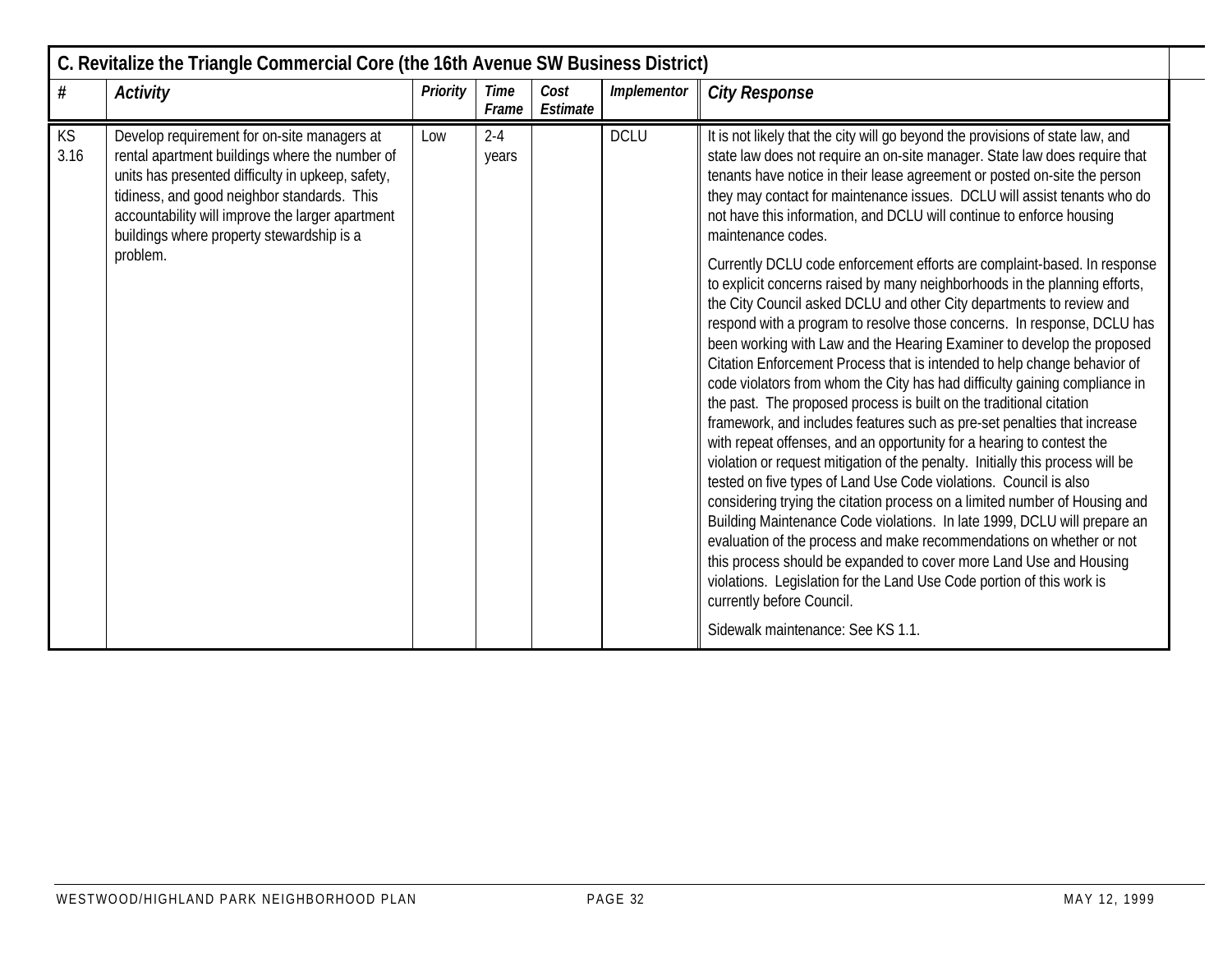| C. Revitalize the Triangle Commercial Core (the 16th Avenue SW Business District) | | | | | | |
|---|---|---|---|---|---|---|
| **#** | ***Activity*** | ***Priority*** | ***Time Frame*** | ***Cost Estimate*** | ***Implementor*** | ***City Response*** |
| KS 3.16 | Develop requirement for on-site managers at rental apartment buildings where the number of units has presented difficulty in upkeep, safety, tidiness, and good neighbor standards. This accountability will improve the larger apartment buildings where property stewardship is a problem. | Low | 2-4 years | | DCLU | It is not likely that the city will go beyond the provisions of state law, and state law does not require an on-site manager. State law does require that tenants have notice in their lease agreement or posted on-site the person they may contact for maintenance issues. DCLU will assist tenants who do not have this information, and DCLU will continue to enforce housing maintenance codes.<br><br>Currently DCLU code enforcement efforts are complaint-based. In response to explicit concerns raised by many neighborhoods in the planning efforts, the City Council asked DCLU and other City departments to review and respond with a program to resolve those concerns. In response, DCLU has been working with Law and the Hearing Examiner to develop the proposed Citation Enforcement Process that is intended to help change behavior of code violators from whom the City has had difficulty gaining compliance in the past. The proposed process is built on the traditional citation framework, and includes features such as pre-set penalties that increase with repeat offenses, and an opportunity for a hearing to contest the violation or request mitigation of the penalty. Initially this process will be tested on five types of Land Use Code violations. Council is also considering trying the citation process on a limited number of Housing and Building Maintenance Code violations. In late 1999, DCLU will prepare an evaluation of the process and make recommendations on whether or not this process should be expanded to cover more Land Use and Housing violations. Legislation for the Land Use Code portion of this work is currently before Council.<br><br>Sidewalk maintenance: See KS 1.1. |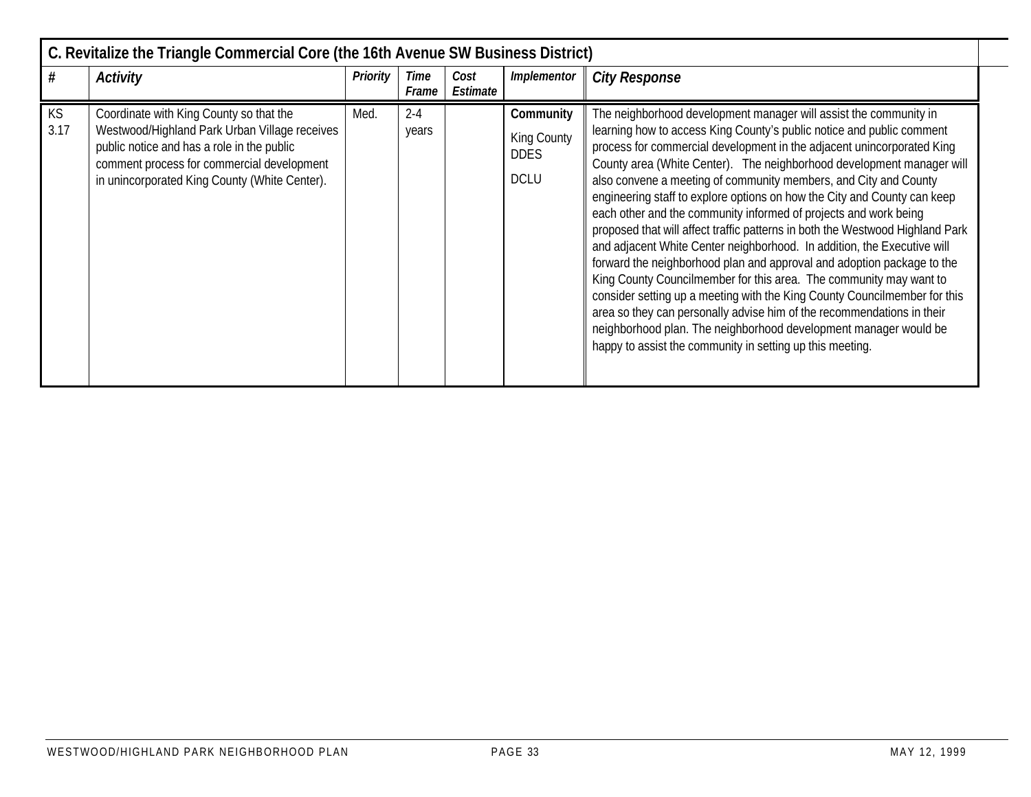| C. Revitalize the Triangle Commercial Core (the 16th Avenue SW Business District) | | | | | | |
|---|---|---|---|---|---|---|
| **#** | ***Activity*** | ***Priority*** | ***Time Frame*** | ***Cost Estimate*** | ***Implementor*** | ***City Response*** |
| KS 3.17 | Coordinate with King County so that the Westwood/Highland Park Urban Village receives public notice and has a role in the public comment process for commercial development in unincorporated King County (White Center). | Med. | 2-4 years | | **Community** King County DDES DCLU | The neighborhood development manager will assist the community in learning how to access King County's public notice and public comment process for commercial development in the adjacent unincorporated King County area (White Center). The neighborhood development manager will also convene a meeting of community members, and City and County engineering staff to explore options on how the City and County can keep each other and the community informed of projects and work being proposed that will affect traffic patterns in both the Westwood Highland Park and adjacent White Center neighborhood. In addition, the Executive will forward the neighborhood plan and approval and adoption package to the King County Councilmember for this area. The community may want to consider setting up a meeting with the King County Councilmember for this area so they can personally advise him of the recommendations in their neighborhood plan. The neighborhood development manager would be happy to assist the community in setting up this meeting. |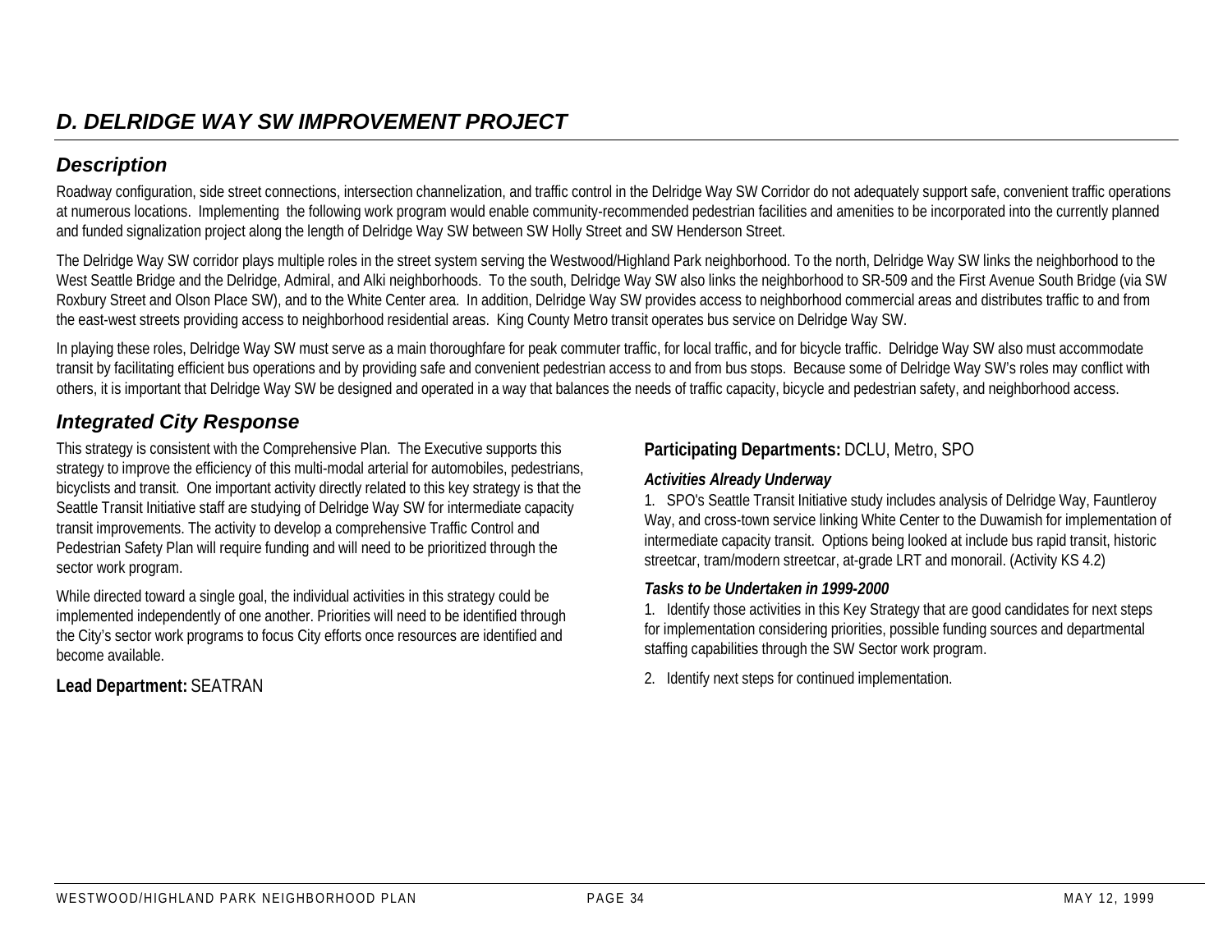## D. DELRIDGE WAY SW IMPROVEMENT PROJECT

### Description

Roadway configuration, side street connections, intersection channelization, and traffic control in the Delridge Way SW Corridor do not adequately support safe, convenient traffic operations at numerous locations. Implementing the following work program would enable community-recommended pedestrian facilities and amenities to be incorporated into the currently planned and funded signalization project along the length of Delridge Way SW between SW Holly Street and SW Henderson Street.

The Delridge Way SW corridor plays multiple roles in the street system serving the Westwood/Highland Park neighborhood. To the north, Delridge Way SW links the neighborhood to the West Seattle Bridge and the Delridge, Admiral, and Alki neighborhoods. To the south, Delridge Way SW also links the neighborhood to SR-509 and the First Avenue South Bridge (via SW Roxbury Street and Olson Place SW), and to the White Center area. In addition, Delridge Way SW provides access to neighborhood commercial areas and distributes traffic to and from the east-west streets providing access to neighborhood residential areas. King County Metro transit operates bus service on Delridge Way SW.

In playing these roles, Delridge Way SW must serve as a main thoroughfare for peak commuter traffic, for local traffic, and for bicycle traffic. Delridge Way SW also must accommodate transit by facilitating efficient bus operations and by providing safe and convenient pedestrian access to and from bus stops. Because some of Delridge Way SW's roles may conflict with others, it is important that Delridge Way SW be designed and operated in a way that balances the needs of traffic capacity, bicycle and pedestrian safety, and neighborhood access.

### Integrated City Response

This strategy is consistent with the Comprehensive Plan. The Executive supports this strategy to improve the efficiency of this multi-modal arterial for automobiles, pedestrians, bicyclists and transit. One important activity directly related to this key strategy is that the Seattle Transit Initiative staff are studying of Delridge Way SW for intermediate capacity transit improvements. The activity to develop a comprehensive Traffic Control and Pedestrian Safety Plan will require funding and will need to be prioritized through the sector work program.

While directed toward a single goal, the individual activities in this strategy could be implemented independently of one another. Priorities will need to be identified through the City's sector work programs to focus City efforts once resources are identified and become available.

**Lead Department:** SEATRAN

**Participating Departments:** DCLU, Metro, SPO

***Activities Already Underway***

1. SPO's Seattle Transit Initiative study includes analysis of Delridge Way, Fauntleroy Way, and cross-town service linking White Center to the Duwamish for implementation of intermediate capacity transit. Options being looked at include bus rapid transit, historic streetcar, tram/modern streetcar, at-grade LRT and monorail. (Activity KS 4.2)

***Tasks to be Undertaken in 1999-2000***

1. Identify those activities in this Key Strategy that are good candidates for next steps for implementation considering priorities, possible funding sources and departmental staffing capabilities through the SW Sector work program.
2. Identify next steps for continued implementation.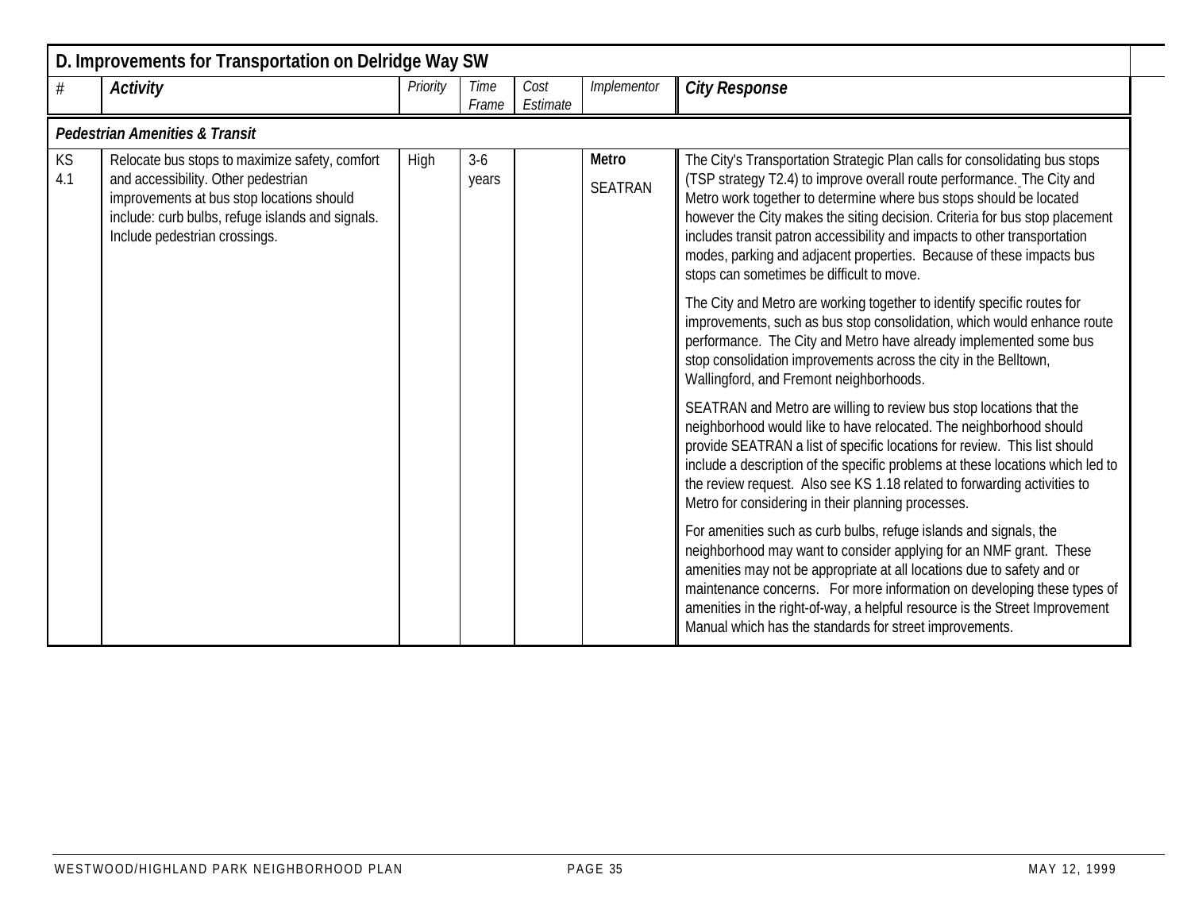## D. Improvements for Transportation on Delridge Way SW

| # | Activity | Priority | Time Frame | Cost Estimate | Implementor | City Response |
|---|---|---|---|---|---|---|
| ***Pedestrian Amenities & Transit*** | | | | | | |
| KS 4.1 | Relocate bus stops to maximize safety, comfort and accessibility. Other pedestrian improvements at bus stop locations should include: curb bulbs, refuge islands and signals. Include pedestrian crossings. | High | 3-6 years | | **Metro**<br>SEATRAN | The City's Transportation Strategic Plan calls for consolidating bus stops (TSP strategy T2.4) to improve overall route performance. The City and Metro work together to determine where bus stops should be located however the City makes the siting decision. Criteria for bus stop placement includes transit patron accessibility and impacts to other transportation modes, parking and adjacent properties. Because of these impacts bus stops can sometimes be difficult to move.<br><br>The City and Metro are working together to identify specific routes for improvements, such as bus stop consolidation, which would enhance route performance. The City and Metro have already implemented some bus stop consolidation improvements across the city in the Belltown, Wallingford, and Fremont neighborhoods.<br><br>SEATRAN and Metro are willing to review bus stop locations that the neighborhood would like to have relocated. The neighborhood should provide SEATRAN a list of specific locations for review. This list should include a description of the specific problems at these locations which led to the review request. Also see KS 1.18 related to forwarding activities to Metro for considering in their planning processes.<br><br>For amenities such as curb bulbs, refuge islands and signals, the neighborhood may want to consider applying for an NMF grant. These amenities may not be appropriate at all locations due to safety and or maintenance concerns. For more information on developing these types of amenities in the right-of-way, a helpful resource is the Street Improvement Manual which has the standards for street improvements. |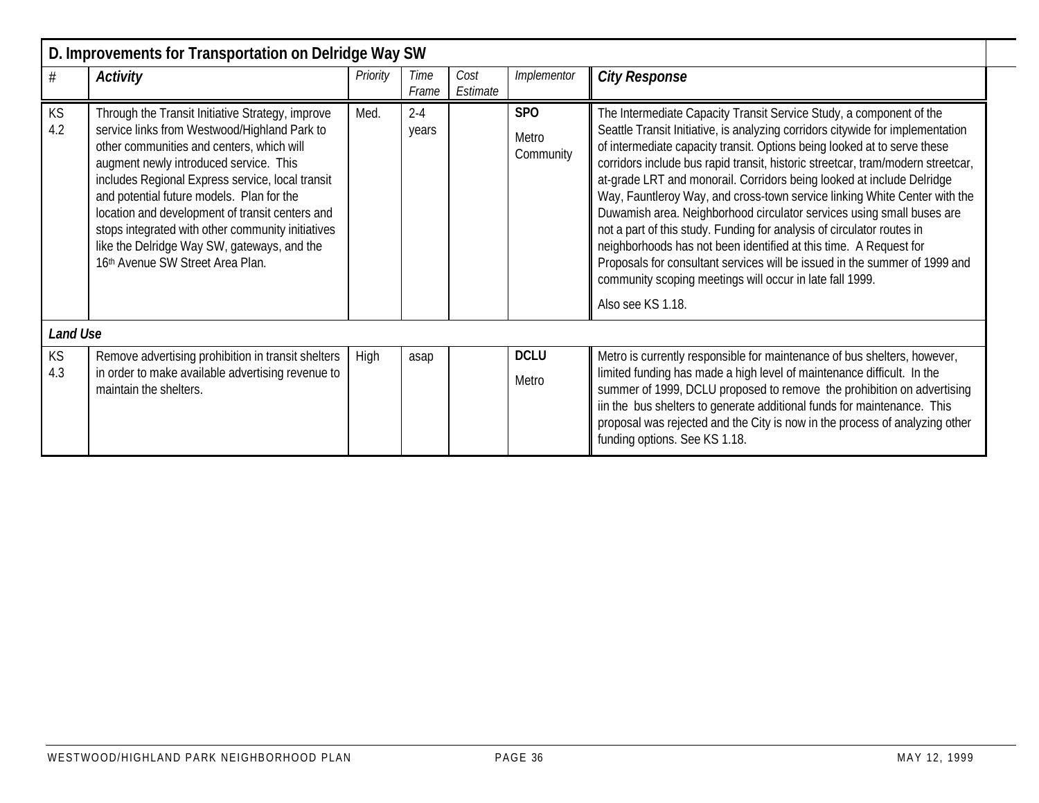## D. Improvements for Transportation on Delridge Way SW

| # | *Activity* | *Priority* | *Time Frame* | *Cost Estimate* | *Implementor* | *City Response* |
|---|---|---|---|---|---|---|
| KS 4.2 | Through the Transit Initiative Strategy, improve service links from Westwood/Highland Park to other communities and centers, which will augment newly introduced service. This includes Regional Express service, local transit and potential future models. Plan for the location and development of transit centers and stops integrated with other community initiatives like the Delridge Way SW, gateways, and the 16th Avenue SW Street Area Plan. | Med. | 2-4 years | | **SPO** Metro Community | The Intermediate Capacity Transit Service Study, a component of the Seattle Transit Initiative, is analyzing corridors citywide for implementation of intermediate capacity transit. Options being looked at to serve these corridors include bus rapid transit, historic streetcar, tram/modern streetcar, at-grade LRT and monorail. Corridors being looked at include Delridge Way, Fauntleroy Way, and cross-town service linking White Center with the Duwamish area. Neighborhood circulator services using small buses are not a part of this study. Funding for analysis of circulator routes in neighborhoods has not been identified at this time. A Request for Proposals for consultant services will be issued in the summer of 1999 and community scoping meetings will occur in late fall 1999. Also see KS 1.18. |
| ***Land Use*** | | | | | | |
| KS 4.3 | Remove advertising prohibition in transit shelters in order to make available advertising revenue to maintain the shelters. | High | asap | | **DCLU** Metro | Metro is currently responsible for maintenance of bus shelters, however, limited funding has made a high level of maintenance difficult. In the summer of 1999, DCLU proposed to remove the prohibition on advertising iin the bus shelters to generate additional funds for maintenance. This proposal was rejected and the City is now in the process of analyzing other funding options. See KS 1.18. |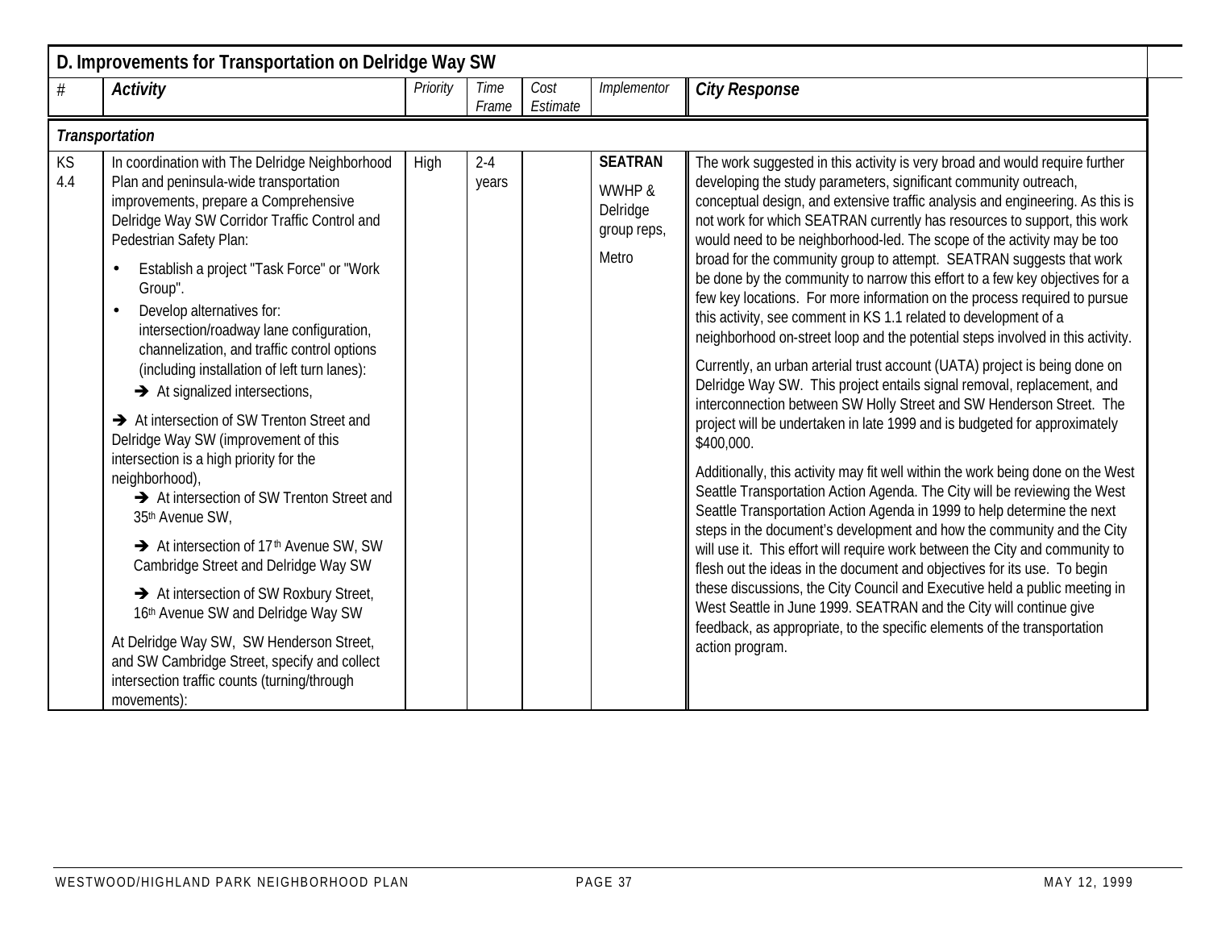## D. Improvements for Transportation on Delridge Way SW

| # | Activity | Priority | Time Frame | Cost Estimate | Implementor | City Response |
|---|---|---|---|---|---|---|
| ***Transportation*** | | | | | | |
| KS 4.4 | In coordination with The Delridge Neighborhood Plan and peninsula-wide transportation improvements, prepare a Comprehensive Delridge Way SW Corridor Traffic Control and Pedestrian Safety Plan:<br>• Establish a project "Task Force" or "Work Group".<br>• Develop alternatives for: intersection/roadway lane configuration, channelization, and traffic control options (including installation of left turn lanes):<br>➔ At signalized intersections,<br>➔ At intersection of SW Trenton Street and Delridge Way SW (improvement of this intersection is a high priority for the neighborhood),<br>➔ At intersection of SW Trenton Street and 35th Avenue SW,<br>➔ At intersection of 17th Avenue SW, SW Cambridge Street and Delridge Way SW<br>➔ At intersection of SW Roxbury Street, 16th Avenue SW and Delridge Way SW<br>At Delridge Way SW, SW Henderson Street, and SW Cambridge Street, specify and collect intersection traffic counts (turning/through movements): | High | 2-4 years | | **SEATRAN**<br>WWHP & Delridge group reps,<br>Metro | The work suggested in this activity is very broad and would require further developing the study parameters, significant community outreach, conceptual design, and extensive traffic analysis and engineering. As this is not work for which SEATRAN currently has resources to support, this work would need to be neighborhood-led. The scope of the activity may be too broad for the community group to attempt. SEATRAN suggests that work be done by the community to narrow this effort to a few key objectives for a few key locations. For more information on the process required to pursue this activity, see comment in KS 1.1 related to development of a neighborhood on-street loop and the potential steps involved in this activity.<br>Currently, an urban arterial trust account (UATA) project is being done on Delridge Way SW. This project entails signal removal, replacement, and interconnection between SW Holly Street and SW Henderson Street. The project will be undertaken in late 1999 and is budgeted for approximately $400,000.<br>Additionally, this activity may fit well within the work being done on the West Seattle Transportation Action Agenda. The City will be reviewing the West Seattle Transportation Action Agenda in 1999 to help determine the next steps in the document's development and how the community and the City will use it. This effort will require work between the City and community to flesh out the ideas in the document and objectives for its use. To begin these discussions, the City Council and Executive held a public meeting in West Seattle in June 1999. SEATRAN and the City will continue give feedback, as appropriate, to the specific elements of the transportation action program. |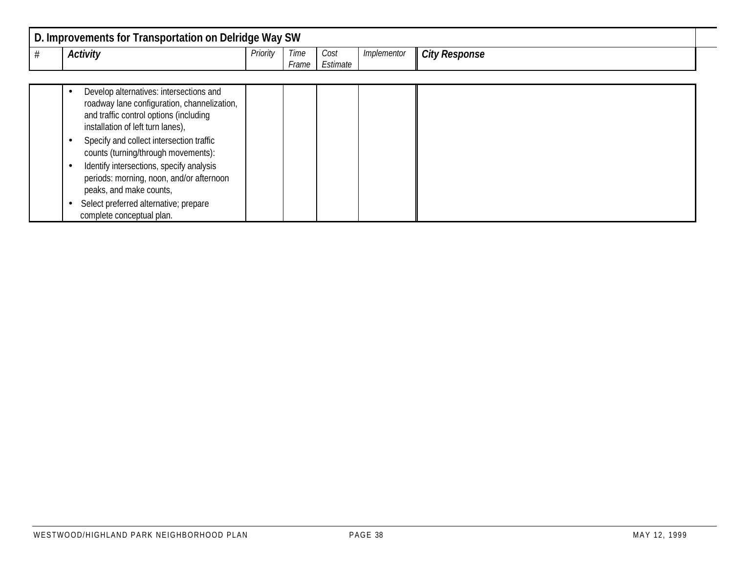## D. Improvements for Transportation on Delridge Way SW

| # | *Activity* | *Priority* | *Time Frame* | *Cost Estimate* | *Implementor* | *City Response* |
|---|---|---|---|---|---|---|
| | • Develop alternatives: intersections and roadway lane configuration, channelization, and traffic control options (including installation of left turn lanes),<br>• Specify and collect intersection traffic counts (turning/through movements):<br>• Identify intersections, specify analysis periods: morning, noon, and/or afternoon peaks, and make counts,<br>• Select preferred alternative; prepare complete conceptual plan. | | | | | |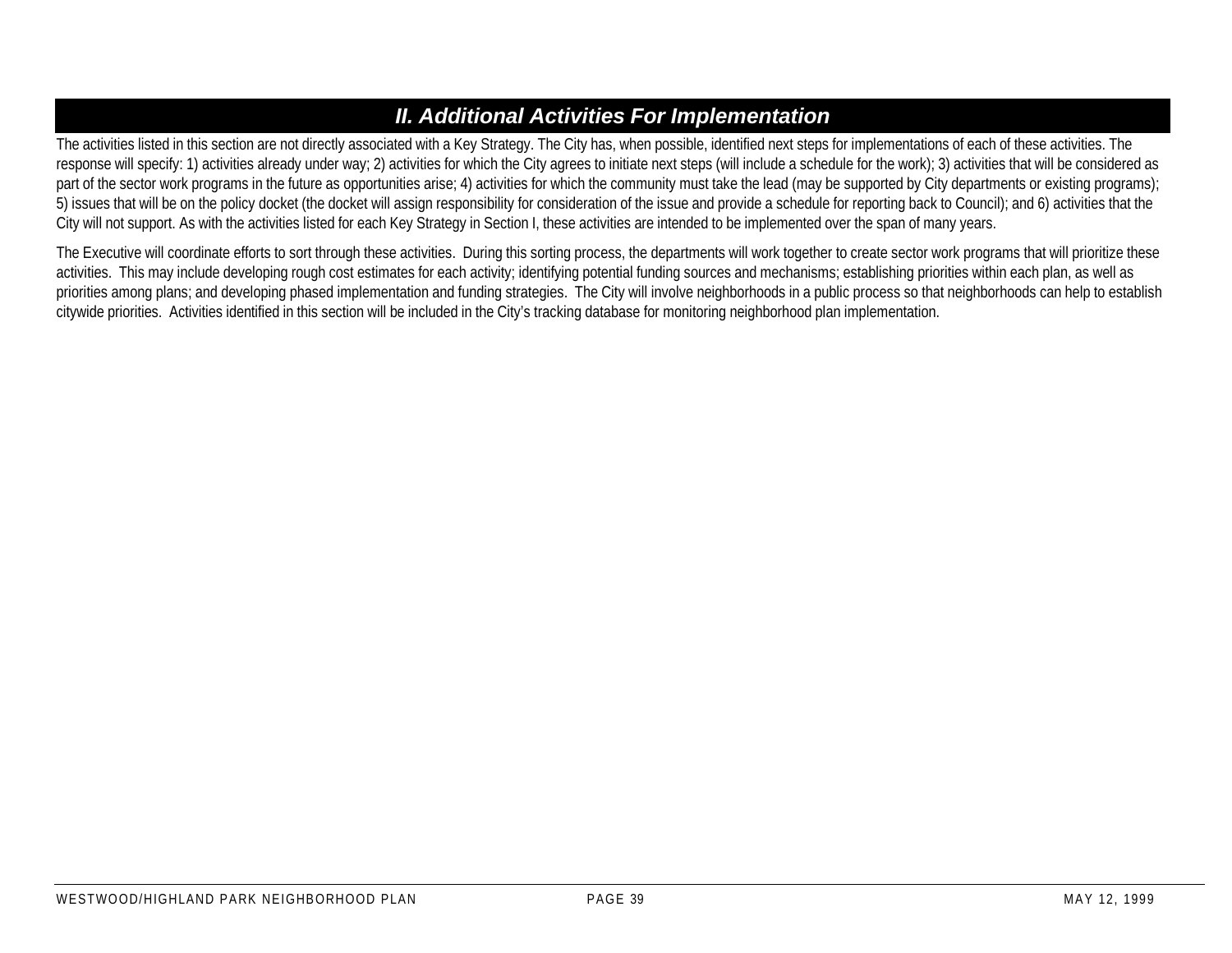## *II. Additional Activities For Implementation*

The activities listed in this section are not directly associated with a Key Strategy. The City has, when possible, identified next steps for implementations of each of these activities. The response will specify: 1) activities already under way; 2) activities for which the City agrees to initiate next steps (will include a schedule for the work); 3) activities that will be considered as part of the sector work programs in the future as opportunities arise; 4) activities for which the community must take the lead (may be supported by City departments or existing programs); 5) issues that will be on the policy docket (the docket will assign responsibility for consideration of the issue and provide a schedule for reporting back to Council); and 6) activities that the City will not support. As with the activities listed for each Key Strategy in Section I, these activities are intended to be implemented over the span of many years.

The Executive will coordinate efforts to sort through these activities. During this sorting process, the departments will work together to create sector work programs that will prioritize these activities. This may include developing rough cost estimates for each activity; identifying potential funding sources and mechanisms; establishing priorities within each plan, as well as priorities among plans; and developing phased implementation and funding strategies. The City will involve neighborhoods in a public process so that neighborhoods can help to establish citywide priorities. Activities identified in this section will be included in the City's tracking database for monitoring neighborhood plan implementation.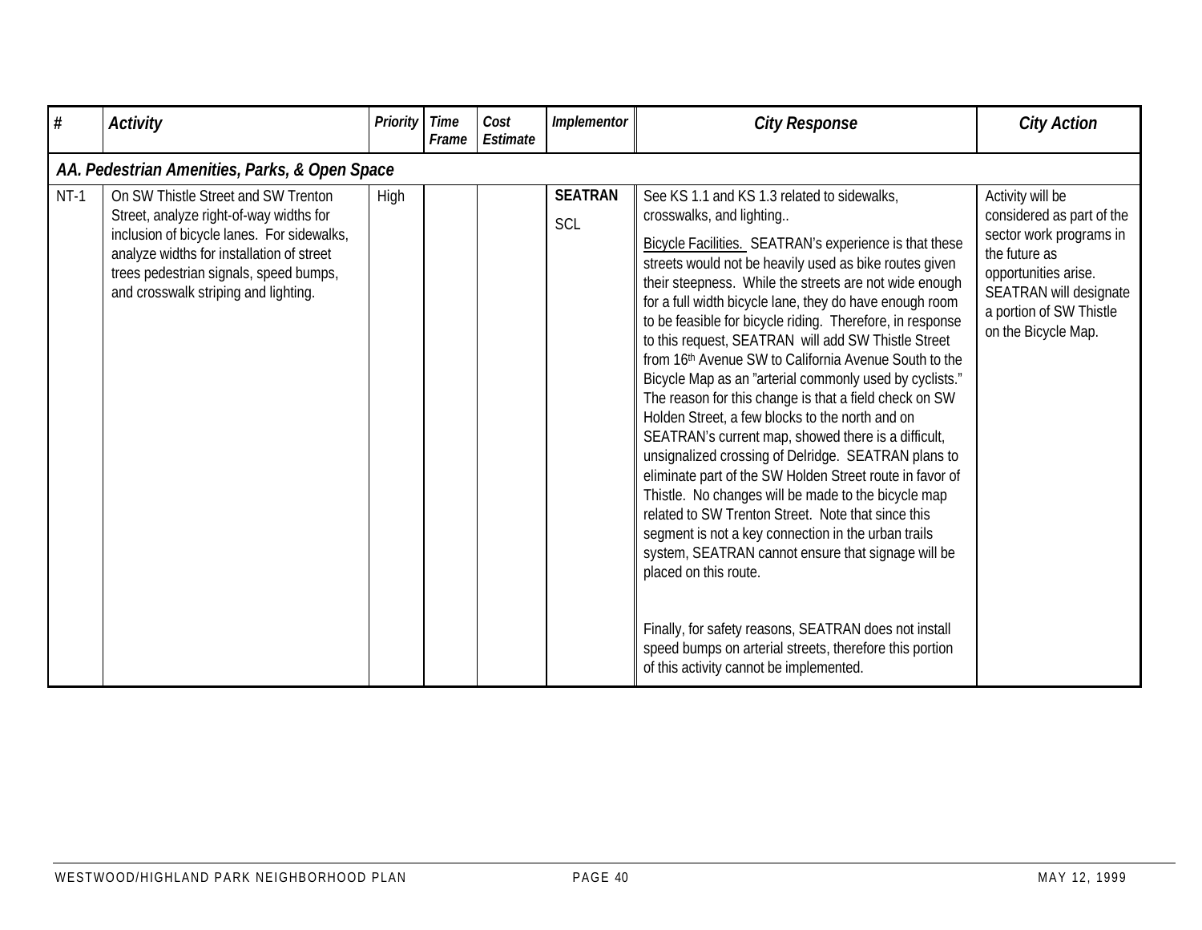| # | Activity | Priority | Time Frame | Cost Estimate | Implementor | City Response | City Action |
|---|---|---|---|---|---|---|---|
| **AA. Pedestrian Amenities, Parks, & Open Space** | | | | | | | |
| NT-1 | On SW Thistle Street and SW Trenton Street, analyze right-of-way widths for inclusion of bicycle lanes. For sidewalks, analyze widths for installation of street trees pedestrian signals, speed bumps, and crosswalk striping and lighting. | High | | | **SEATRAN** <br> SCL | See KS 1.1 and KS 1.3 related to sidewalks, crosswalks, and lighting.. <br><br> Bicycle Facilities. SEATRAN's experience is that these streets would not be heavily used as bike routes given their steepness. While the streets are not wide enough for a full width bicycle lane, they do have enough room to be feasible for bicycle riding. Therefore, in response to this request, SEATRAN will add SW Thistle Street from 16th Avenue SW to California Avenue South to the Bicycle Map as an "arterial commonly used by cyclists." The reason for this change is that a field check on SW Holden Street, a few blocks to the north and on SEATRAN's current map, showed there is a difficult, unsignalized crossing of Delridge. SEATRAN plans to eliminate part of the SW Holden Street route in favor of Thistle. No changes will be made to the bicycle map related to SW Trenton Street. Note that since this segment is not a key connection in the urban trails system, SEATRAN cannot ensure that signage will be placed on this route. <br><br> Finally, for safety reasons, SEATRAN does not install speed bumps on arterial streets, therefore this portion of this activity cannot be implemented. | Activity will be considered as part of the sector work programs in the future as opportunities arise. SEATRAN will designate a portion of SW Thistle on the Bicycle Map. |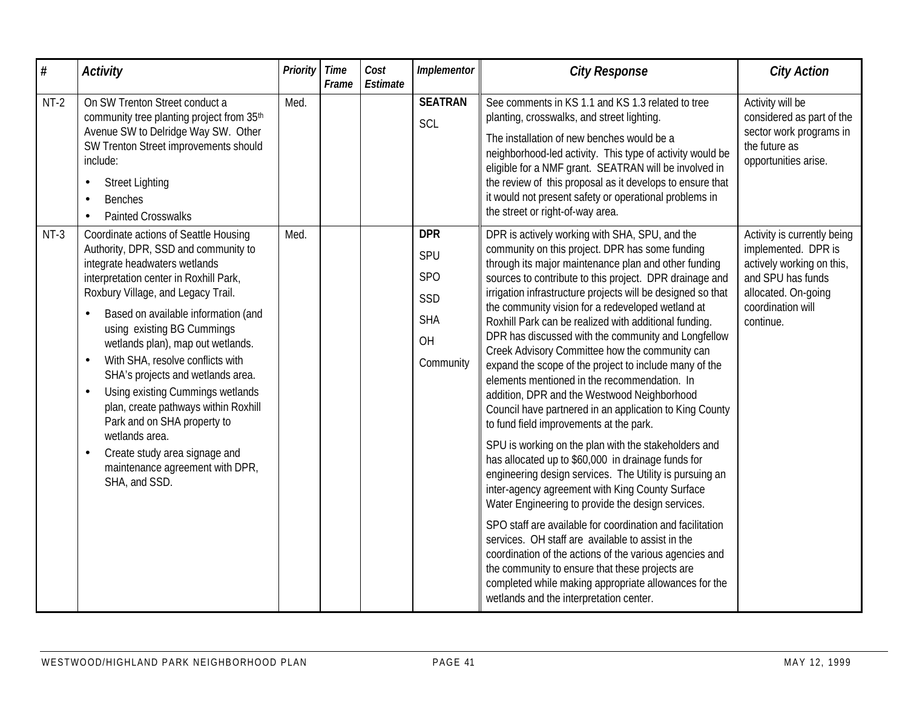| # | Activity | Priority | Time Frame | Cost Estimate | Implementor | City Response | City Action |
|---|---|---|---|---|---|---|---|
| NT-2 | On SW Trenton Street conduct a community tree planting project from 35th Avenue SW to Delridge Way SW. Other SW Trenton Street improvements should include:<br>• Street Lighting<br>• Benches<br>• Painted Crosswalks | Med. | | | **SEATRAN**<br>SCL | See comments in KS 1.1 and KS 1.3 related to tree planting, crosswalks, and street lighting.<br>The installation of new benches would be a neighborhood-led activity. This type of activity would be eligible for a NMF grant. SEATRAN will be involved in the review of this proposal as it develops to ensure that it would not present safety or operational problems in the street or right-of-way area. | Activity will be considered as part of the sector work programs in the future as opportunities arise. |
| NT-3 | Coordinate actions of Seattle Housing Authority, DPR, SSD and community to integrate headwaters wetlands interpretation center in Roxhill Park, Roxbury Village, and Legacy Trail.<br>• Based on available information (and using existing BG Cummings wetlands plan), map out wetlands.<br>• With SHA, resolve conflicts with SHA's projects and wetlands area.<br>• Using existing Cummings wetlands plan, create pathways within Roxhill Park and on SHA property to wetlands area.<br>• Create study area signage and maintenance agreement with DPR, SHA, and SSD. | Med. | | | **DPR**<br>SPU<br>SPO<br>SSD<br>SHA<br>OH<br>Community | DPR is actively working with SHA, SPU, and the community on this project. DPR has some funding through its major maintenance plan and other funding sources to contribute to this project. DPR drainage and irrigation infrastructure projects will be designed so that the community vision for a redeveloped wetland at Roxhill Park can be realized with additional funding. DPR has discussed with the community and Longfellow Creek Advisory Committee how the community can expand the scope of the project to include many of the elements mentioned in the recommendation. In addition, DPR and the Westwood Neighborhood Council have partnered in an application to King County to fund field improvements at the park.<br>SPU is working on the plan with the stakeholders and has allocated up to $60,000 in drainage funds for engineering design services. The Utility is pursuing an inter-agency agreement with King County Surface Water Engineering to provide the design services.<br>SPO staff are available for coordination and facilitation services. OH staff are available to assist in the coordination of the actions of the various agencies and the community to ensure that these projects are completed while making appropriate allowances for the wetlands and the interpretation center. | Activity is currently being implemented. DPR is actively working on this, and SPU has funds allocated. On-going coordination will continue. |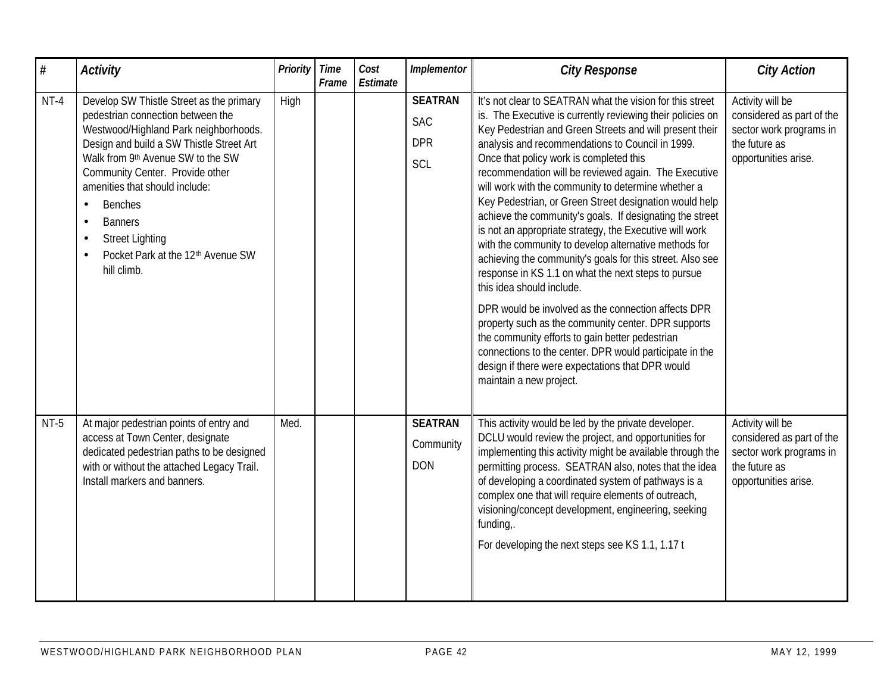| # | Activity | Priority | Time Frame | Cost Estimate | Implementor | City Response | City Action |
|---|---|---|---|---|---|---|---|
| NT-4 | Develop SW Thistle Street as the primary pedestrian connection between the Westwood/Highland Park neighborhoods. Design and build a SW Thistle Street Art Walk from 9th Avenue SW to the SW Community Center. Provide other amenities that should include: <br>• Benches <br>• Banners <br>• Street Lighting <br>• Pocket Park at the 12th Avenue SW hill climb. | High | | | **SEATRAN** <br>SAC <br>DPR <br>SCL | It's not clear to SEATRAN what the vision for this street is. The Executive is currently reviewing their policies on Key Pedestrian and Green Streets and will present their analysis and recommendations to Council in 1999. Once that policy work is completed this recommendation will be reviewed again. The Executive will work with the community to determine whether a Key Pedestrian, or Green Street designation would help achieve the community's goals. If designating the street is not an appropriate strategy, the Executive will work with the community to develop alternative methods for achieving the community's goals for this street. Also see response in KS 1.1 on what the next steps to pursue this idea should include. <br><br>DPR would be involved as the connection affects DPR property such as the community center. DPR supports the community efforts to gain better pedestrian connections to the center. DPR would participate in the design if there were expectations that DPR would maintain a new project. | Activity will be considered as part of the sector work programs in the future as opportunities arise. |
| NT-5 | At major pedestrian points of entry and access at Town Center, designate dedicated pedestrian paths to be designed with or without the attached Legacy Trail. Install markers and banners. | Med. | | | **SEATRAN** <br>Community <br>DON | This activity would be led by the private developer. DCLU would review the project, and opportunities for implementing this activity might be available through the permitting process. SEATRAN also, notes that the idea of developing a coordinated system of pathways is a complex one that will require elements of outreach, visioning/concept development, engineering, seeking funding,. <br><br>For developing the next steps see KS 1.1, 1.17 t | Activity will be considered as part of the sector work programs in the future as opportunities arise. |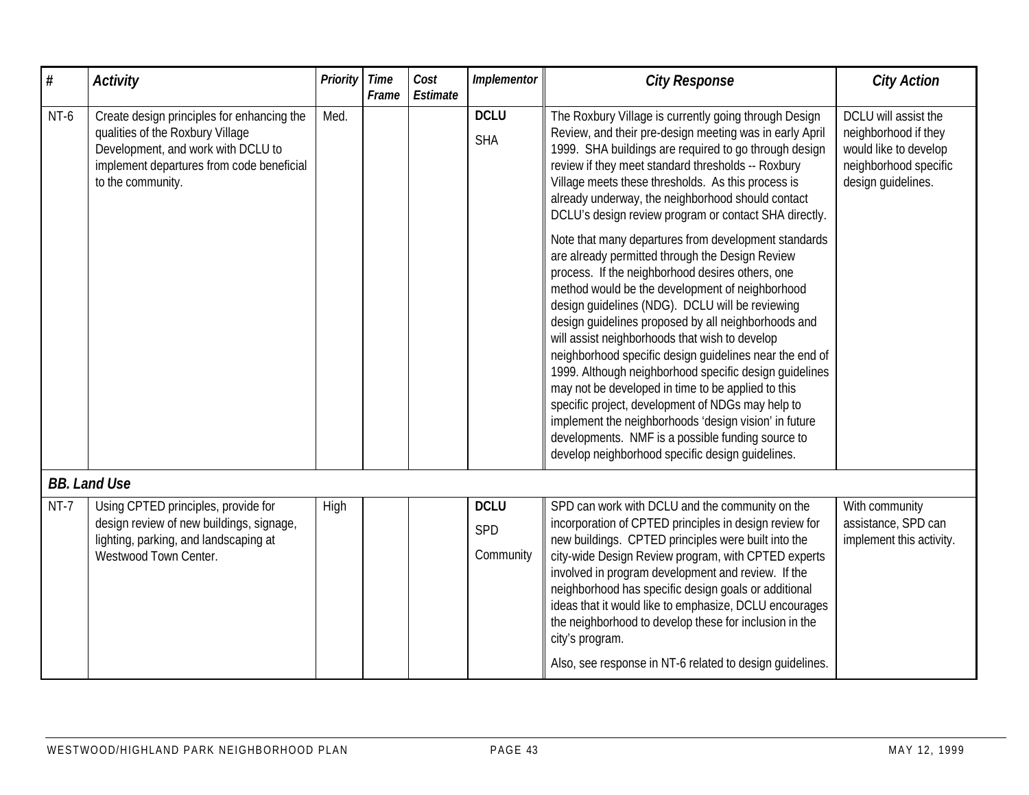| # | Activity | Priority | Time Frame | Cost Estimate | Implementor | City Response | City Action |
|---|---|---|---|---|---|---|---|
| NT-6 | Create design principles for enhancing the qualities of the Roxbury Village Development, and work with DCLU to implement departures from code beneficial to the community. | Med. | | | **DCLU**<br>SHA | The Roxbury Village is currently going through Design Review, and their pre-design meeting was in early April 1999. SHA buildings are required to go through design review if they meet standard thresholds -- Roxbury Village meets these thresholds. As this process is already underway, the neighborhood should contact DCLU's design review program or contact SHA directly.<br><br>Note that many departures from development standards are already permitted through the Design Review process. If the neighborhood desires others, one method would be the development of neighborhood design guidelines (NDG). DCLU will be reviewing design guidelines proposed by all neighborhoods and will assist neighborhoods that wish to develop neighborhood specific design guidelines near the end of 1999. Although neighborhood specific design guidelines may not be developed in time to be applied to this specific project, development of NDGs may help to implement the neighborhoods 'design vision' in future developments. NMF is a possible funding source to develop neighborhood specific design guidelines. | DCLU will assist the neighborhood if they would like to develop neighborhood specific design guidelines. |
| ***BB. Land Use*** | | | | | | | |
| NT-7 | Using CPTED principles, provide for design review of new buildings, signage, lighting, parking, and landscaping at Westwood Town Center. | High | | | **DCLU**<br>SPD<br>Community | SPD can work with DCLU and the community on the incorporation of CPTED principles in design review for new buildings. CPTED principles were built into the city-wide Design Review program, with CPTED experts involved in program development and review. If the neighborhood has specific design goals or additional ideas that it would like to emphasize, DCLU encourages the neighborhood to develop these for inclusion in the city's program.<br><br>Also, see response in NT-6 related to design guidelines. | With community assistance, SPD can implement this activity. |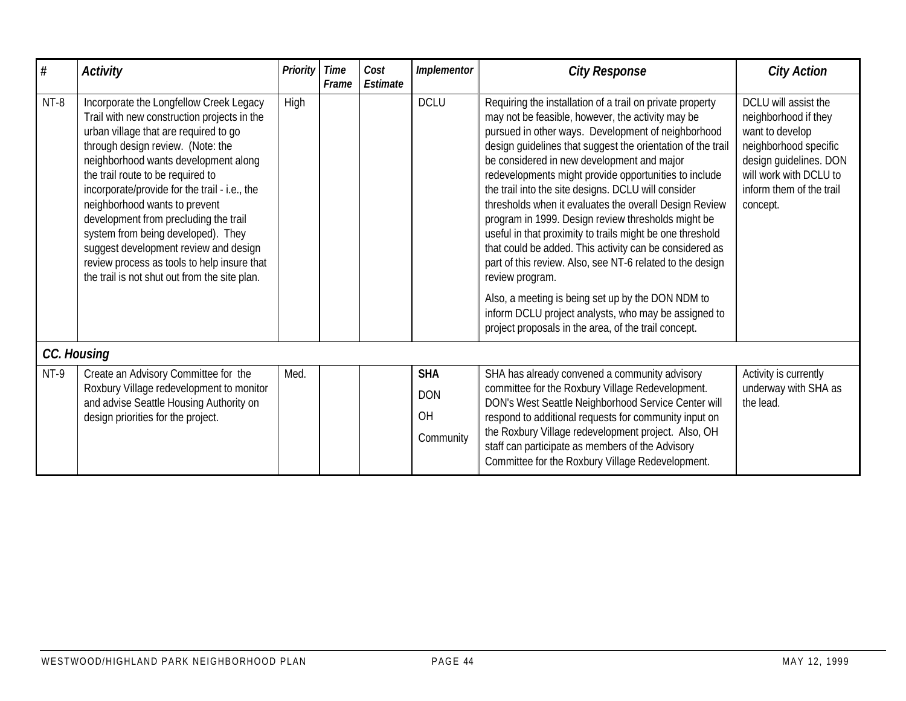| # | Activity | Priority | Time Frame | Cost Estimate | Implementor | City Response | City Action |
|---|---|---|---|---|---|---|---|
| NT-8 | Incorporate the Longfellow Creek Legacy Trail with new construction projects in the urban village that are required to go through design review. (Note: the neighborhood wants development along the trail route to be required to incorporate/provide for the trail - i.e., the neighborhood wants to prevent development from precluding the trail system from being developed). They suggest development review and design review process as tools to help insure that the trail is not shut out from the site plan. | High | | | DCLU | Requiring the installation of a trail on private property may not be feasible, however, the activity may be pursued in other ways. Development of neighborhood design guidelines that suggest the orientation of the trail be considered in new development and major redevelopments might provide opportunities to include the trail into the site designs. DCLU will consider thresholds when it evaluates the overall Design Review program in 1999. Design review thresholds might be useful in that proximity to trails might be one threshold that could be added. This activity can be considered as part of this review. Also, see NT-6 related to the design review program.<br><br>Also, a meeting is being set up by the DON NDM to inform DCLU project analysts, who may be assigned to project proposals in the area, of the trail concept. | DCLU will assist the neighborhood if they want to develop neighborhood specific design guidelines. DON will work with DCLU to inform them of the trail concept. |
| ***CC. Housing*** | | | | | | | |
| NT-9 | Create an Advisory Committee for the Roxbury Village redevelopment to monitor and advise Seattle Housing Authority on design priorities for the project. | Med. | | | **SHA**<br>DON<br>OH<br>Community | SHA has already convened a community advisory committee for the Roxbury Village Redevelopment. DON's West Seattle Neighborhood Service Center will respond to additional requests for community input on the Roxbury Village redevelopment project. Also, OH staff can participate as members of the Advisory Committee for the Roxbury Village Redevelopment. | Activity is currently underway with SHA as the lead. |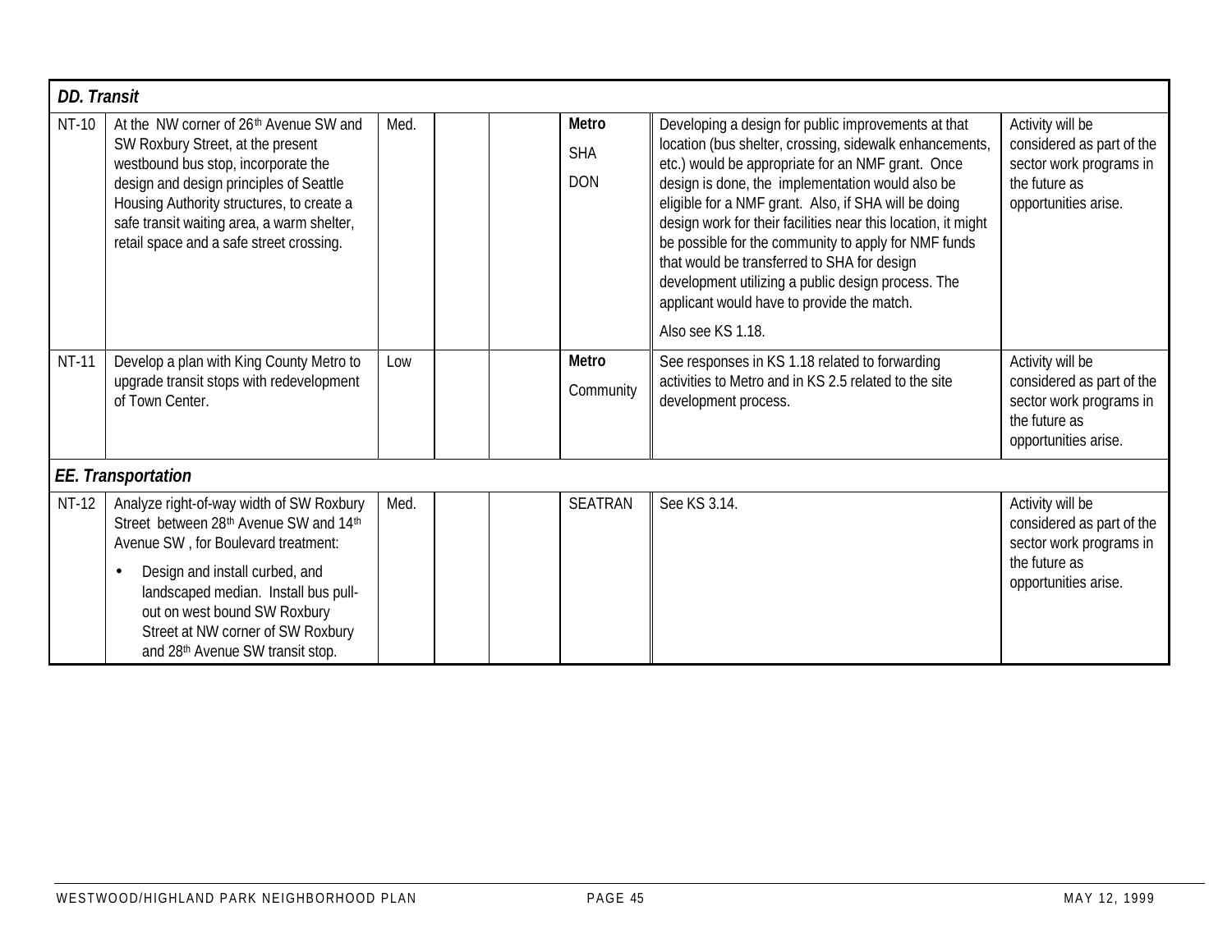| | | | | | | | |
|---|---|---|---|---|---|---|---|
| ***DD. Transit*** | | | | | | | |
| NT-10 | At the NW corner of 26th Avenue SW and SW Roxbury Street, at the present westbound bus stop, incorporate the design and design principles of Seattle Housing Authority structures, to create a safe transit waiting area, a warm shelter, retail space and a safe street crossing. | Med. | | | **Metro**<br>SHA<br>DON | Developing a design for public improvements at that location (bus shelter, crossing, sidewalk enhancements, etc.) would be appropriate for an NMF grant. Once design is done, the implementation would also be eligible for a NMF grant. Also, if SHA will be doing design work for their facilities near this location, it might be possible for the community to apply for NMF funds that would be transferred to SHA for design development utilizing a public design process. The applicant would have to provide the match.<br>Also see KS 1.18. | Activity will be considered as part of the sector work programs in the future as opportunities arise. |
| NT-11 | Develop a plan with King County Metro to upgrade transit stops with redevelopment of Town Center. | Low | | | **Metro**<br>Community | See responses in KS 1.18 related to forwarding activities to Metro and in KS 2.5 related to the site development process. | Activity will be considered as part of the sector work programs in the future as opportunities arise. |
| ***EE. Transportation*** | | | | | | | |
| NT-12 | Analyze right-of-way width of SW Roxbury Street between 28th Avenue SW and 14th Avenue SW , for Boulevard treatment:<br>• Design and install curbed, and landscaped median. Install bus pull-out on west bound SW Roxbury Street at NW corner of SW Roxbury and 28th Avenue SW transit stop. | Med. | | | SEATRAN | See KS 3.14. | Activity will be considered as part of the sector work programs in the future as opportunities arise. |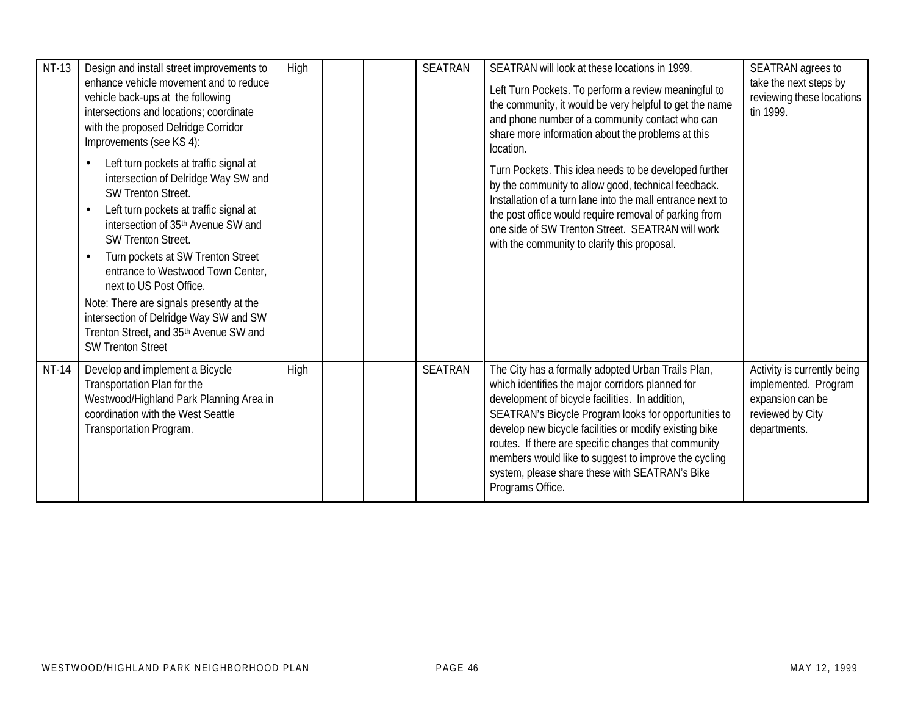| | | | | | | | |
|---|---|---|---|---|---|---|---|
| NT-13 | Design and install street improvements to enhance vehicle movement and to reduce vehicle back-ups at the following intersections and locations; coordinate with the proposed Delridge Corridor Improvements (see KS 4):<br>• Left turn pockets at traffic signal at intersection of Delridge Way SW and SW Trenton Street.<br>• Left turn pockets at traffic signal at intersection of 35th Avenue SW and SW Trenton Street.<br>• Turn pockets at SW Trenton Street entrance to Westwood Town Center, next to US Post Office.<br>Note: There are signals presently at the intersection of Delridge Way SW and SW Trenton Street, and 35th Avenue SW and SW Trenton Street | High | | | SEATRAN | SEATRAN will look at these locations in 1999.<br>Left Turn Pockets. To perform a review meaningful to the community, it would be very helpful to get the name and phone number of a community contact who can share more information about the problems at this location.<br>Turn Pockets. This idea needs to be developed further by the community to allow good, technical feedback. Installation of a turn lane into the mall entrance next to the post office would require removal of parking from one side of SW Trenton Street. SEATRAN will work with the community to clarify this proposal. | SEATRAN agrees to take the next steps by reviewing these locations tin 1999. |
| NT-14 | Develop and implement a Bicycle Transportation Plan for the Westwood/Highland Park Planning Area in coordination with the West Seattle Transportation Program. | High | | | SEATRAN | The City has a formally adopted Urban Trails Plan, which identifies the major corridors planned for development of bicycle facilities. In addition, SEATRAN's Bicycle Program looks for opportunities to develop new bicycle facilities or modify existing bike routes. If there are specific changes that community members would like to suggest to improve the cycling system, please share these with SEATRAN's Bike Programs Office. | Activity is currently being implemented. Program expansion can be reviewed by City departments. |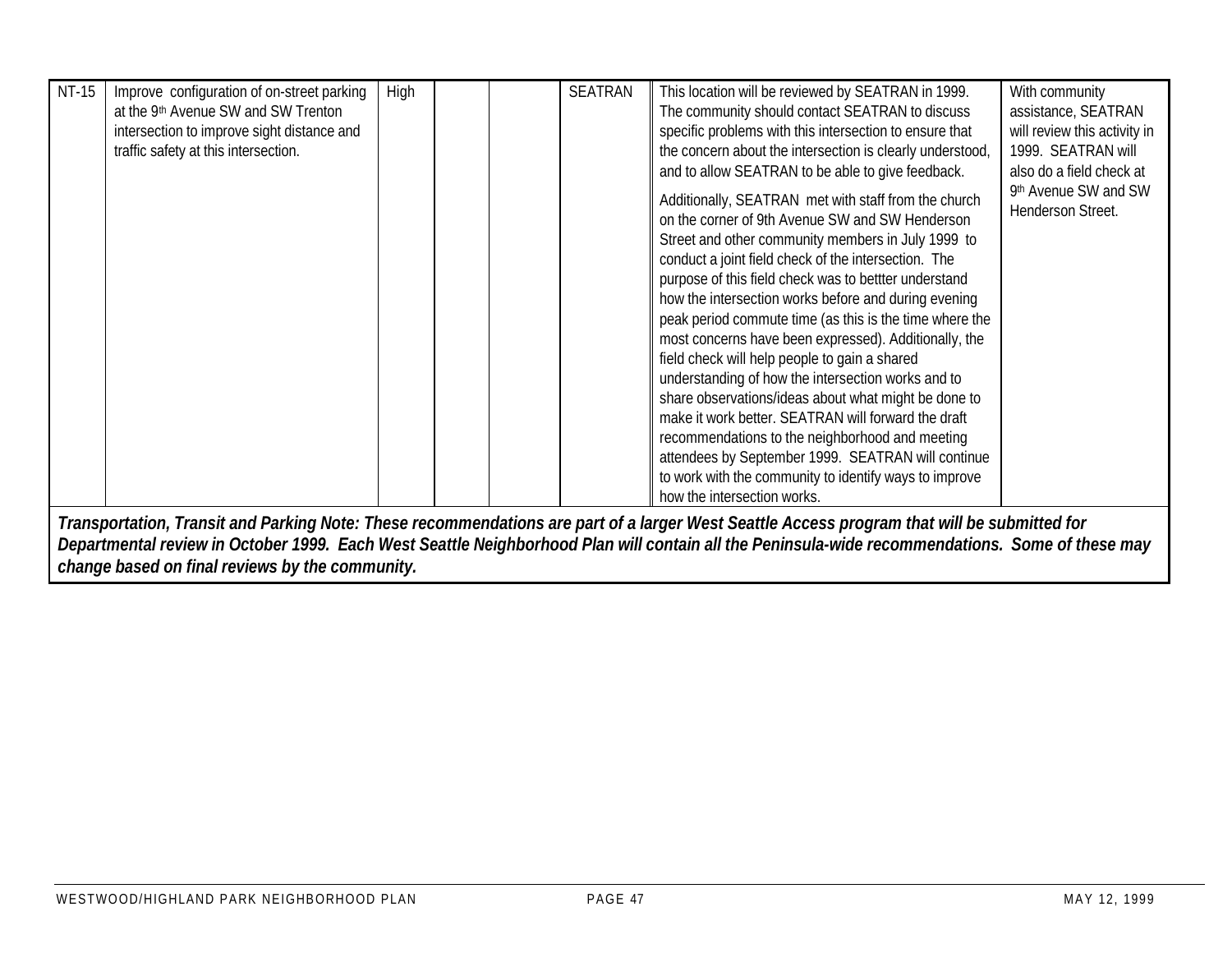| NT-15 | Improve configuration of on-street parking at the 9th Avenue SW and SW Trenton intersection to improve sight distance and traffic safety at this intersection. | High | | | SEATRAN | This location will be reviewed by SEATRAN in 1999. The community should contact SEATRAN to discuss specific problems with this intersection to ensure that the concern about the intersection is clearly understood, and to allow SEATRAN to be able to give feedback.<br><br>Additionally, SEATRAN met with staff from the church on the corner of 9th Avenue SW and SW Henderson Street and other community members in July 1999 to conduct a joint field check of the intersection. The purpose of this field check was to bettter understand how the intersection works before and during evening peak period commute time (as this is the time where the most concerns have been expressed). Additionally, the field check will help people to gain a shared understanding of how the intersection works and to share observations/ideas about what might be done to make it work better. SEATRAN will forward the draft recommendations to the neighborhood and meeting attendees by September 1999. SEATRAN will continue to work with the community to identify ways to improve how the intersection works. | With community assistance, SEATRAN will review this activity in 1999. SEATRAN will also do a field check at 9th Avenue SW and SW Henderson Street. |
|---|---|---|---|---|---|---|---|

***Transportation, Transit and Parking Note: These recommendations are part of a larger West Seattle Access program that will be submitted for Departmental review in October 1999. Each West Seattle Neighborhood Plan will contain all the Peninsula-wide recommendations. Some of these may change based on final reviews by the community.***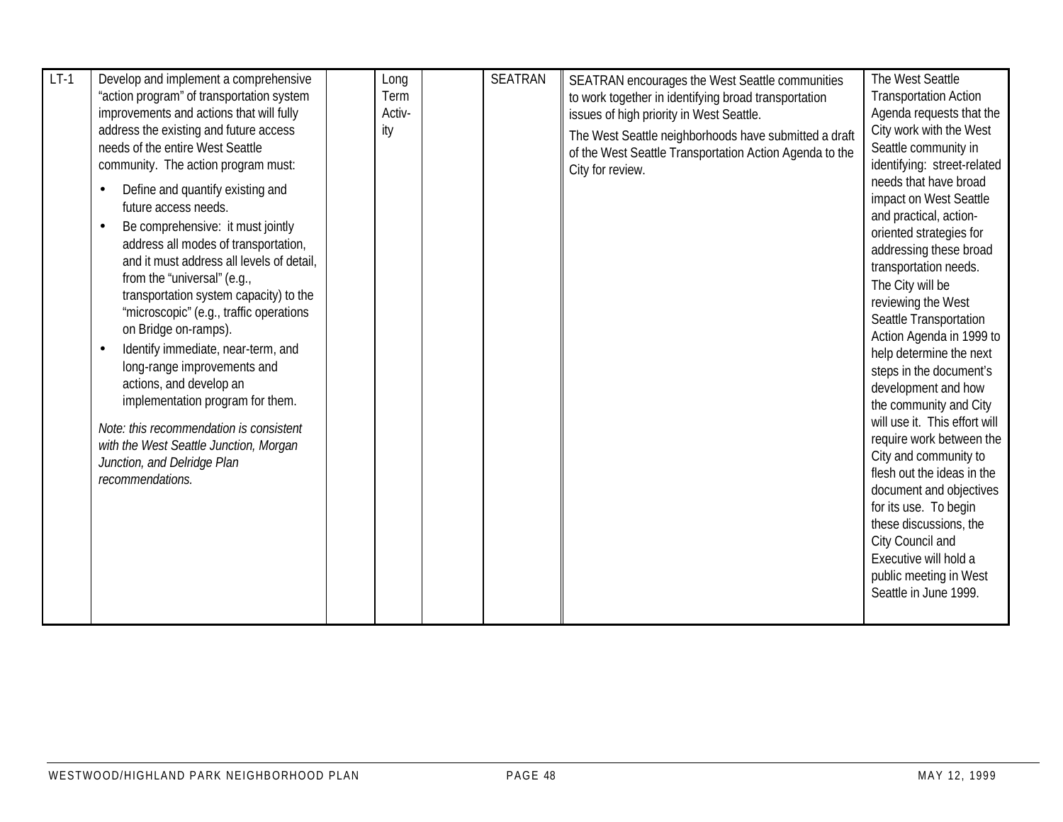| | | | | | | | |
|---|---|---|---|---|---|---|---|
| LT-1 | Develop and implement a comprehensive "action program" of transportation system improvements and actions that will fully address the existing and future access needs of the entire West Seattle community. The action program must:<br>• Define and quantify existing and future access needs.<br>• Be comprehensive: it must jointly address all modes of transportation, and it must address all levels of detail, from the "universal" (e.g., transportation system capacity) to the "microscopic" (e.g., traffic operations on Bridge on-ramps).<br>• Identify immediate, near-term, and long-range improvements and actions, and develop an implementation program for them.<br>*Note: this recommendation is consistent with the West Seattle Junction, Morgan Junction, and Delridge Plan recommendations.* | | Long Term Activ-ity | | SEATRAN | SEATRAN encourages the West Seattle communities to work together in identifying broad transportation issues of high priority in West Seattle.<br>The West Seattle neighborhoods have submitted a draft of the West Seattle Transportation Action Agenda to the City for review. | The West Seattle Transportation Action Agenda requests that the City work with the West Seattle community in identifying: street-related needs that have broad impact on West Seattle and practical, action-oriented strategies for addressing these broad transportation needs. The City will be reviewing the West Seattle Transportation Action Agenda in 1999 to help determine the next steps in the document's development and how the community and City will use it. This effort will require work between the City and community to flesh out the ideas in the document and objectives for its use. To begin these discussions, the City Council and Executive will hold a public meeting in West Seattle in June 1999. |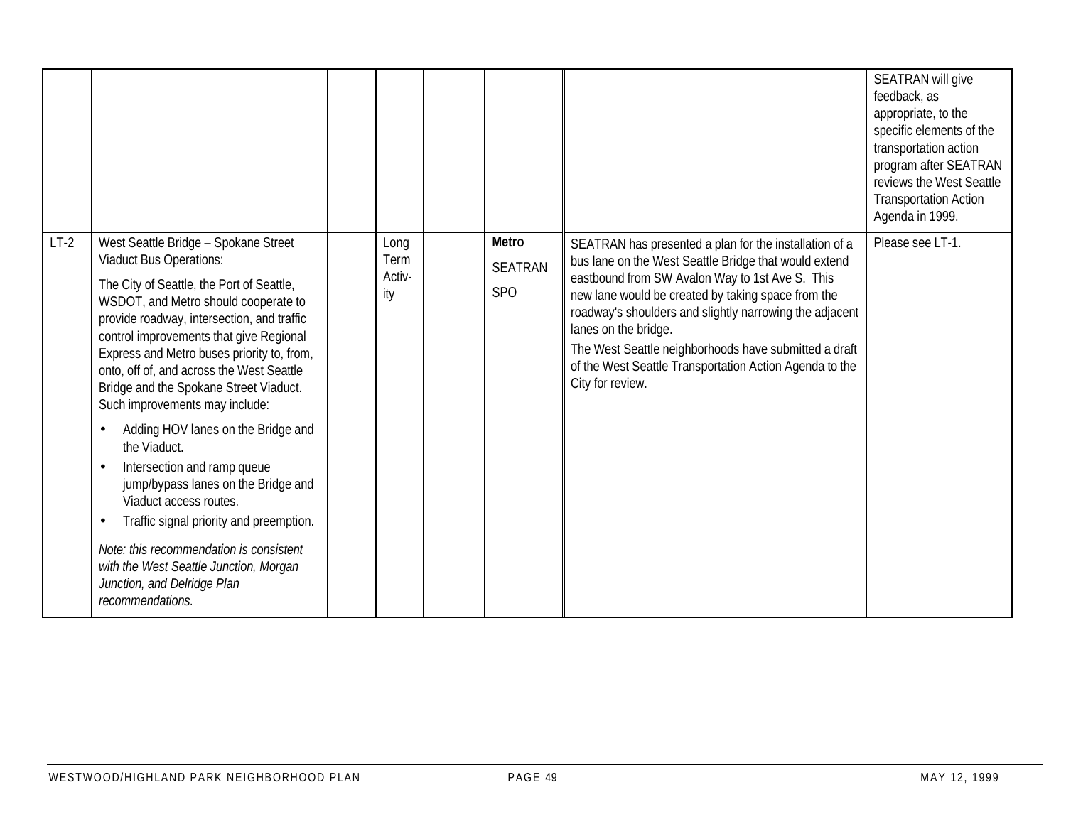| | | | | | | | |
|---|---|---|---|---|---|---|---|
| | | | | | | | SEATRAN will give feedback, as appropriate, to the specific elements of the transportation action program after SEATRAN reviews the West Seattle Transportation Action Agenda in 1999. |
| LT-2 | West Seattle Bridge – Spokane Street Viaduct Bus Operations:<br><br>The City of Seattle, the Port of Seattle, WSDOT, and Metro should cooperate to provide roadway, intersection, and traffic control improvements that give Regional Express and Metro buses priority to, from, onto, off of, and across the West Seattle Bridge and the Spokane Street Viaduct. Such improvements may include:<br><br>• Adding HOV lanes on the Bridge and the Viaduct.<br>• Intersection and ramp queue jump/bypass lanes on the Bridge and Viaduct access routes.<br>• Traffic signal priority and preemption.<br><br>*Note: this recommendation is consistent with the West Seattle Junction, Morgan Junction, and Delridge Plan recommendations.* | | Long Term Activ-ity | | **Metro**<br><br>SEATRAN<br><br>SPO | SEATRAN has presented a plan for the installation of a bus lane on the West Seattle Bridge that would extend eastbound from SW Avalon Way to 1st Ave S. This new lane would be created by taking space from the roadway's shoulders and slightly narrowing the adjacent lanes on the bridge.<br><br>The West Seattle neighborhoods have submitted a draft of the West Seattle Transportation Action Agenda to the City for review. | Please see LT-1. |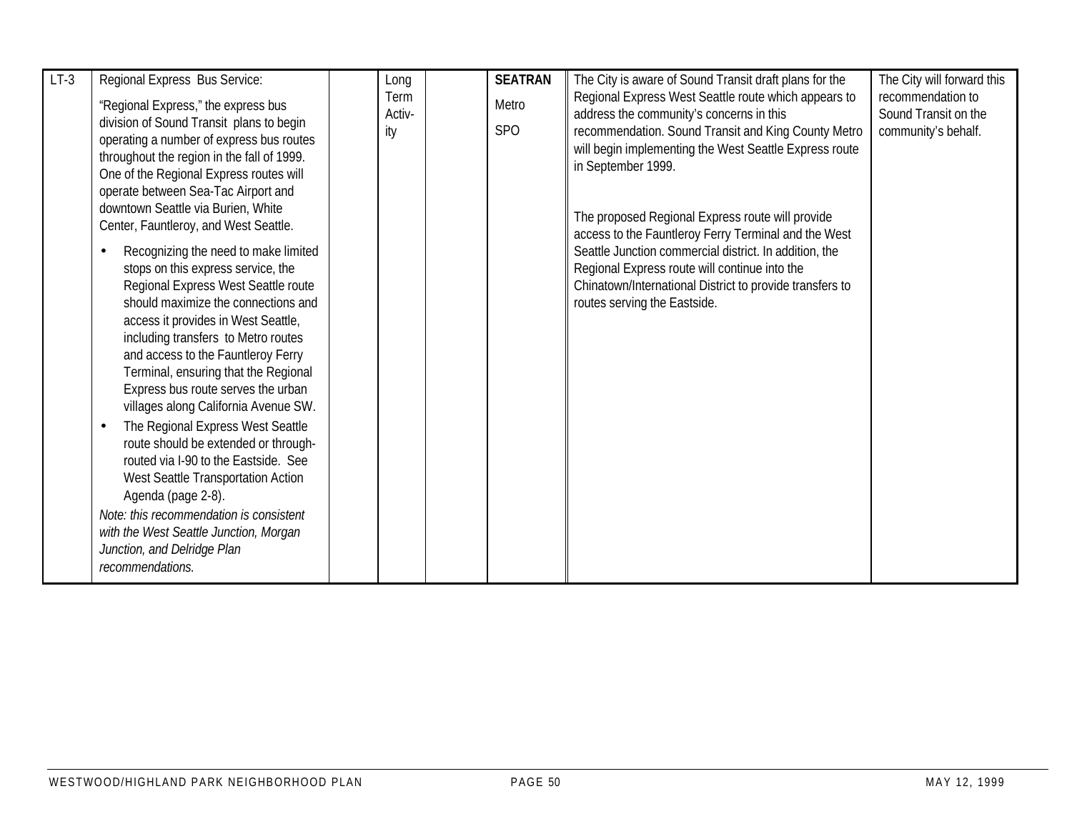| LT-3 | Regional Express Bus Service:<br><br>"Regional Express," the express bus division of Sound Transit plans to begin operating a number of express bus routes throughout the region in the fall of 1999. One of the Regional Express routes will operate between Sea-Tac Airport and downtown Seattle via Burien, White Center, Fauntleroy, and West Seattle.<br><br>• Recognizing the need to make limited stops on this express service, the Regional Express West Seattle route should maximize the connections and access it provides in West Seattle, including transfers to Metro routes and access to the Fauntleroy Ferry Terminal, ensuring that the Regional Express bus route serves the urban villages along California Avenue SW.<br>• The Regional Express West Seattle route should be extended or through-routed via I-90 to the Eastside. See West Seattle Transportation Action Agenda (page 2-8).<br><br>*Note: this recommendation is consistent with the West Seattle Junction, Morgan Junction, and Delridge Plan recommendations.* | | Long Term Activity | | **SEATRAN**<br><br>Metro<br><br>SPO | The City is aware of Sound Transit draft plans for the Regional Express West Seattle route which appears to address the community's concerns in this recommendation. Sound Transit and King County Metro will begin implementing the West Seattle Express route in September 1999.<br><br>The proposed Regional Express route will provide access to the Fauntleroy Ferry Terminal and the West Seattle Junction commercial district. In addition, the Regional Express route will continue into the Chinatown/International District to provide transfers to routes serving the Eastside. | The City will forward this recommendation to Sound Transit on the community's behalf. |
|---|---|---|---|---|---|---|---|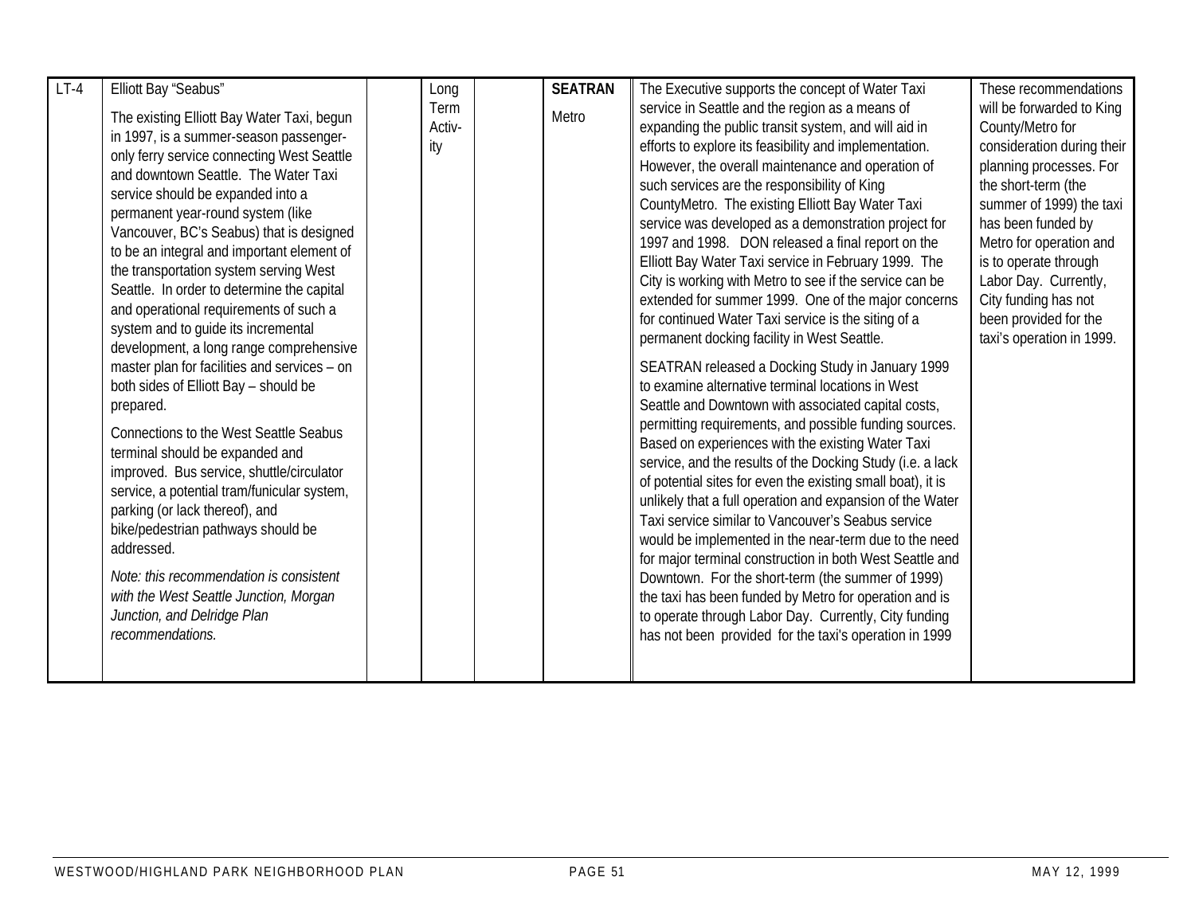| LT-4 | Elliott Bay "Seabus"<br><br>The existing Elliott Bay Water Taxi, begun in 1997, is a summer-season passenger-only ferry service connecting West Seattle and downtown Seattle. The Water Taxi service should be expanded into a permanent year-round system (like Vancouver, BC's Seabus) that is designed to be an integral and important element of the transportation system serving West Seattle. In order to determine the capital and operational requirements of such a system and to guide its incremental development, a long range comprehensive master plan for facilities and services – on both sides of Elliott Bay – should be prepared.<br><br>Connections to the West Seattle Seabus terminal should be expanded and improved. Bus service, shuttle/circulator service, a potential tram/funicular system, parking (or lack thereof), and bike/pedestrian pathways should be addressed.<br><br>*Note: this recommendation is consistent with the West Seattle Junction, Morgan Junction, and Delridge Plan recommendations.* | | Long Term Activ-ity | | **SEATRAN**<br><br>Metro | The Executive supports the concept of Water Taxi service in Seattle and the region as a means of expanding the public transit system, and will aid in efforts to explore its feasibility and implementation. However, the overall maintenance and operation of such services are the responsibility of King CountyMetro. The existing Elliott Bay Water Taxi service was developed as a demonstration project for 1997 and 1998. DON released a final report on the Elliott Bay Water Taxi service in February 1999. The City is working with Metro to see if the service can be extended for summer 1999. One of the major concerns for continued Water Taxi service is the siting of a permanent docking facility in West Seattle.<br><br>SEATRAN released a Docking Study in January 1999 to examine alternative terminal locations in West Seattle and Downtown with associated capital costs, permitting requirements, and possible funding sources. Based on experiences with the existing Water Taxi service, and the results of the Docking Study (i.e. a lack of potential sites for even the existing small boat), it is unlikely that a full operation and expansion of the Water Taxi service similar to Vancouver's Seabus service would be implemented in the near-term due to the need for major terminal construction in both West Seattle and Downtown. For the short-term (the summer of 1999) the taxi has been funded by Metro for operation and is to operate through Labor Day. Currently, City funding has not been provided for the taxi's operation in 1999 | These recommendations will be forwarded to King County/Metro for consideration during their planning processes. For the short-term (the summer of 1999) the taxi has been funded by Metro for operation and is to operate through Labor Day. Currently, City funding has not been provided for the taxi's operation in 1999. |
|---|---|---|---|---|---|---|---|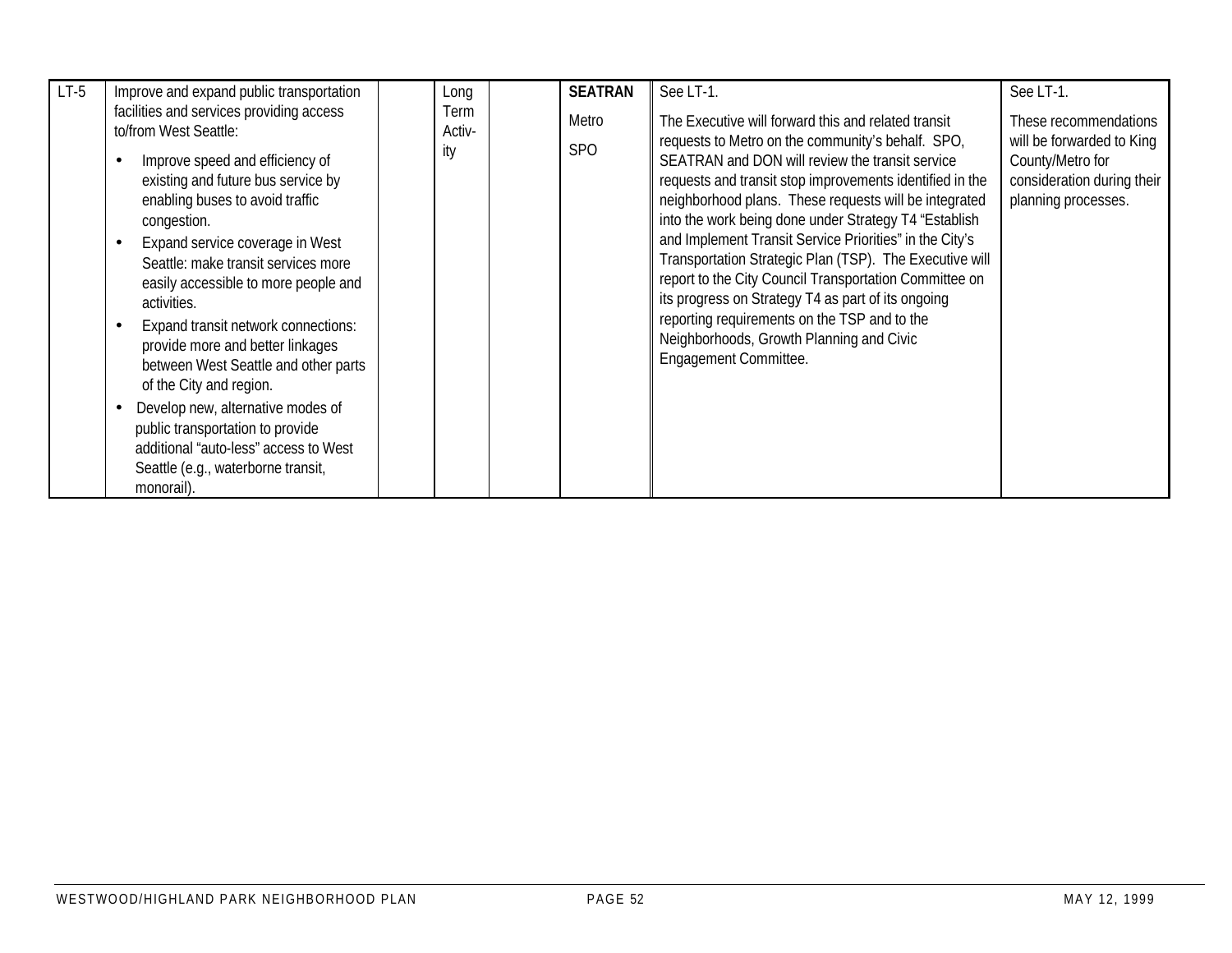| | | | | | | | |
|---|---|---|---|---|---|---|---|
| LT-5 | Improve and expand public transportation facilities and services providing access to/from West Seattle:<br>• Improve speed and efficiency of existing and future bus service by enabling buses to avoid traffic congestion.<br>• Expand service coverage in West Seattle: make transit services more easily accessible to more people and activities.<br>• Expand transit network connections: provide more and better linkages between West Seattle and other parts of the City and region.<br>• Develop new, alternative modes of public transportation to provide additional "auto-less" access to West Seattle (e.g., waterborne transit, monorail). | | Long Term Activ-ity | | **SEATRAN**<br>Metro<br>SPO | See LT-1.<br>The Executive will forward this and related transit requests to Metro on the community's behalf. SPO, SEATRAN and DON will review the transit service requests and transit stop improvements identified in the neighborhood plans. These requests will be integrated into the work being done under Strategy T4 "Establish and Implement Transit Service Priorities" in the City's Transportation Strategic Plan (TSP). The Executive will report to the City Council Transportation Committee on its progress on Strategy T4 as part of its ongoing reporting requirements on the TSP and to the Neighborhoods, Growth Planning and Civic Engagement Committee. | See LT-1.<br>These recommendations will be forwarded to King County/Metro for consideration during their planning processes. |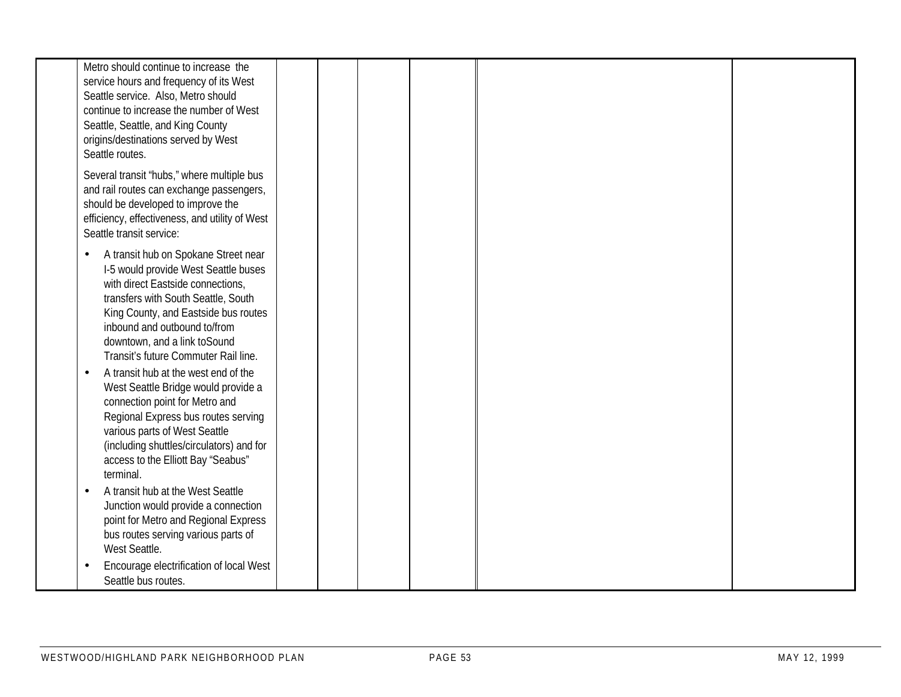|  | Metro should continue to increase the service hours and frequency of its West Seattle service. Also, Metro should continue to increase the number of West Seattle, Seattle, and King County origins/destinations served by West Seattle routes.<br><br>Several transit "hubs," where multiple bus and rail routes can exchange passengers, should be developed to improve the efficiency, effectiveness, and utility of West Seattle transit service:<br><br>• A transit hub on Spokane Street near I-5 would provide West Seattle buses with direct Eastside connections, transfers with South Seattle, South King County, and Eastside bus routes inbound and outbound to/from downtown, and a link toSound Transit's future Commuter Rail line.<br>• A transit hub at the west end of the West Seattle Bridge would provide a connection point for Metro and Regional Express bus routes serving various parts of West Seattle (including shuttles/circulators) and for access to the Elliott Bay "Seabus" terminal.<br>• A transit hub at the West Seattle Junction would provide a connection point for Metro and Regional Express bus routes serving various parts of West Seattle.<br>• Encourage electrification of local West Seattle bus routes. |  |  |  |  |  |  |
|---|---|---|---|---|---|---|---|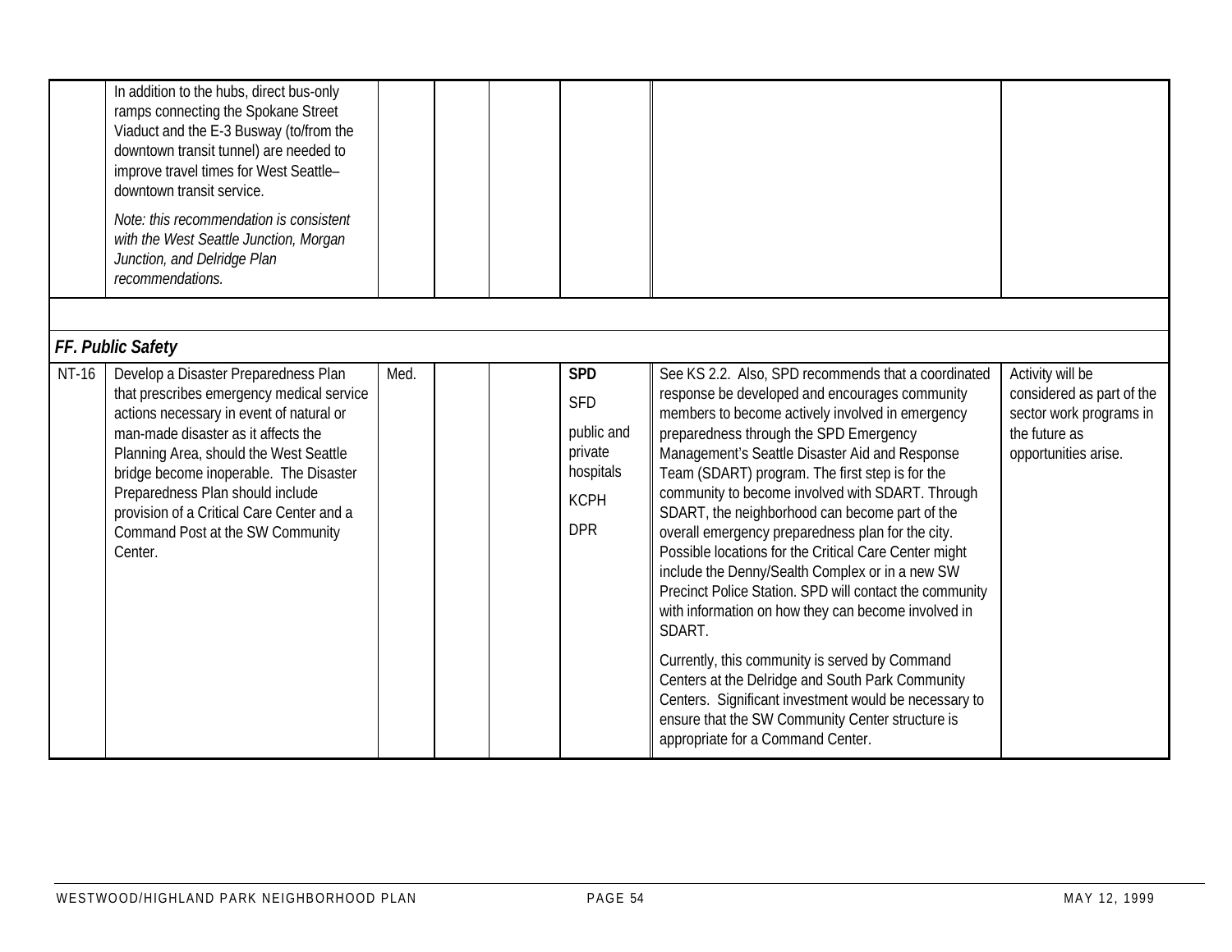| | | | | | | | |
|---|---|---|---|---|---|---|---|
| | In addition to the hubs, direct bus-only ramps connecting the Spokane Street Viaduct and the E-3 Busway (to/from the downtown transit tunnel) are needed to improve travel times for West Seattle–downtown transit service.<br><br>*Note: this recommendation is consistent with the West Seattle Junction, Morgan Junction, and Delridge Plan recommendations.* | | | | | | |
| | | | | | | | |
| ***FF. Public Safety*** | | | | | | | |
| NT-16 | Develop a Disaster Preparedness Plan that prescribes emergency medical service actions necessary in event of natural or man-made disaster as it affects the Planning Area, should the West Seattle bridge become inoperable. The Disaster Preparedness Plan should include provision of a Critical Care Center and a Command Post at the SW Community Center. | Med. | | | **SPD**<br><br>SFD<br><br>public and private hospitals<br><br>KCPH<br><br>DPR | See KS 2.2. Also, SPD recommends that a coordinated response be developed and encourages community members to become actively involved in emergency preparedness through the SPD Emergency Management's Seattle Disaster Aid and Response Team (SDART) program. The first step is for the community to become involved with SDART. Through SDART, the neighborhood can become part of the overall emergency preparedness plan for the city. Possible locations for the Critical Care Center might include the Denny/Sealth Complex or in a new SW Precinct Police Station. SPD will contact the community with information on how they can become involved in SDART.<br><br>Currently, this community is served by Command Centers at the Delridge and South Park Community Centers. Significant investment would be necessary to ensure that the SW Community Center structure is appropriate for a Command Center. | Activity will be considered as part of the sector work programs in the future as opportunities arise. |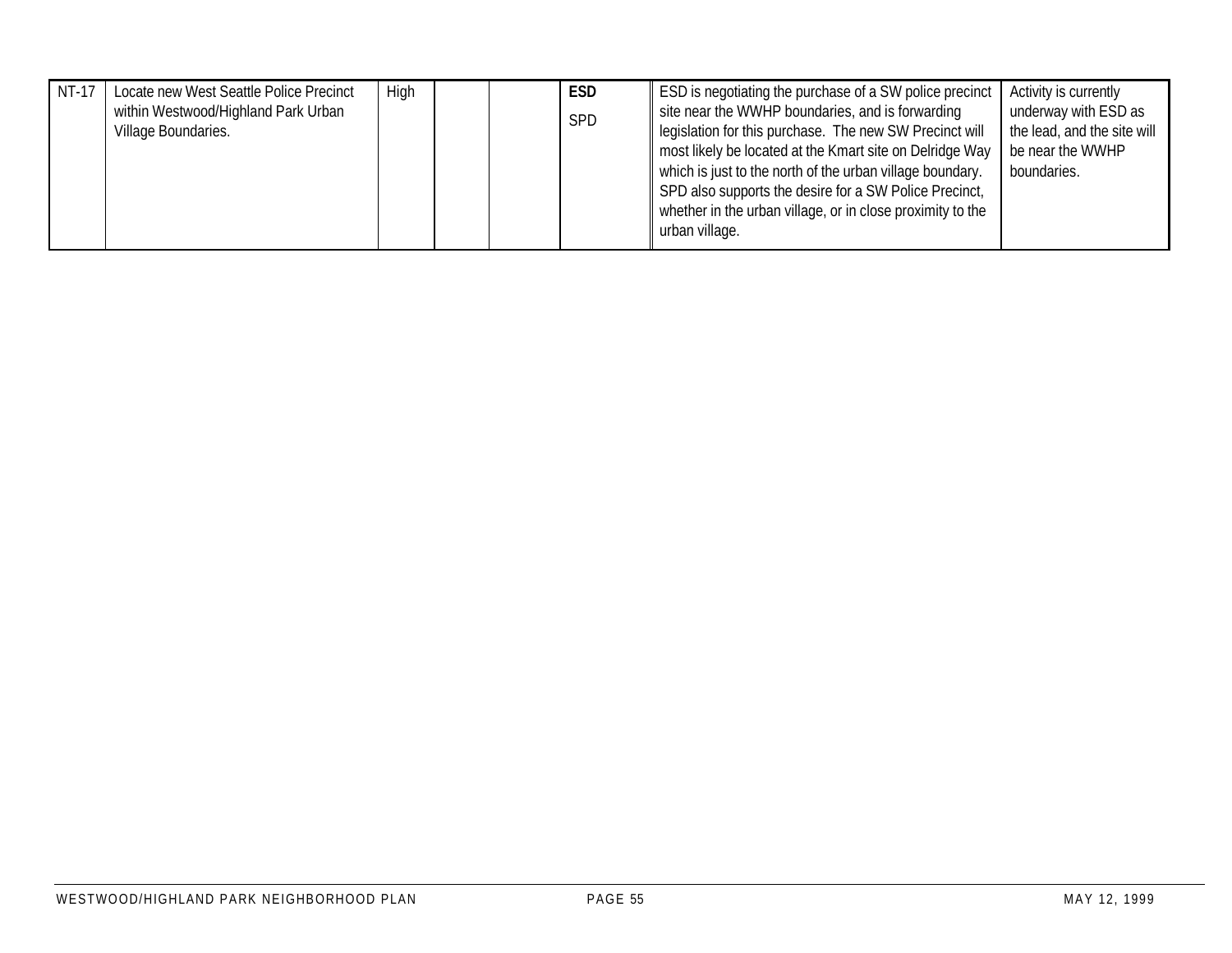| | | | | | | | |
|---|---|---|---|---|---|---|---|
| NT-17 | Locate new West Seattle Police Precinct within Westwood/Highland Park Urban Village Boundaries. | High | | | **ESD**<br>SPD | ESD is negotiating the purchase of a SW police precinct site near the WWHP boundaries, and is forwarding legislation for this purchase. The new SW Precinct will most likely be located at the Kmart site on Delridge Way which is just to the north of the urban village boundary. SPD also supports the desire for a SW Police Precinct, whether in the urban village, or in close proximity to the urban village. | Activity is currently underway with ESD as the lead, and the site will be near the WWHP boundaries. |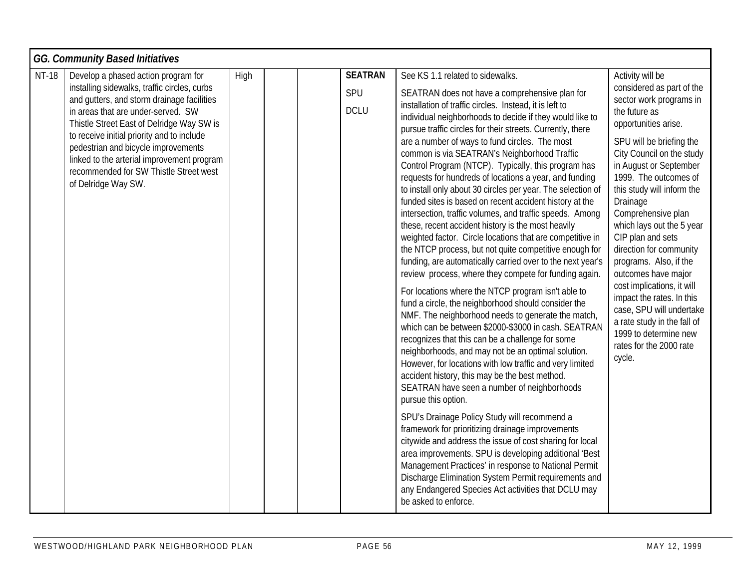| GG. Community Based Initiatives | | | | | | | |
|---|---|---|---|---|---|---|---|
| NT-18 | Develop a phased action program for installing sidewalks, traffic circles, curbs and gutters, and storm drainage facilities in areas that are under-served. SW Thistle Street East of Delridge Way SW is to receive initial priority and to include pedestrian and bicycle improvements linked to the arterial improvement program recommended for SW Thistle Street west of Delridge Way SW. | High | | | **SEATRAN**<br>SPU<br>DCLU | See KS 1.1 related to sidewalks.<br><br>SEATRAN does not have a comprehensive plan for installation of traffic circles. Instead, it is left to individual neighborhoods to decide if they would like to pursue traffic circles for their streets. Currently, there are a number of ways to fund circles. The most common is via SEATRAN's Neighborhood Traffic Control Program (NTCP). Typically, this program has requests for hundreds of locations a year, and funding to install only about 30 circles per year. The selection of funded sites is based on recent accident history at the intersection, traffic volumes, and traffic speeds. Among these, recent accident history is the most heavily weighted factor. Circle locations that are competitive in the NTCP process, but not quite competitive enough for funding, are automatically carried over to the next year's review process, where they compete for funding again.<br><br>For locations where the NTCP program isn't able to fund a circle, the neighborhood should consider the NMF. The neighborhood needs to generate the match, which can be between $2000-$3000 in cash. SEATRAN recognizes that this can be a challenge for some neighborhoods, and may not be an optimal solution. However, for locations with low traffic and very limited accident history, this may be the best method. SEATRAN have seen a number of neighborhoods pursue this option.<br><br>SPU's Drainage Policy Study will recommend a framework for prioritizing drainage improvements citywide and address the issue of cost sharing for local area improvements. SPU is developing additional 'Best Management Practices' in response to National Permit Discharge Elimination System Permit requirements and any Endangered Species Act activities that DCLU may be asked to enforce. | Activity will be considered as part of the sector work programs in the future as opportunities arise.<br><br>SPU will be briefing the City Council on the study in August or September 1999. The outcomes of this study will inform the Drainage Comprehensive plan which lays out the 5 year CIP plan and sets direction for community programs. Also, if the outcomes have major cost implications, it will impact the rates. In this case, SPU will undertake a rate study in the fall of 1999 to determine new rates for the 2000 rate cycle. |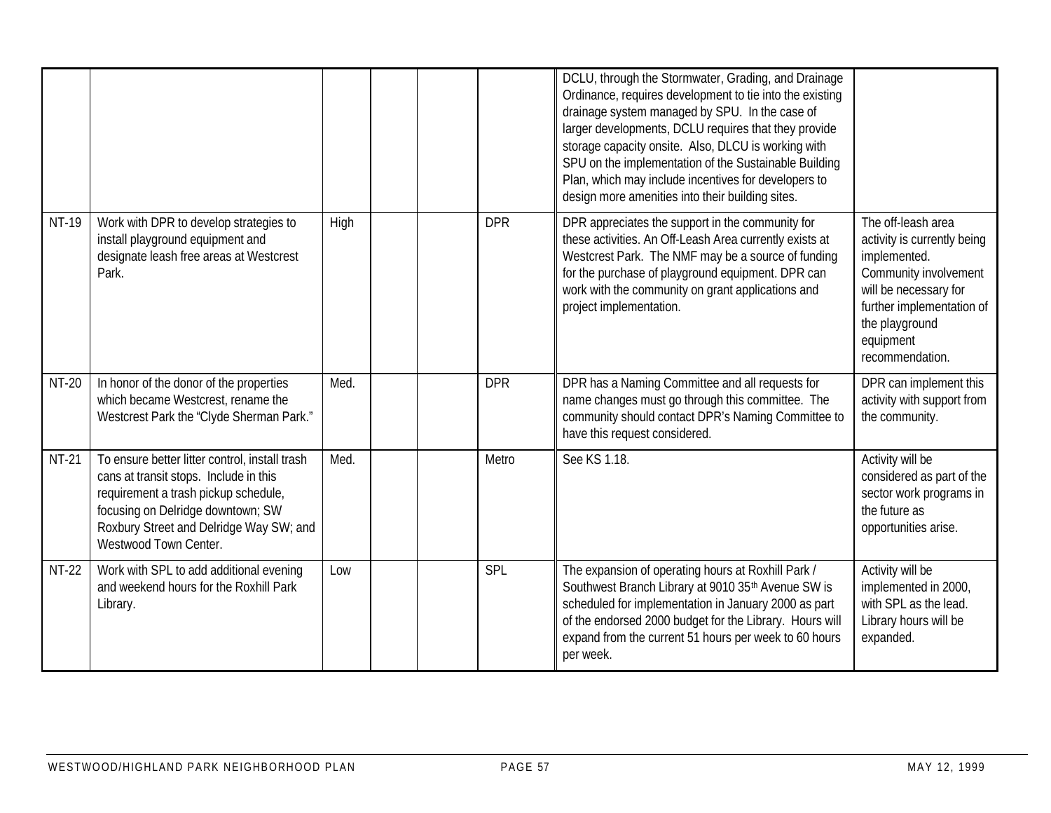| | | | | | | | |
|---|---|---|---|---|---|---|---|
| | | | | | | DCLU, through the Stormwater, Grading, and Drainage Ordinance, requires development to tie into the existing drainage system managed by SPU. In the case of larger developments, DCLU requires that they provide storage capacity onsite. Also, DLCU is working with SPU on the implementation of the Sustainable Building Plan, which may include incentives for developers to design more amenities into their building sites. | |
| NT-19 | Work with DPR to develop strategies to install playground equipment and designate leash free areas at Westcrest Park. | High | | | DPR | DPR appreciates the support in the community for these activities. An Off-Leash Area currently exists at Westcrest Park. The NMF may be a source of funding for the purchase of playground equipment. DPR can work with the community on grant applications and project implementation. | The off-leash area activity is currently being implemented. Community involvement will be necessary for further implementation of the playground equipment recommendation. |
| NT-20 | In honor of the donor of the properties which became Westcrest, rename the Westcrest Park the "Clyde Sherman Park." | Med. | | | DPR | DPR has a Naming Committee and all requests for name changes must go through this committee. The community should contact DPR's Naming Committee to have this request considered. | DPR can implement this activity with support from the community. |
| NT-21 | To ensure better litter control, install trash cans at transit stops. Include in this requirement a trash pickup schedule, focusing on Delridge downtown; SW Roxbury Street and Delridge Way SW; and Westwood Town Center. | Med. | | | Metro | See KS 1.18. | Activity will be considered as part of the sector work programs in the future as opportunities arise. |
| NT-22 | Work with SPL to add additional evening and weekend hours for the Roxhill Park Library. | Low | | | SPL | The expansion of operating hours at Roxhill Park / Southwest Branch Library at 9010 35th Avenue SW is scheduled for implementation in January 2000 as part of the endorsed 2000 budget for the Library. Hours will expand from the current 51 hours per week to 60 hours per week. | Activity will be implemented in 2000, with SPL as the lead. Library hours will be expanded. |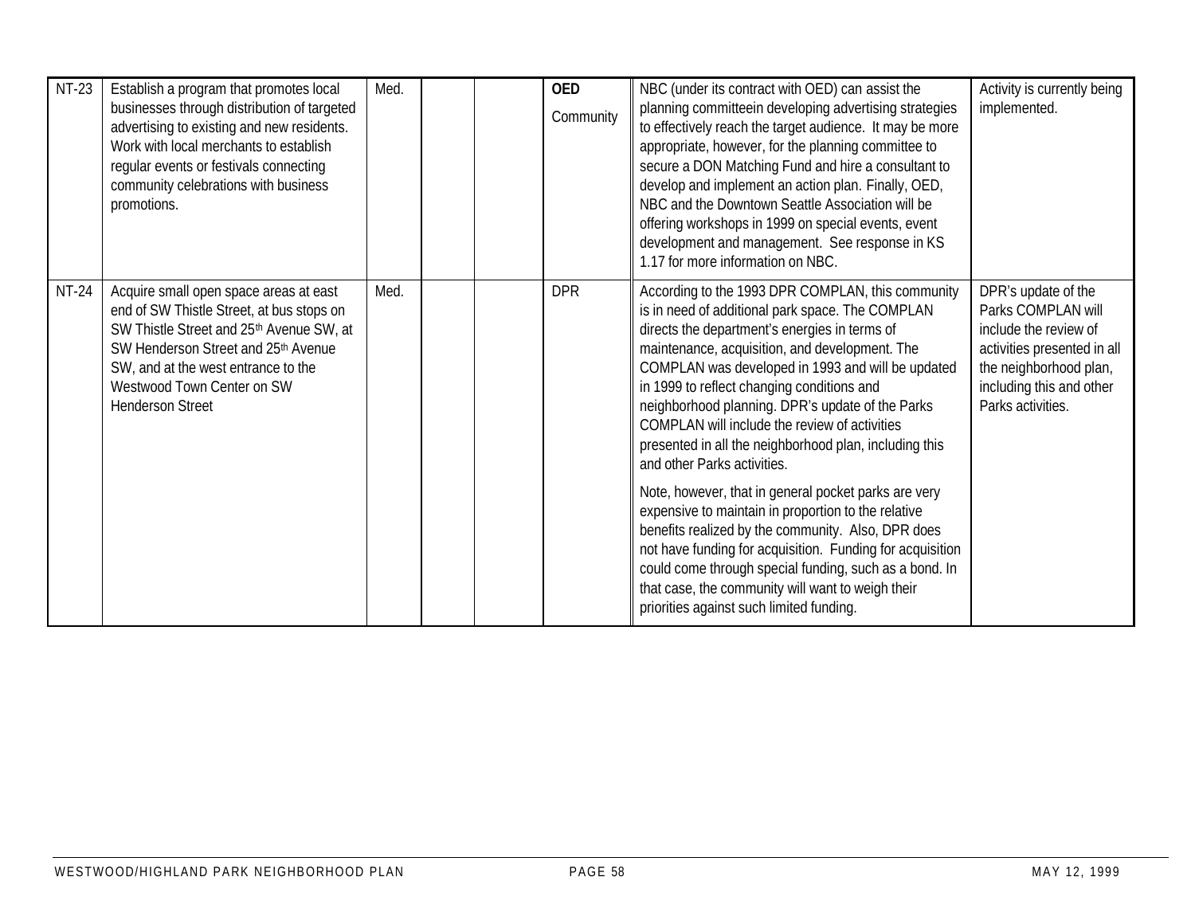| NT-23 | Establish a program that promotes local businesses through distribution of targeted advertising to existing and new residents. Work with local merchants to establish regular events or festivals connecting community celebrations with business promotions. | Med. | | | **OED** Community | NBC (under its contract with OED) can assist the planning committeein developing advertising strategies to effectively reach the target audience. It may be more appropriate, however, for the planning committee to secure a DON Matching Fund and hire a consultant to develop and implement an action plan. Finally, OED, NBC and the Downtown Seattle Association will be offering workshops in 1999 on special events, event development and management. See response in KS 1.17 for more information on NBC. | Activity is currently being implemented. |
|---|---|---|---|---|---|---|---|
| NT-24 | Acquire small open space areas at east end of SW Thistle Street, at bus stops on SW Thistle Street and 25th Avenue SW, at SW Henderson Street and 25th Avenue SW, and at the west entrance to the Westwood Town Center on SW Henderson Street | Med. | | | DPR | According to the 1993 DPR COMPLAN, this community is in need of additional park space. The COMPLAN directs the department's energies in terms of maintenance, acquisition, and development. The COMPLAN was developed in 1993 and will be updated in 1999 to reflect changing conditions and neighborhood planning. DPR's update of the Parks COMPLAN will include the review of activities presented in all the neighborhood plan, including this and other Parks activities.<br><br>Note, however, that in general pocket parks are very expensive to maintain in proportion to the relative benefits realized by the community. Also, DPR does not have funding for acquisition. Funding for acquisition could come through special funding, such as a bond. In that case, the community will want to weigh their priorities against such limited funding. | DPR's update of the Parks COMPLAN will include the review of activities presented in all the neighborhood plan, including this and other Parks activities. |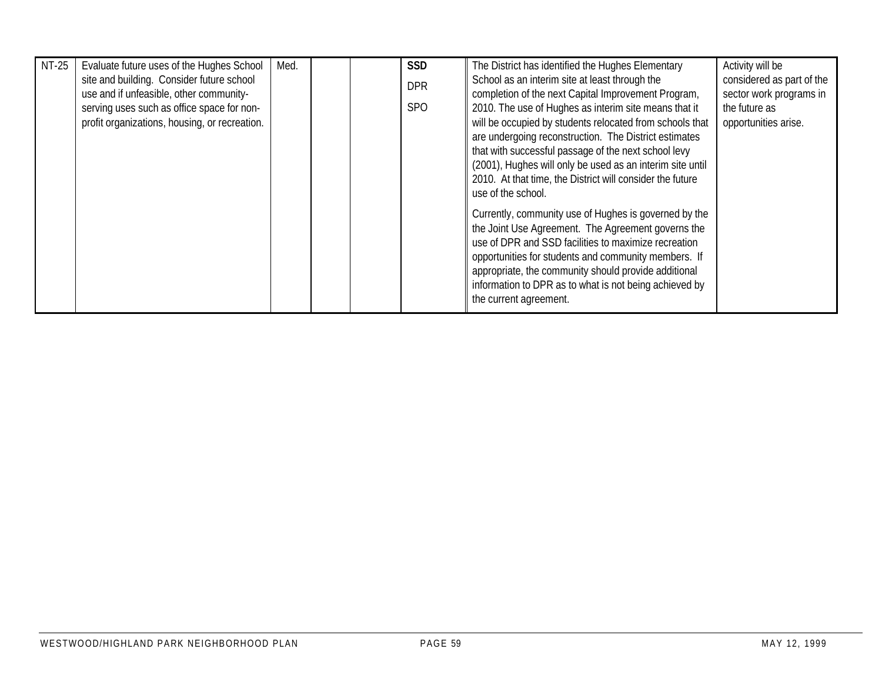| NT-25 | Evaluate future uses of the Hughes School site and building. Consider future school use and if unfeasible, other community-serving uses such as office space for non-profit organizations, housing, or recreation. | Med. | | | **SSD**<br>DPR<br>SPO | The District has identified the Hughes Elementary School as an interim site at least through the completion of the next Capital Improvement Program, 2010. The use of Hughes as interim site means that it will be occupied by students relocated from schools that are undergoing reconstruction. The District estimates that with successful passage of the next school levy (2001), Hughes will only be used as an interim site until 2010. At that time, the District will consider the future use of the school.<br><br>Currently, community use of Hughes is governed by the the Joint Use Agreement. The Agreement governs the use of DPR and SSD facilities to maximize recreation opportunities for students and community members. If appropriate, the community should provide additional information to DPR as to what is not being achieved by the current agreement. | Activity will be considered as part of the sector work programs in the future as opportunities arise. |
|---|---|---|---|---|---|---|---|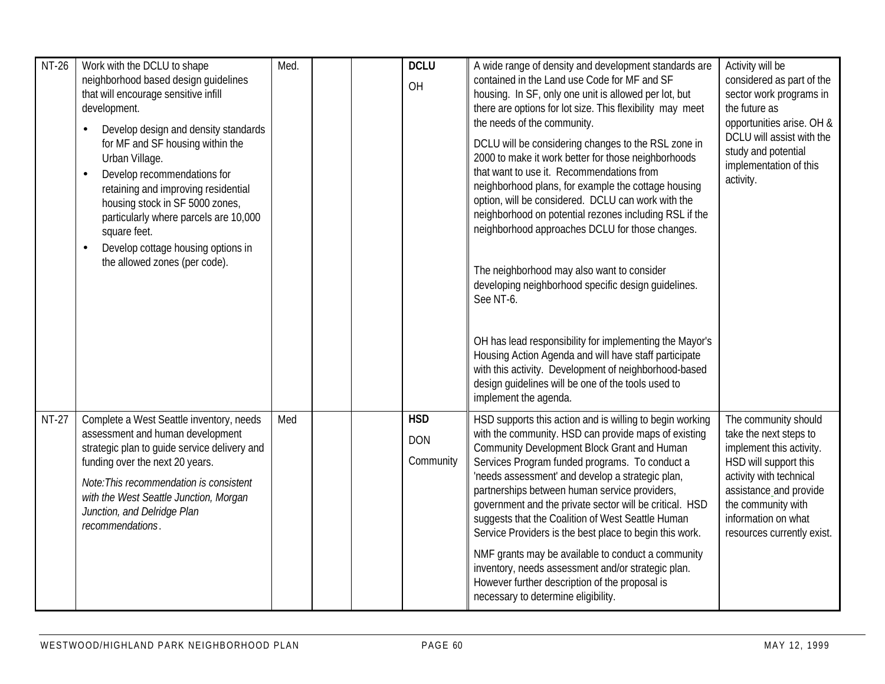| | | | | | | | |
|---|---|---|---|---|---|---|---|
| NT-26 | Work with the DCLU to shape neighborhood based design guidelines that will encourage sensitive infill development.<br>• Develop design and density standards for MF and SF housing within the Urban Village.<br>• Develop recommendations for retaining and improving residential housing stock in SF 5000 zones, particularly where parcels are 10,000 square feet.<br>• Develop cottage housing options in the allowed zones (per code). | Med. | | | **DCLU**<br>OH | A wide range of density and development standards are contained in the Land use Code for MF and SF housing. In SF, only one unit is allowed per lot, but there are options for lot size. This flexibility may meet the needs of the community.<br>DCLU will be considering changes to the RSL zone in 2000 to make it work better for those neighborhoods that want to use it. Recommendations from neighborhood plans, for example the cottage housing option, will be considered. DCLU can work with the neighborhood on potential rezones including RSL if the neighborhood approaches DCLU for those changes.<br>The neighborhood may also want to consider developing neighborhood specific design guidelines. See NT-6.<br>OH has lead responsibility for implementing the Mayor's Housing Action Agenda and will have staff participate with this activity. Development of neighborhood-based design guidelines will be one of the tools used to implement the agenda. | Activity will be considered as part of the sector work programs in the future as opportunities arise. OH & DCLU will assist with the study and potential implementation of this activity. |
| NT-27 | Complete a West Seattle inventory, needs assessment and human development strategic plan to guide service delivery and funding over the next 20 years.<br>*Note:This recommendation is consistent with the West Seattle Junction, Morgan Junction, and Delridge Plan recommendations*. | Med | | | **HSD**<br>DON<br>Community | HSD supports this action and is willing to begin working with the community. HSD can provide maps of existing Community Development Block Grant and Human Services Program funded programs. To conduct a 'needs assessment' and develop a strategic plan, partnerships between human service providers, government and the private sector will be critical. HSD suggests that the Coalition of West Seattle Human Service Providers is the best place to begin this work.<br>NMF grants may be available to conduct a community inventory, needs assessment and/or strategic plan. However further description of the proposal is necessary to determine eligibility. | The community should take the next steps to implement this activity. HSD will support this activity with technical assistance and provide the community with information on what resources currently exist. |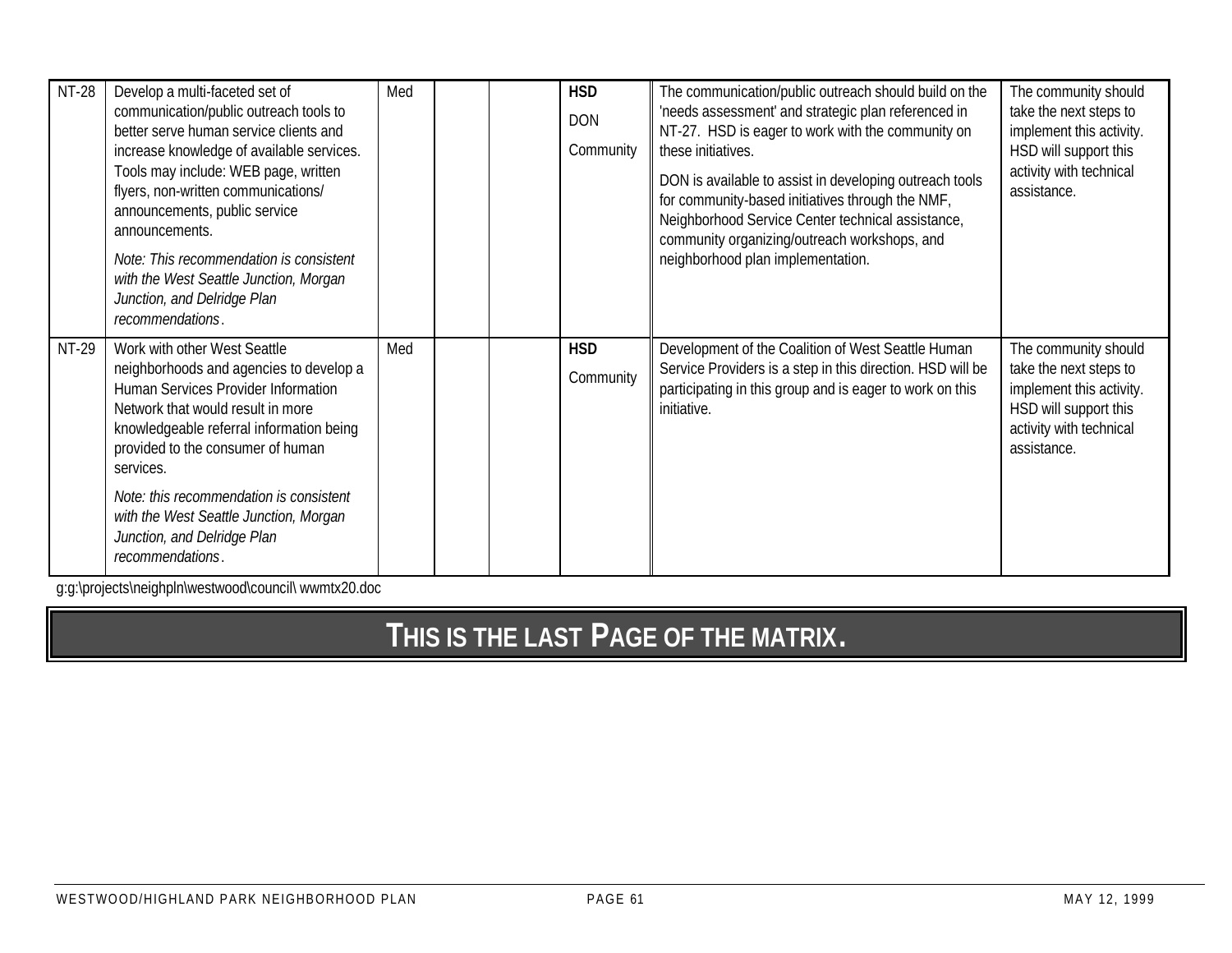| | | | | | | | |
|---|---|---|---|---|---|---|---|
| NT-28 | Develop a multi-faceted set of communication/public outreach tools to better serve human service clients and increase knowledge of available services. Tools may include: WEB page, written flyers, non-written communications/ announcements, public service announcements.<br><br>*Note: This recommendation is consistent with the West Seattle Junction, Morgan Junction, and Delridge Plan recommendations*. | Med | | | **HSD**<br>DON<br>Community | The communication/public outreach should build on the 'needs assessment' and strategic plan referenced in NT-27. HSD is eager to work with the community on these initiatives.<br><br>DON is available to assist in developing outreach tools for community-based initiatives through the NMF, Neighborhood Service Center technical assistance, community organizing/outreach workshops, and neighborhood plan implementation. | The community should take the next steps to implement this activity. HSD will support this activity with technical assistance. |
| NT-29 | Work with other West Seattle neighborhoods and agencies to develop a Human Services Provider Information Network that would result in more knowledgeable referral information being provided to the consumer of human services.<br><br>*Note: this recommendation is consistent with the West Seattle Junction, Morgan Junction, and Delridge Plan recommendations*. | Med | | | **HSD**<br>Community | Development of the Coalition of West Seattle Human Service Providers is a step in this direction. HSD will be participating in this group and is eager to work on this initiative. | The community should take the next steps to implement this activity. HSD will support this activity with technical assistance. |

g:g:\projects\neighpln\westwood\council\ wwmtx20.doc

# THIS IS THE LAST PAGE OF THE MATRIX.